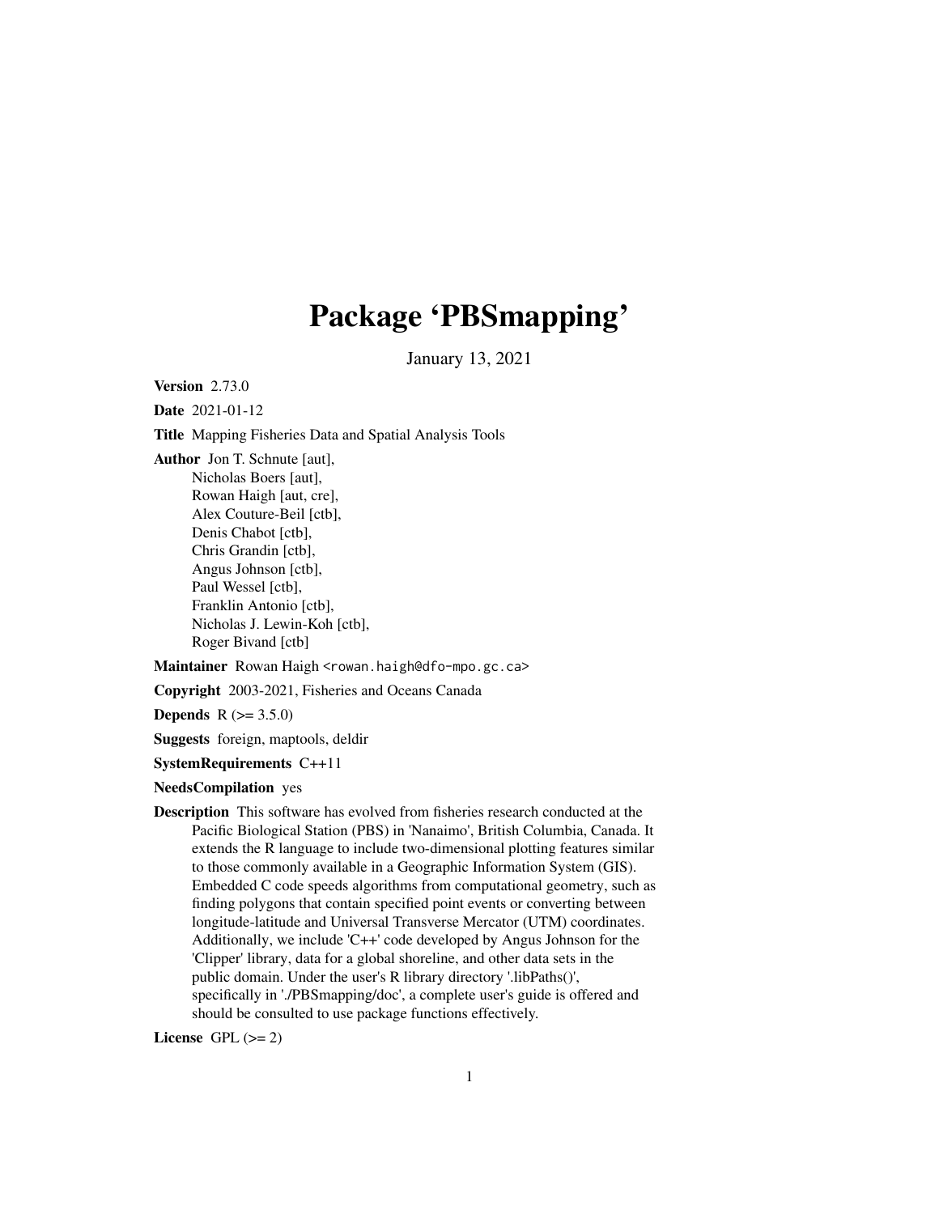# Package 'PBSmapping'

January 13, 2021

**Version** 2.73.0

**Date** 2021-01-12

**Title** Mapping Fisheries Data and Spatial Analysis Tools

**Author** Jon T. Schnute [aut],
Nicholas Boers [aut],
Rowan Haigh [aut, cre],
Alex Couture-Beil [ctb],
Denis Chabot [ctb],
Chris Grandin [ctb],
Angus Johnson [ctb],
Paul Wessel [ctb],
Franklin Antonio [ctb],
Nicholas J. Lewin-Koh [ctb],
Roger Bivand [ctb]

**Maintainer** Rowan Haigh <rowan.haigh@dfo-mpo.gc.ca>

**Copyright** 2003-2021, Fisheries and Oceans Canada

**Depends** R (>= 3.5.0)

**Suggests** foreign, maptools, deldir

**SystemRequirements** C++11

**NeedsCompilation** yes

**Description** This software has evolved from fisheries research conducted at the Pacific Biological Station (PBS) in 'Nanaimo', British Columbia, Canada. It extends the R language to include two-dimensional plotting features similar to those commonly available in a Geographic Information System (GIS). Embedded C code speeds algorithms from computational geometry, such as finding polygons that contain specified point events or converting between longitude-latitude and Universal Transverse Mercator (UTM) coordinates. Additionally, we include 'C++' code developed by Angus Johnson for the 'Clipper' library, data for a global shoreline, and other data sets in the public domain. Under the user's R library directory '.libPaths()', specifically in './PBSmapping/doc', a complete user's guide is offered and should be consulted to use package functions effectively.

**License** GPL (>= 2)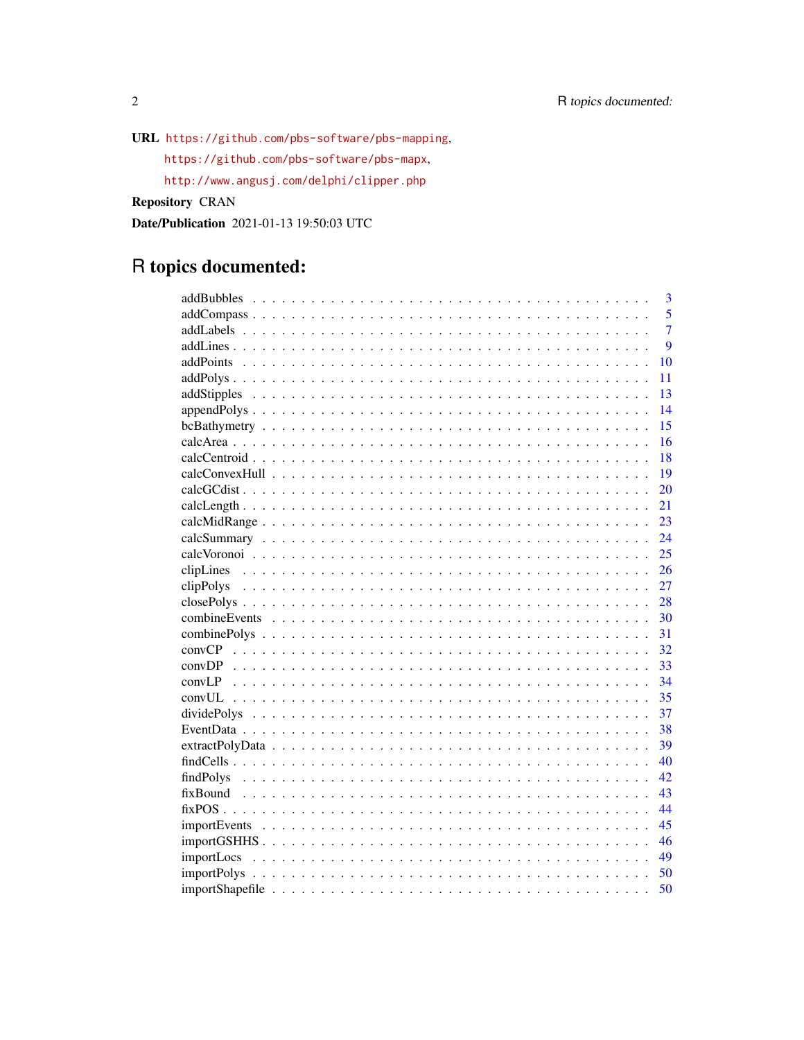**URL** https://github.com/pbs-software/pbs-mapping,
https://github.com/pbs-software/pbs-mapx,
http://www.angusj.com/delphi/clipper.php

**Repository** CRAN

**Date/Publication** 2021-01-13 19:50:03 UTC

# R topics documented:

| | |
|---|---|
| addBubbles | 3 |
| addCompass | 5 |
| addLabels | 7 |
| addLines | 9 |
| addPoints | 10 |
| addPolys | 11 |
| addStipples | 13 |
| appendPolys | 14 |
| bcBathymetry | 15 |
| calcArea | 16 |
| calcCentroid | 18 |
| calcConvexHull | 19 |
| calcGCdist | 20 |
| calcLength | 21 |
| calcMidRange | 23 |
| calcSummary | 24 |
| calcVoronoi | 25 |
| clipLines | 26 |
| clipPolys | 27 |
| closePolys | 28 |
| combineEvents | 30 |
| combinePolys | 31 |
| convCP | 32 |
| convDP | 33 |
| convLP | 34 |
| convUL | 35 |
| dividePolys | 37 |
| EventData | 38 |
| extractPolyData | 39 |
| findCells | 40 |
| findPolys | 42 |
| fixBound | 43 |
| fixPOS | 44 |
| importEvents | 45 |
| importGSHHS | 46 |
| importLocs | 49 |
| importPolys | 50 |
| importShapefile | 50 |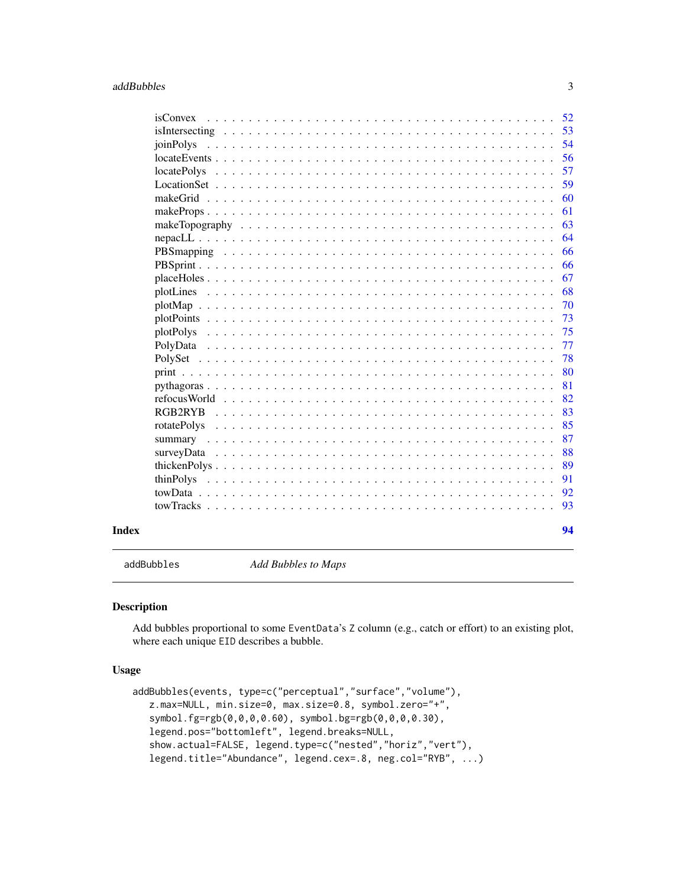| | |
|---|---|
| isConvex | 52 |
| isIntersecting | 53 |
| joinPolys | 54 |
| locateEvents | 56 |
| locatePolys | 57 |
| LocationSet | 59 |
| makeGrid | 60 |
| makeProps | 61 |
| makeTopography | 63 |
| nepacLL | 64 |
| PBSmapping | 66 |
| PBSprint | 66 |
| placeHoles | 67 |
| plotLines | 68 |
| plotMap | 70 |
| plotPoints | 73 |
| plotPolys | 75 |
| PolyData | 77 |
| PolySet | 78 |
| print | 80 |
| pythagoras | 81 |
| refocusWorld | 82 |
| RGB2RYB | 83 |
| rotatePolys | 85 |
| summary | 87 |
| surveyData | 88 |
| thickenPolys | 89 |
| thinPolys | 91 |
| towData | 92 |
| towTracks | 93 |

**Index** **94**

---

`addBubbles` *Add Bubbles to Maps*

---

## Description

Add bubbles proportional to some `EventData`'s `Z` column (e.g., catch or effort) to an existing plot, where each unique `EID` describes a bubble.

## Usage

```
addBubbles(events, type=c("perceptual","surface","volume"),
   z.max=NULL, min.size=0, max.size=0.8, symbol.zero="+",
   symbol.fg=rgb(0,0,0,0.60), symbol.bg=rgb(0,0,0,0.30),
   legend.pos="bottomleft", legend.breaks=NULL,
   show.actual=FALSE, legend.type=c("nested","horiz","vert"),
   legend.title="Abundance", legend.cex=.8, neg.col="RYB", ...)
```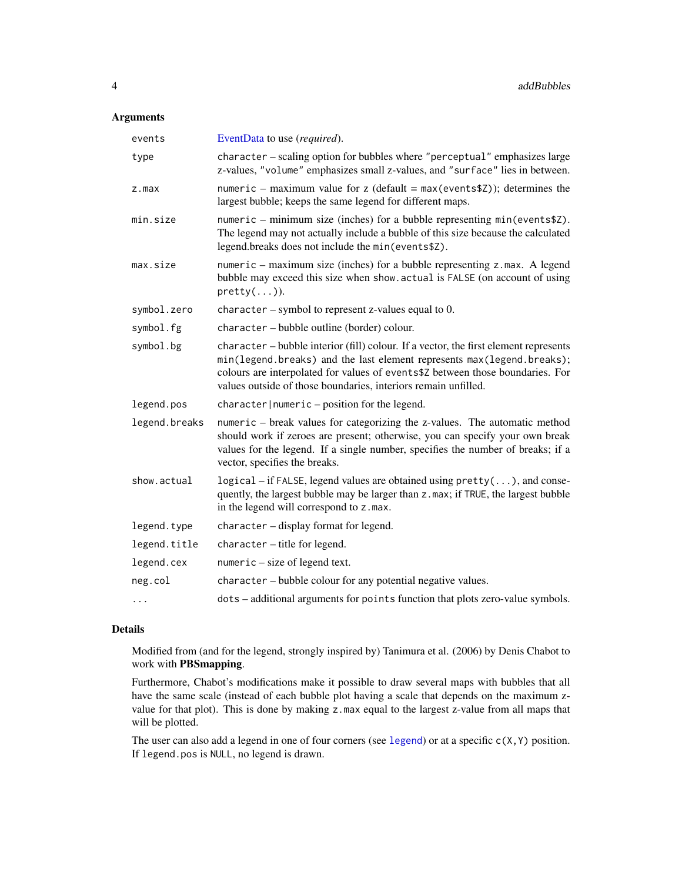## Arguments

| | |
|---|---|
| `events` | EventData to use (*required*). |
| `type` | `character` – scaling option for bubbles where `"perceptual"` emphasizes large z-values, `"volume"` emphasizes small z-values, and `"surface"` lies in between. |
| `z.max` | `numeric` – maximum value for z (default = `max(events$Z)`); determines the largest bubble; keeps the same legend for different maps. |
| `min.size` | `numeric` – minimum size (inches) for a bubble representing `min(events$Z)`. The legend may not actually include a bubble of this size because the calculated legend.breaks does not include the `min(events$Z)`. |
| `max.size` | `numeric` – maximum size (inches) for a bubble representing `z.max`. A legend bubble may exceed this size when `show.actual` is `FALSE` (on account of using `pretty(...)`). |
| `symbol.zero` | `character` – symbol to represent z-values equal to 0. |
| `symbol.fg` | `character` – bubble outline (border) colour. |
| `symbol.bg` | `character` – bubble interior (fill) colour. If a vector, the first element represents `min(legend.breaks)` and the last element represents `max(legend.breaks)`; colours are interpolated for values of `events$Z` between those boundaries. For values outside of those boundaries, interiors remain unfilled. |
| `legend.pos` | `character\|numeric` – position for the legend. |
| `legend.breaks` | `numeric` – break values for categorizing the z-values. The automatic method should work if zeroes are present; otherwise, you can specify your own break values for the legend. If a single number, specifies the number of breaks; if a vector, specifies the breaks. |
| `show.actual` | `logical` – if `FALSE`, legend values are obtained using `pretty(...)`, and consequently, the largest bubble may be larger than `z.max`; if `TRUE`, the largest bubble in the legend will correspond to `z.max`. |
| `legend.type` | `character` – display format for legend. |
| `legend.title` | `character` – title for legend. |
| `legend.cex` | `numeric` – size of legend text. |
| `neg.col` | `character` – bubble colour for any potential negative values. |
| `...` | `dots` – additional arguments for `points` function that plots zero-value symbols. |

## Details

Modified from (and for the legend, strongly inspired by) Tanimura et al. (2006) by Denis Chabot to work with **PBSmapping**.

Furthermore, Chabot's modifications make it possible to draw several maps with bubbles that all have the same scale (instead of each bubble plot having a scale that depends on the maximum z-value for that plot). This is done by making `z.max` equal to the largest z-value from all maps that will be plotted.

The user can also add a legend in one of four corners (see `legend`) or at a specific `c(X,Y)` position. If `legend.pos` is `NULL`, no legend is drawn.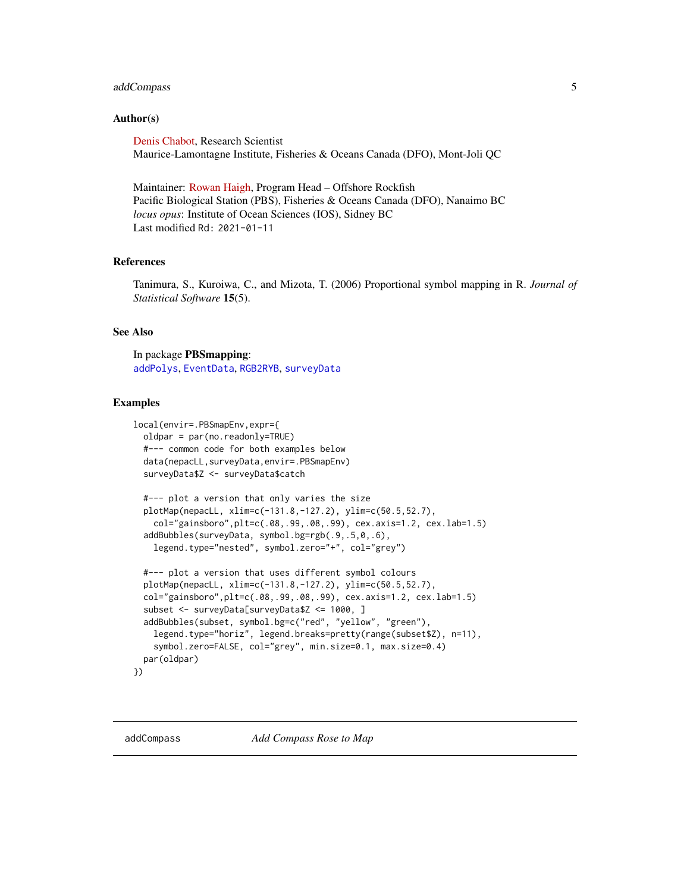## Author(s)

Denis Chabot, Research Scientist
Maurice-Lamontagne Institute, Fisheries & Oceans Canada (DFO), Mont-Joli QC

Maintainer: Rowan Haigh, Program Head – Offshore Rockfish
Pacific Biological Station (PBS), Fisheries & Oceans Canada (DFO), Nanaimo BC
*locus opus*: Institute of Ocean Sciences (IOS), Sidney BC
Last modified Rd: 2021-01-11

## References

Tanimura, S., Kuroiwa, C., and Mizota, T. (2006) Proportional symbol mapping in R. *Journal of Statistical Software* **15**(5).

## See Also

In package **PBSmapping**:
addPolys, EventData, RGB2RYB, surveyData

## Examples

```
local(envir=.PBSmapEnv,expr={
  oldpar = par(no.readonly=TRUE)
  #--- common code for both examples below
  data(nepacLL,surveyData,envir=.PBSmapEnv)
  surveyData$Z <- surveyData$catch

  #--- plot a version that only varies the size
  plotMap(nepacLL, xlim=c(-131.8,-127.2), ylim=c(50.5,52.7),
    col="gainsboro",plt=c(.08,.99,.08,.99), cex.axis=1.2, cex.lab=1.5)
  addBubbles(surveyData, symbol.bg=rgb(.9,.5,0,.6),
    legend.type="nested", symbol.zero="+", col="grey")

  #--- plot a version that uses different symbol colours
  plotMap(nepacLL, xlim=c(-131.8,-127.2), ylim=c(50.5,52.7),
  col="gainsboro",plt=c(.08,.99,.08,.99), cex.axis=1.2, cex.lab=1.5)
  subset <- surveyData[surveyData$Z <= 1000, ]
  addBubbles(subset, symbol.bg=c("red", "yellow", "green"),
    legend.type="horiz", legend.breaks=pretty(range(subset$Z), n=11),
    symbol.zero=FALSE, col="grey", min.size=0.1, max.size=0.4)
  par(oldpar)
})
```

---

# addCompass *Add Compass Rose to Map*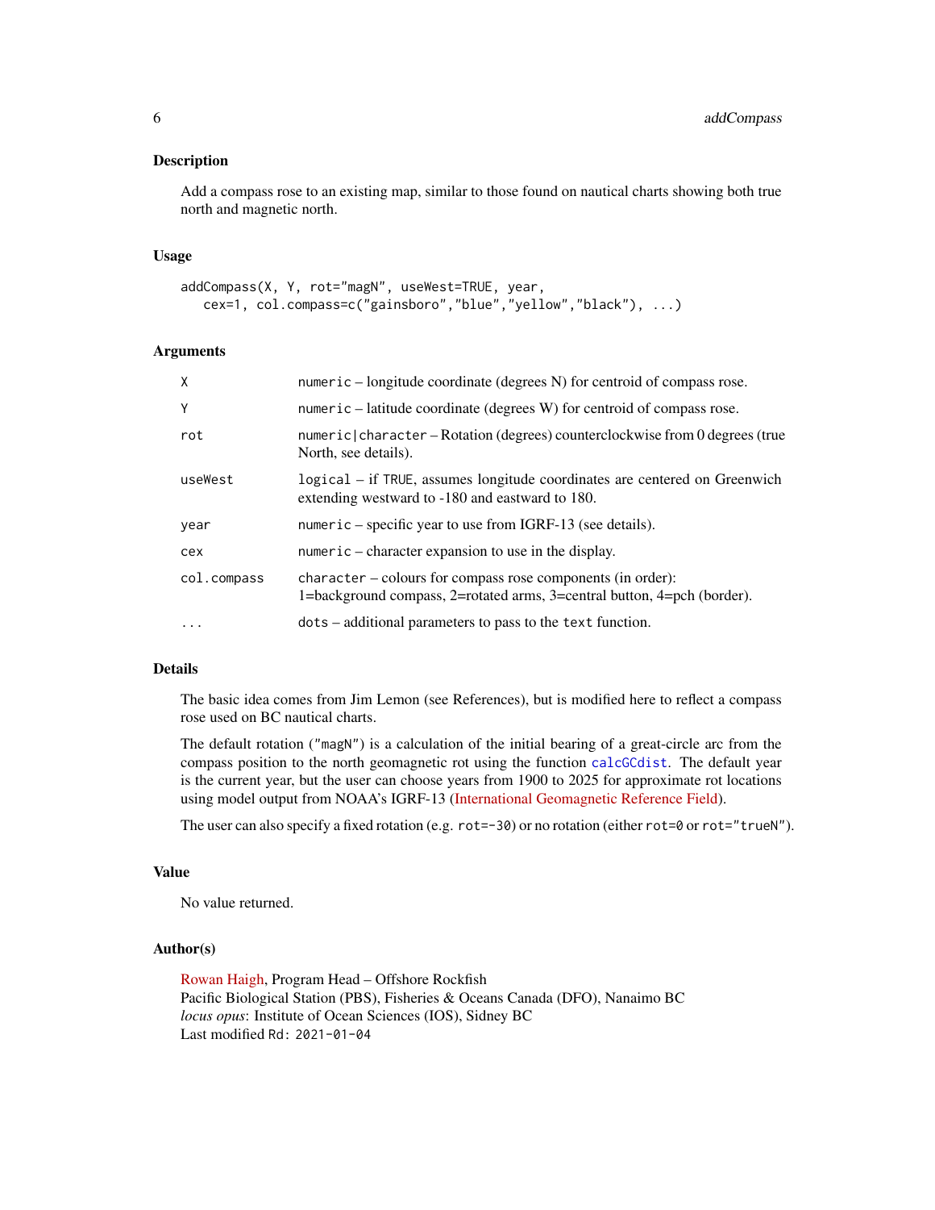## Description

Add a compass rose to an existing map, similar to those found on nautical charts showing both true north and magnetic north.

## Usage

```
addCompass(X, Y, rot="magN", useWest=TRUE, year,
   cex=1, col.compass=c("gainsboro","blue","yellow","black"), ...)
```

## Arguments

| | |
|---|---|
| `X` | `numeric` – longitude coordinate (degrees N) for centroid of compass rose. |
| `Y` | `numeric` – latitude coordinate (degrees W) for centroid of compass rose. |
| `rot` | `numeric|character` – Rotation (degrees) counterclockwise from 0 degrees (true North, see details). |
| `useWest` | `logical` – if `TRUE`, assumes longitude coordinates are centered on Greenwich extending westward to -180 and eastward to 180. |
| `year` | `numeric` – specific year to use from IGRF-13 (see details). |
| `cex` | `numeric` – character expansion to use in the display. |
| `col.compass` | `character` – colours for compass rose components (in order): 1=background compass, 2=rotated arms, 3=central button, 4=pch (border). |
| `...` | `dots` – additional parameters to pass to the `text` function. |

## Details

The basic idea comes from Jim Lemon (see References), but is modified here to reflect a compass rose used on BC nautical charts.

The default rotation (`"magN"`) is a calculation of the initial bearing of a great-circle arc from the compass position to the north geomagnetic rot using the function `calcGCdist`. The default year is the current year, but the user can choose years from 1900 to 2025 for approximate rot locations using model output from NOAA's IGRF-13 (International Geomagnetic Reference Field).

The user can also specify a fixed rotation (e.g. `rot=-30`) or no rotation (either `rot=0` or `rot="trueN"`).

## Value

No value returned.

## Author(s)

Rowan Haigh, Program Head – Offshore Rockfish
Pacific Biological Station (PBS), Fisheries & Oceans Canada (DFO), Nanaimo BC
*locus opus*: Institute of Ocean Sciences (IOS), Sidney BC
Last modified `Rd: 2021-01-04`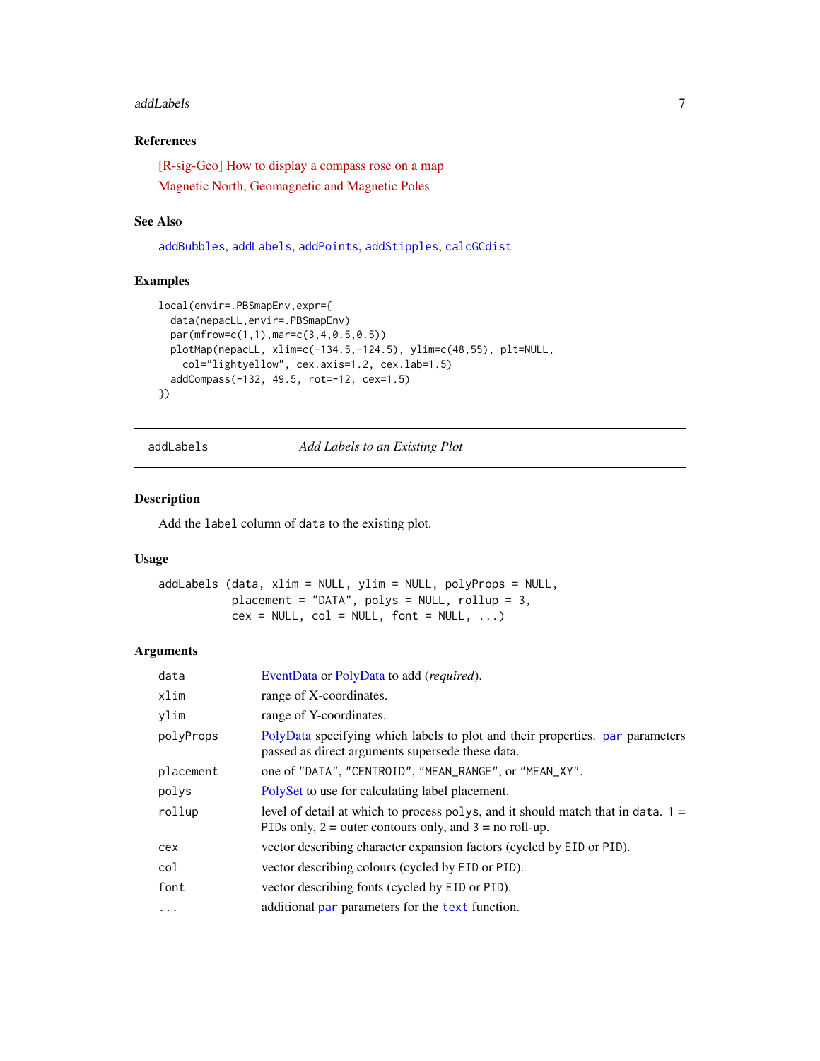### References

[R-sig-Geo] How to display a compass rose on a map

Magnetic North, Geomagnetic and Magnetic Poles

### See Also

addBubbles, addLabels, addPoints, addStipples, calcGCdist

### Examples

```
local(envir=.PBSmapEnv,expr={
  data(nepacLL,envir=.PBSmapEnv)
  par(mfrow=c(1,1),mar=c(3,4,0.5,0.5))
  plotMap(nepacLL, xlim=c(-134.5,-124.5), ylim=c(48,55), plt=NULL,
    col="lightyellow", cex.axis=1.2, cex.lab=1.5)
  addCompass(-132, 49.5, rot=-12, cex=1.5)
})
```

---

## addLabels — *Add Labels to an Existing Plot*

### Description

Add the `label` column of `data` to the existing plot.

### Usage

```
addLabels (data, xlim = NULL, ylim = NULL, polyProps = NULL,
           placement = "DATA", polys = NULL, rollup = 3,
           cex = NULL, col = NULL, font = NULL, ...)
```

### Arguments

| Argument | Description |
|---|---|
| `data` | EventData or PolyData to add (*required*). |
| `xlim` | range of X-coordinates. |
| `ylim` | range of Y-coordinates. |
| `polyProps` | PolyData specifying which labels to plot and their properties. `par` parameters passed as direct arguments supersede these data. |
| `placement` | one of `"DATA"`, `"CENTROID"`, `"MEAN_RANGE"`, or `"MEAN_XY"`. |
| `polys` | PolySet to use for calculating label placement. |
| `rollup` | level of detail at which to process `polys`, and it should match that in `data`. 1 = `PID`s only, 2 = outer contours only, and 3 = no roll-up. |
| `cex` | vector describing character expansion factors (cycled by `EID` or `PID`). |
| `col` | vector describing colours (cycled by `EID` or `PID`). |
| `font` | vector describing fonts (cycled by `EID` or `PID`). |
| `...` | additional `par` parameters for the `text` function. |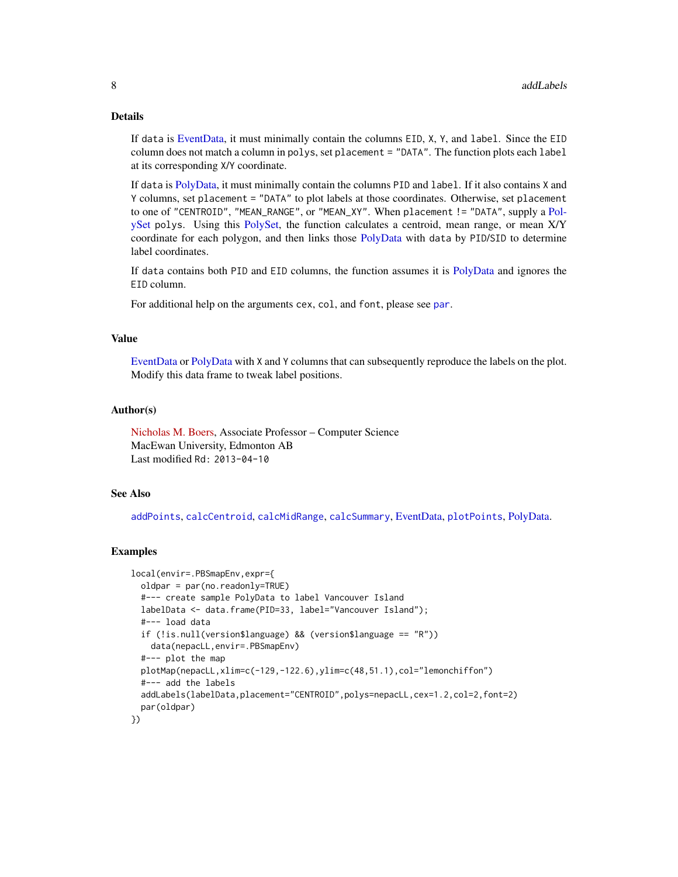## Details

If `data` is EventData, it must minimally contain the columns `EID`, `X`, `Y`, and `label`. Since the `EID` column does not match a column in `polys`, set `placement = "DATA"`. The function plots each `label` at its corresponding `X`/`Y` coordinate.

If `data` is PolyData, it must minimally contain the columns `PID` and `label`. If it also contains `X` and `Y` columns, set `placement = "DATA"` to plot labels at those coordinates. Otherwise, set `placement` to one of `"CENTROID"`, `"MEAN_RANGE"`, or `"MEAN_XY"`. When `placement != "DATA"`, supply a PolySet `polys`. Using this PolySet, the function calculates a centroid, mean range, or mean X/Y coordinate for each polygon, and then links those PolyData with `data` by `PID`/`SID` to determine label coordinates.

If `data` contains both `PID` and `EID` columns, the function assumes it is PolyData and ignores the `EID` column.

For additional help on the arguments `cex`, `col`, and `font`, please see `par`.

## Value

EventData or PolyData with `X` and `Y` columns that can subsequently reproduce the labels on the plot. Modify this data frame to tweak label positions.

## Author(s)

Nicholas M. Boers, Associate Professor – Computer Science
MacEwan University, Edmonton AB
Last modified `Rd: 2013-04-10`

## See Also

`addPoints`, `calcCentroid`, `calcMidRange`, `calcSummary`, EventData, `plotPoints`, PolyData.

## Examples

```
local(envir=.PBSmapEnv,expr={
  oldpar = par(no.readonly=TRUE)
  #--- create sample PolyData to label Vancouver Island
  labelData <- data.frame(PID=33, label="Vancouver Island");
  #--- load data
  if (!is.null(version$language) && (version$language == "R"))
    data(nepacLL,envir=.PBSmapEnv)
  #--- plot the map
  plotMap(nepacLL,xlim=c(-129,-122.6),ylim=c(48,51.1),col="lemonchiffon")
  #--- add the labels
  addLabels(labelData,placement="CENTROID",polys=nepacLL,cex=1.2,col=2,font=2)
  par(oldpar)
})
```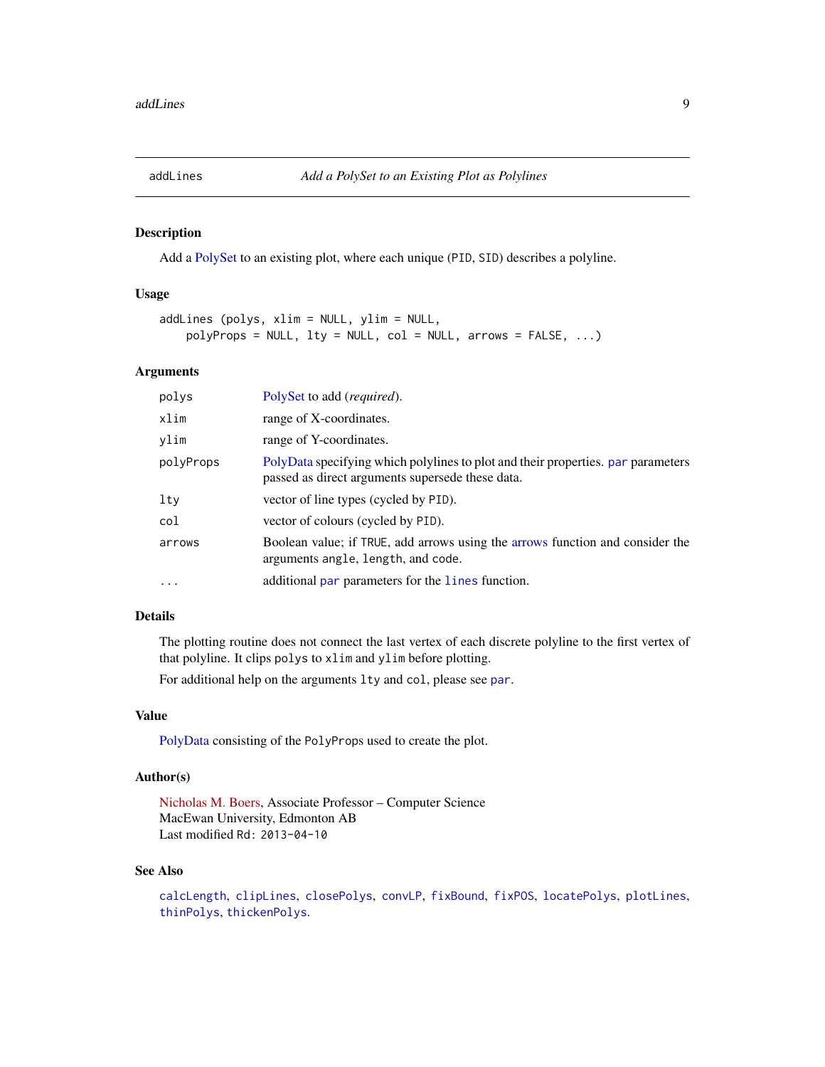## addLines — *Add a PolySet to an Existing Plot as Polylines*

### Description

Add a PolySet to an existing plot, where each unique (PID, SID) describes a polyline.

### Usage

```
addLines (polys, xlim = NULL, ylim = NULL,
    polyProps = NULL, lty = NULL, col = NULL, arrows = FALSE, ...)
```

### Arguments

| | |
|---|---|
| `polys` | PolySet to add (*required*). |
| `xlim` | range of X-coordinates. |
| `ylim` | range of Y-coordinates. |
| `polyProps` | PolyData specifying which polylines to plot and their properties. `par` parameters passed as direct arguments supersede these data. |
| `lty` | vector of line types (cycled by PID). |
| `col` | vector of colours (cycled by PID). |
| `arrows` | Boolean value; if TRUE, add arrows using the arrows function and consider the arguments angle, length, and code. |
| `...` | additional `par` parameters for the `lines` function. |

### Details

The plotting routine does not connect the last vertex of each discrete polyline to the first vertex of that polyline. It clips `polys` to `xlim` and `ylim` before plotting.

For additional help on the arguments `lty` and `col`, please see `par`.

### Value

PolyData consisting of the PolyProps used to create the plot.

### Author(s)

Nicholas M. Boers, Associate Professor – Computer Science
MacEwan University, Edmonton AB
Last modified Rd: 2013-04-10

### See Also

`calcLength`, `clipLines`, `closePolys`, `convLP`, `fixBound`, `fixPOS`, `locatePolys`, `plotLines`, `thinPolys`, `thickenPolys`.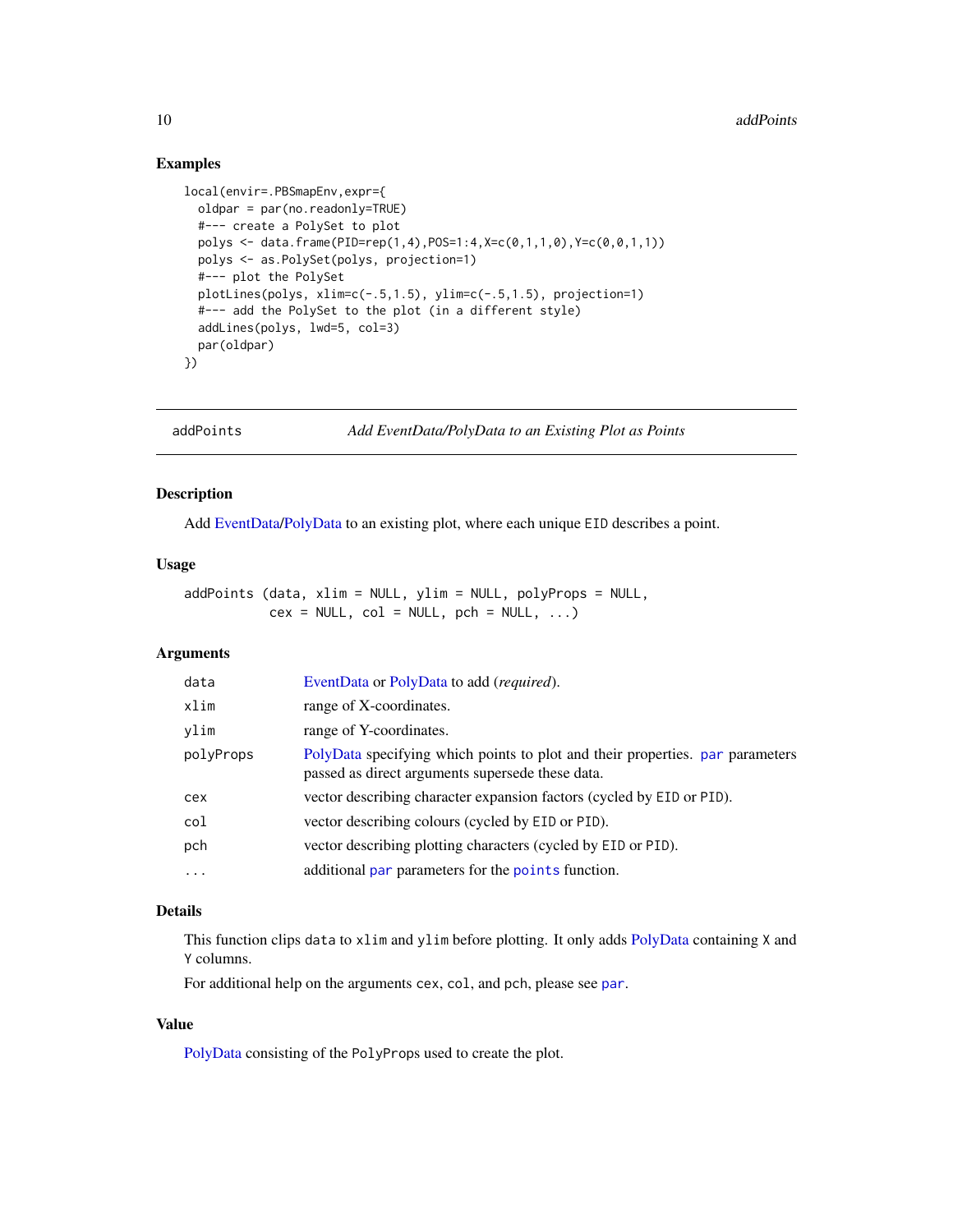### Examples

```
local(envir=.PBSmapEnv,expr={
  oldpar = par(no.readonly=TRUE)
  #--- create a PolySet to plot
  polys <- data.frame(PID=rep(1,4),POS=1:4,X=c(0,1,1,0),Y=c(0,0,1,1))
  polys <- as.PolySet(polys, projection=1)
  #--- plot the PolySet
  plotLines(polys, xlim=c(-.5,1.5), ylim=c(-.5,1.5), projection=1)
  #--- add the PolySet to the plot (in a different style)
  addLines(polys, lwd=5, col=3)
  par(oldpar)
})
```

---

## addPoints — *Add EventData/PolyData to an Existing Plot as Points*

### Description

Add EventData/PolyData to an existing plot, where each unique `EID` describes a point.

### Usage

```
addPoints (data, xlim = NULL, ylim = NULL, polyProps = NULL,
           cex = NULL, col = NULL, pch = NULL, ...)
```

### Arguments

| | |
|---|---|
| `data` | EventData or PolyData to add (*required*). |
| `xlim` | range of X-coordinates. |
| `ylim` | range of Y-coordinates. |
| `polyProps` | PolyData specifying which points to plot and their properties. `par` parameters passed as direct arguments supersede these data. |
| `cex` | vector describing character expansion factors (cycled by `EID` or `PID`). |
| `col` | vector describing colours (cycled by `EID` or `PID`). |
| `pch` | vector describing plotting characters (cycled by `EID` or `PID`). |
| `...` | additional `par` parameters for the `points` function. |

### Details

This function clips `data` to `xlim` and `ylim` before plotting. It only adds PolyData containing `X` and `Y` columns.

For additional help on the arguments `cex`, `col`, and `pch`, please see `par`.

### Value

PolyData consisting of the `PolyProps` used to create the plot.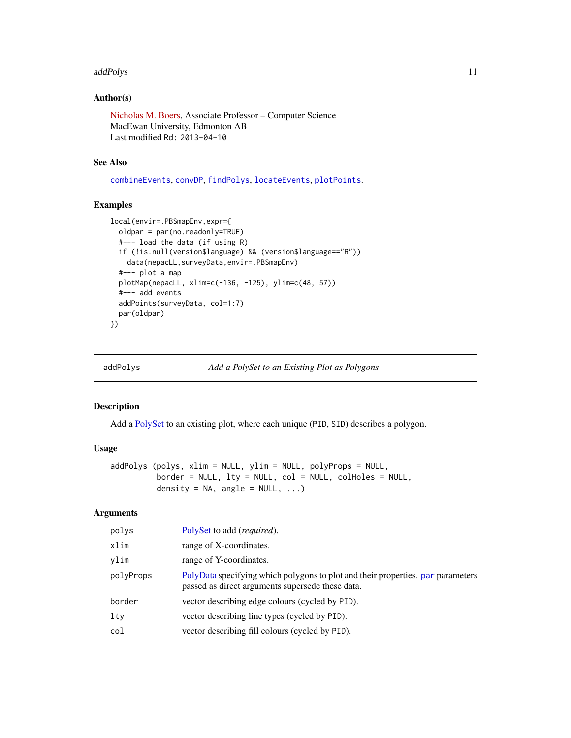## Author(s)

Nicholas M. Boers, Associate Professor – Computer Science
MacEwan University, Edmonton AB
Last modified Rd: 2013-04-10

## See Also

combineEvents, convDP, findPolys, locateEvents, plotPoints.

## Examples

```
local(envir=.PBSmapEnv,expr={
  oldpar = par(no.readonly=TRUE)
  #--- load the data (if using R)
  if (!is.null(version$language) && (version$language=="R"))
    data(nepacLL,surveyData,envir=.PBSmapEnv)
  #--- plot a map
  plotMap(nepacLL, xlim=c(-136, -125), ylim=c(48, 57))
  #--- add events
  addPoints(surveyData, col=1:7)
  par(oldpar)
})
```

---

# addPolys — *Add a PolySet to an Existing Plot as Polygons*

## Description

Add a PolySet to an existing plot, where each unique (PID, SID) describes a polygon.

## Usage

```
addPolys (polys, xlim = NULL, ylim = NULL, polyProps = NULL,
          border = NULL, lty = NULL, col = NULL, colHoles = NULL,
          density = NA, angle = NULL, ...)
```

## Arguments

| | |
|---|---|
| polys | PolySet to add (*required*). |
| xlim | range of X-coordinates. |
| ylim | range of Y-coordinates. |
| polyProps | PolyData specifying which polygons to plot and their properties. par parameters passed as direct arguments supersede these data. |
| border | vector describing edge colours (cycled by PID). |
| lty | vector describing line types (cycled by PID). |
| col | vector describing fill colours (cycled by PID). |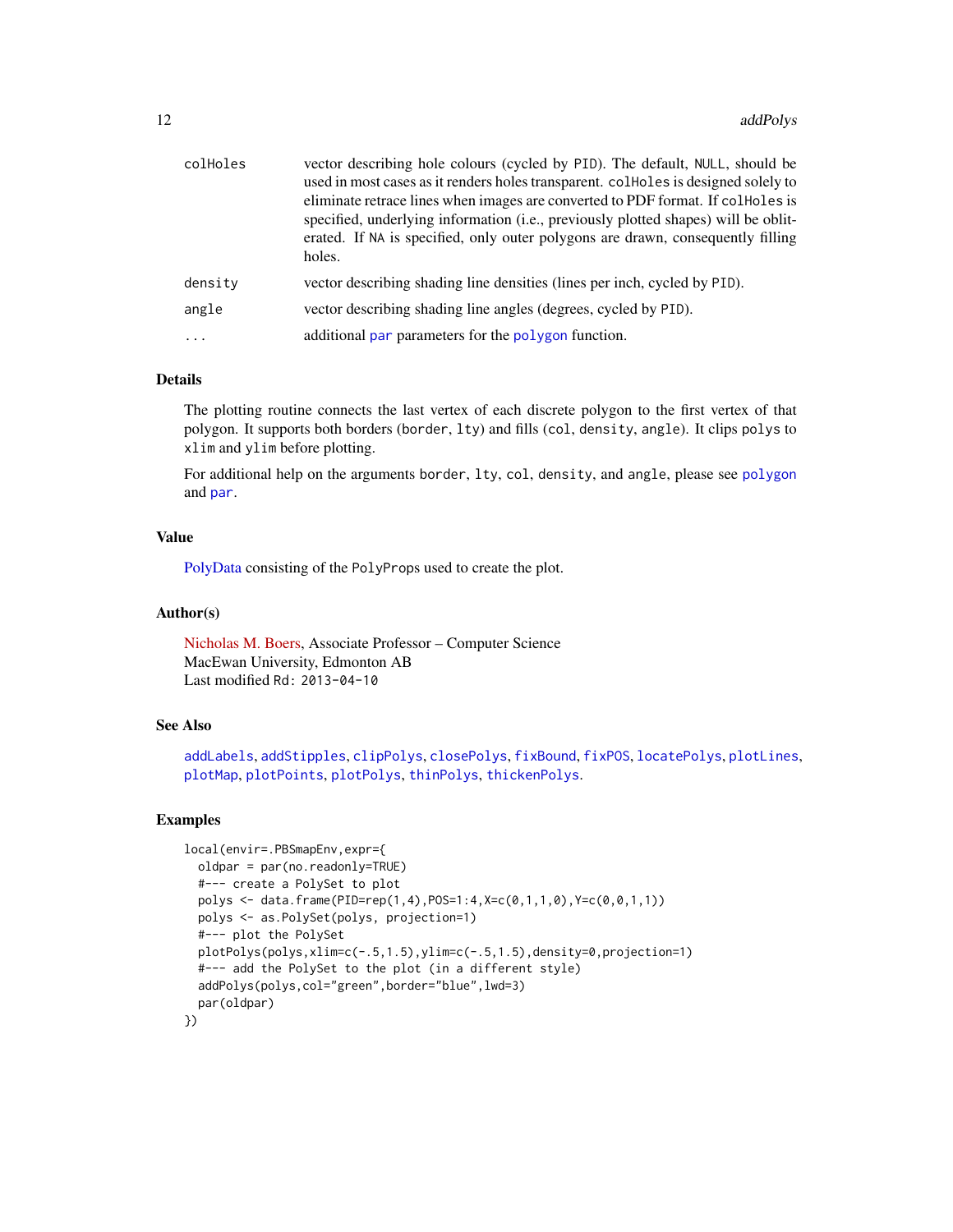| | |
|---|---|
| colHoles | vector describing hole colours (cycled by PID). The default, NULL, should be used in most cases as it renders holes transparent. colHoles is designed solely to eliminate retrace lines when images are converted to PDF format. If colHoles is specified, underlying information (i.e., previously plotted shapes) will be obliterated. If NA is specified, only outer polygons are drawn, consequently filling holes. |
| density | vector describing shading line densities (lines per inch, cycled by PID). |
| angle | vector describing shading line angles (degrees, cycled by PID). |
| ... | additional par parameters for the polygon function. |

## Details

The plotting routine connects the last vertex of each discrete polygon to the first vertex of that polygon. It supports both borders (border, lty) and fills (col, density, angle). It clips polys to xlim and ylim before plotting.

For additional help on the arguments border, lty, col, density, and angle, please see polygon and par.

## Value

PolyData consisting of the PolyProps used to create the plot.

## Author(s)

Nicholas M. Boers, Associate Professor – Computer Science
MacEwan University, Edmonton AB
Last modified Rd: 2013-04-10

## See Also

addLabels, addStipples, clipPolys, closePolys, fixBound, fixPOS, locatePolys, plotLines, plotMap, plotPoints, plotPolys, thinPolys, thickenPolys.

## Examples

```
local(envir=.PBSmapEnv,expr={
  oldpar = par(no.readonly=TRUE)
  #--- create a PolySet to plot
  polys <- data.frame(PID=rep(1,4),POS=1:4,X=c(0,1,1,0),Y=c(0,0,1,1))
  polys <- as.PolySet(polys, projection=1)
  #--- plot the PolySet
  plotPolys(polys,xlim=c(-.5,1.5),ylim=c(-.5,1.5),density=0,projection=1)
  #--- add the PolySet to the plot (in a different style)
  addPolys(polys,col="green",border="blue",lwd=3)
  par(oldpar)
})
```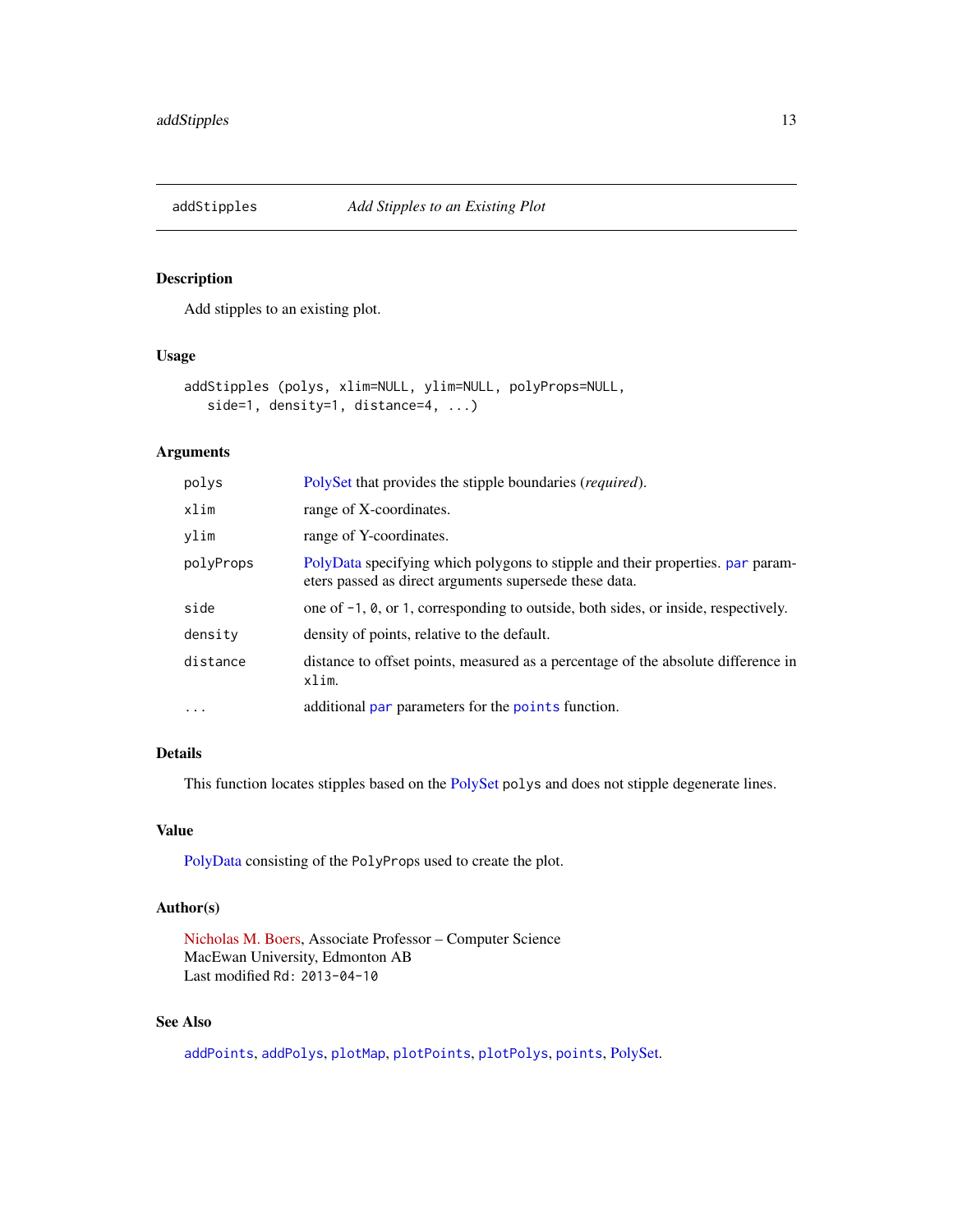addStippples — see below

## addStipples *Add Stipples to an Existing Plot*

### Description

Add stipples to an existing plot.

### Usage

```
addStipples (polys, xlim=NULL, ylim=NULL, polyProps=NULL,
   side=1, density=1, distance=4, ...)
```

### Arguments

| | |
|---|---|
| `polys` | PolySet that provides the stipple boundaries (*required*). |
| `xlim` | range of X-coordinates. |
| `ylim` | range of Y-coordinates. |
| `polyProps` | PolyData specifying which polygons to stipple and their properties. `par` parameters passed as direct arguments supersede these data. |
| `side` | one of `-1`, `0`, or `1`, corresponding to outside, both sides, or inside, respectively. |
| `density` | density of points, relative to the default. |
| `distance` | distance to offset points, measured as a percentage of the absolute difference in `xlim`. |
| `...` | additional `par` parameters for the `points` function. |

### Details

This function locates stipples based on the PolySet `polys` and does not stipple degenerate lines.

### Value

PolyData consisting of the `PolyProps` used to create the plot.

### Author(s)

Nicholas M. Boers, Associate Professor – Computer Science
MacEwan University, Edmonton AB
Last modified `Rd: 2013-04-10`

### See Also

`addPoints`, `addPolys`, `plotMap`, `plotPoints`, `plotPolys`, `points`, PolySet.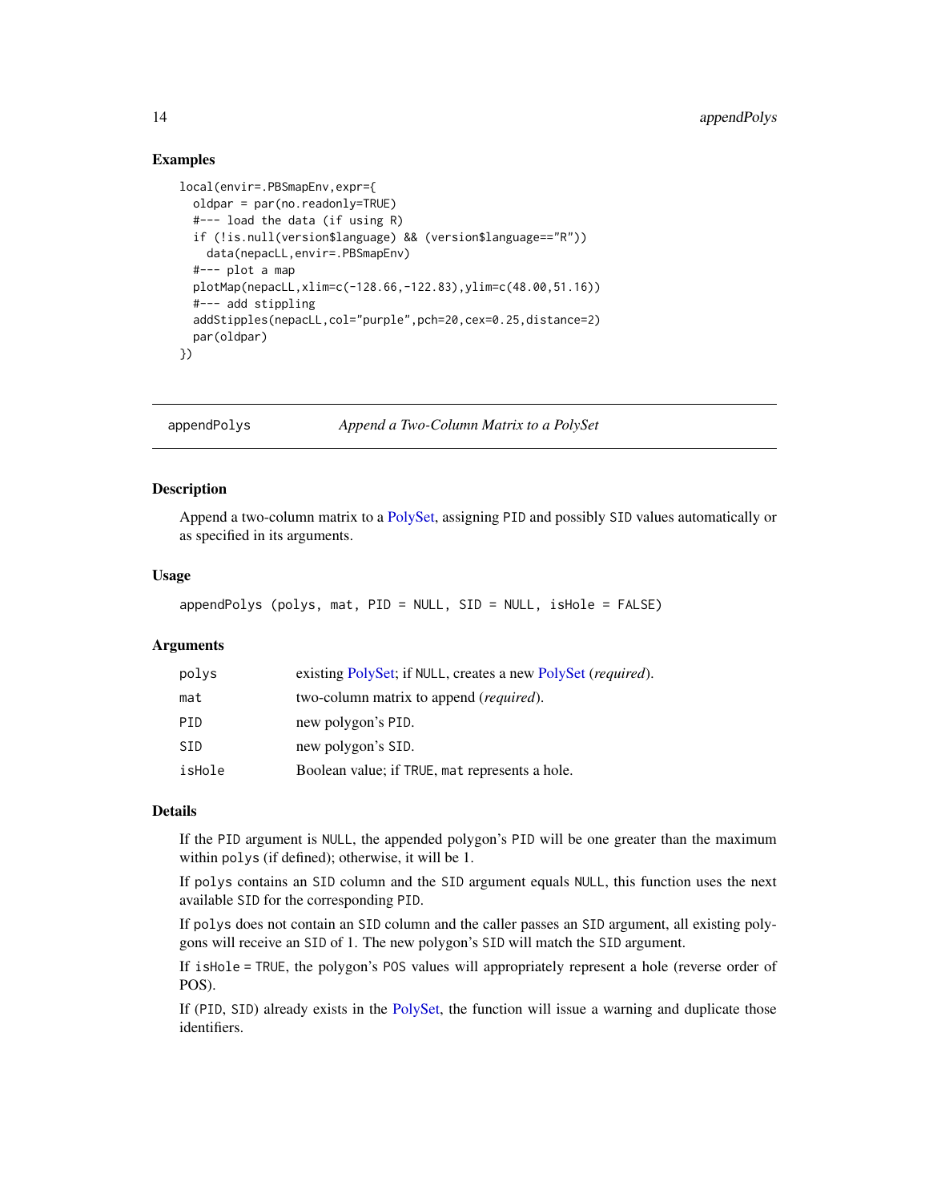### Examples

```
local(envir=.PBSmapEnv,expr={
  oldpar = par(no.readonly=TRUE)
  #--- load the data (if using R)
  if (!is.null(version$language) && (version$language=="R"))
    data(nepacLL,envir=.PBSmapEnv)
  #--- plot a map
  plotMap(nepacLL,xlim=c(-128.66,-122.83),ylim=c(48.00,51.16))
  #--- add stippling
  addStipples(nepacLL,col="purple",pch=20,cex=0.25,distance=2)
  par(oldpar)
})
```

---

## appendPolys — *Append a Two-Column Matrix to a PolySet*

### Description

Append a two-column matrix to a PolySet, assigning PID and possibly SID values automatically or as specified in its arguments.

### Usage

```
appendPolys (polys, mat, PID = NULL, SID = NULL, isHole = FALSE)
```

### Arguments

| | |
|---|---|
| polys | existing PolySet; if NULL, creates a new PolySet (*required*). |
| mat | two-column matrix to append (*required*). |
| PID | new polygon's PID. |
| SID | new polygon's SID. |
| isHole | Boolean value; if TRUE, mat represents a hole. |

### Details

If the PID argument is NULL, the appended polygon's PID will be one greater than the maximum within polys (if defined); otherwise, it will be 1.

If polys contains an SID column and the SID argument equals NULL, this function uses the next available SID for the corresponding PID.

If polys does not contain an SID column and the caller passes an SID argument, all existing polygons will receive an SID of 1. The new polygon's SID will match the SID argument.

If isHole = TRUE, the polygon's POS values will appropriately represent a hole (reverse order of POS).

If (PID, SID) already exists in the PolySet, the function will issue a warning and duplicate those identifiers.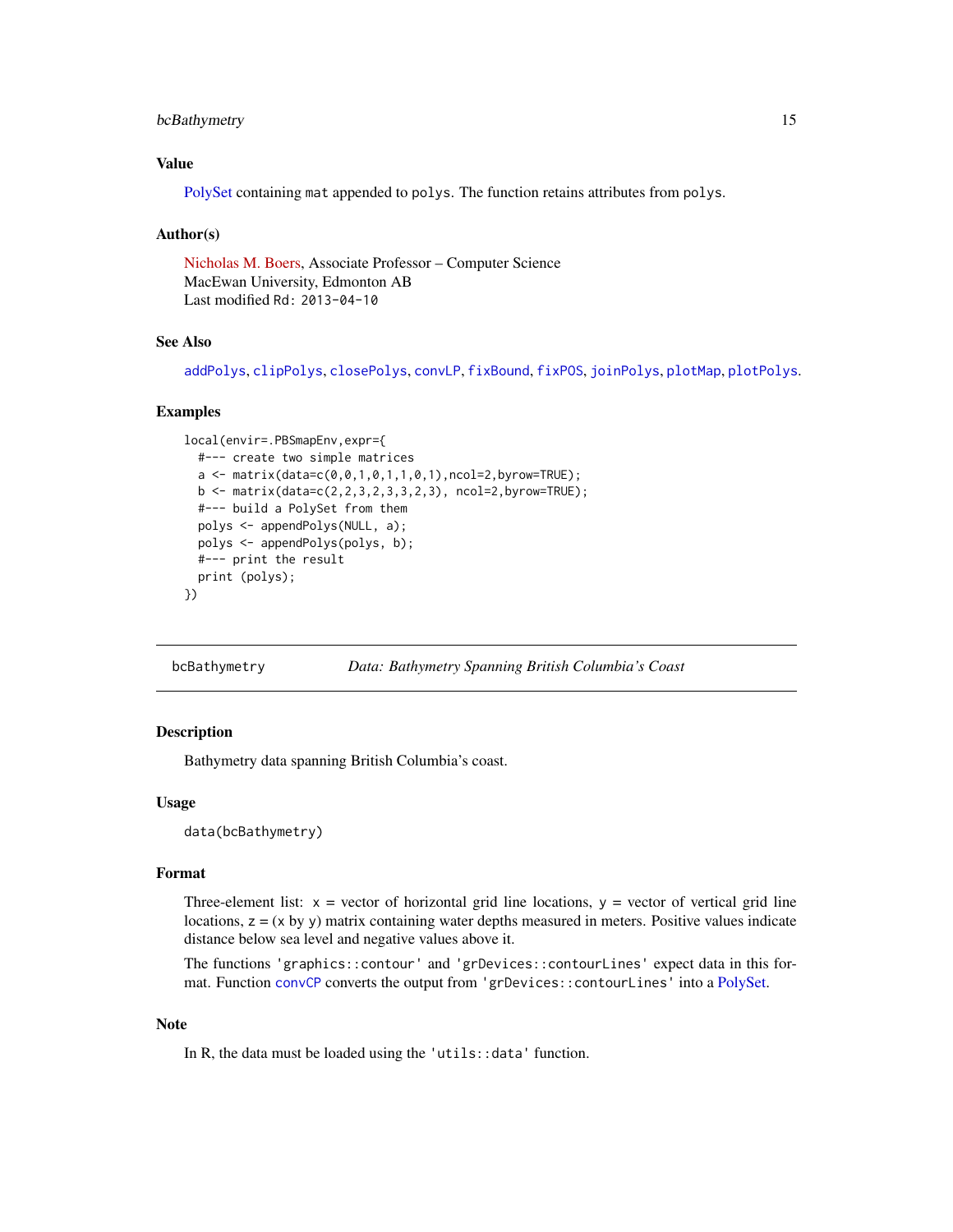### Value

PolySet containing `mat` appended to `polys`. The function retains attributes from `polys`.

### Author(s)

Nicholas M. Boers, Associate Professor – Computer Science
MacEwan University, Edmonton AB
Last modified Rd: 2013-04-10

### See Also

`addPolys`, `clipPolys`, `closePolys`, `convLP`, `fixBound`, `fixPOS`, `joinPolys`, `plotMap`, `plotPolys`.

### Examples

```
local(envir=.PBSmapEnv,expr={
  #--- create two simple matrices
  a <- matrix(data=c(0,0,1,0,1,1,0,1),ncol=2,byrow=TRUE);
  b <- matrix(data=c(2,2,3,2,3,3,2,3), ncol=2,byrow=TRUE);
  #--- build a PolySet from them
  polys <- appendPolys(NULL, a);
  polys <- appendPolys(polys, b);
  #--- print the result
  print (polys);
})
```

---

## bcBathymetry *Data: Bathymetry Spanning British Columbia's Coast*

### Description

Bathymetry data spanning British Columbia's coast.

### Usage

```
data(bcBathymetry)
```

### Format

Three-element list: `x` = vector of horizontal grid line locations, `y` = vector of vertical grid line locations, `z` = (`x` by `y`) matrix containing water depths measured in meters. Positive values indicate distance below sea level and negative values above it.

The functions `'graphics::contour'` and `'grDevices::contourLines'` expect data in this format. Function `convCP` converts the output from `'grDevices::contourLines'` into a PolySet.

### Note

In R, the data must be loaded using the `'utils::data'` function.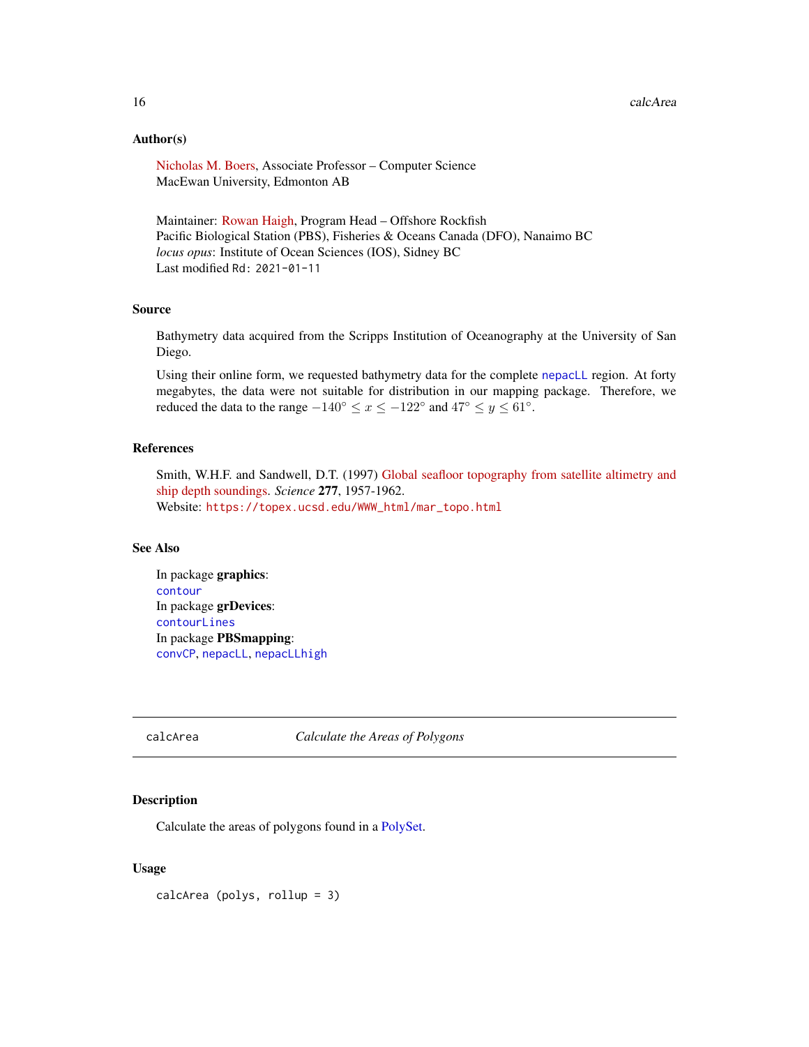### Author(s)

Nicholas M. Boers, Associate Professor – Computer Science
MacEwan University, Edmonton AB

Maintainer: Rowan Haigh, Program Head – Offshore Rockfish
Pacific Biological Station (PBS), Fisheries & Oceans Canada (DFO), Nanaimo BC
*locus opus*: Institute of Ocean Sciences (IOS), Sidney BC
Last modified `Rd: 2021-01-11`

### Source

Bathymetry data acquired from the Scripps Institution of Oceanography at the University of San Diego.

Using their online form, we requested bathymetry data for the complete `nepacLL` region. At forty megabytes, the data were not suitable for distribution in our mapping package. Therefore, we reduced the data to the range $-140° \leq x \leq -122°$ and $47° \leq y \leq 61°$.

### References

Smith, W.H.F. and Sandwell, D.T. (1997) Global seafloor topography from satellite altimetry and ship depth soundings. *Science* **277**, 1957-1962.
Website: `https://topex.ucsd.edu/WWW_html/mar_topo.html`

### See Also

In package **graphics**:
`contour`
In package **grDevices**:
`contourLines`
In package **PBSmapping**:
`convCP`, `nepacLL`, `nepacLLhigh`

---

## calcArea — *Calculate the Areas of Polygons*

### Description

Calculate the areas of polygons found in a PolySet.

### Usage

```
calcArea (polys, rollup = 3)
```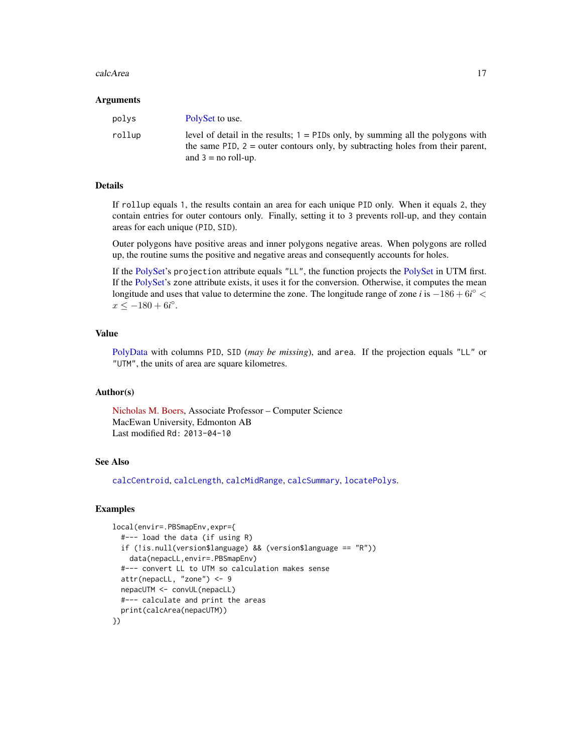## Arguments

| | |
|---|---|
| `polys` | PolySet to use. |
| `rollup` | level of detail in the results; 1 = PIDs only, by summing all the polygons with the same PID, 2 = outer contours only, by subtracting holes from their parent, and 3 = no roll-up. |

## Details

If `rollup` equals 1, the results contain an area for each unique PID only. When it equals 2, they contain entries for outer contours only. Finally, setting it to 3 prevents roll-up, and they contain areas for each unique (PID, SID).

Outer polygons have positive areas and inner polygons negative areas. When polygons are rolled up, the routine sums the positive and negative areas and consequently accounts for holes.

If the PolySet's `projection` attribute equals "LL", the function projects the PolySet in UTM first. If the PolySet's `zone` attribute exists, it uses it for the conversion. Otherwise, it computes the mean longitude and uses that value to determine the zone. The longitude range of zone $i$ is $-186 + 6i^\circ < x \le -180 + 6i^\circ$.

## Value

PolyData with columns PID, SID (*may be missing*), and area. If the projection equals "LL" or "UTM", the units of area are square kilometres.

## Author(s)

Nicholas M. Boers, Associate Professor – Computer Science
MacEwan University, Edmonton AB
Last modified Rd: 2013-04-10

## See Also

`calcCentroid`, `calcLength`, `calcMidRange`, `calcSummary`, `locatePolys`.

## Examples

```
local(envir=.PBSmapEnv,expr={
  #--- load the data (if using R)
  if (!is.null(version$language) && (version$language == "R"))
    data(nepacLL,envir=.PBSmapEnv)
  #--- convert LL to UTM so calculation makes sense
  attr(nepacLL, "zone") <- 9
  nepacUTM <- convUL(nepacLL)
  #--- calculate and print the areas
  print(calcArea(nepacUTM))
})
```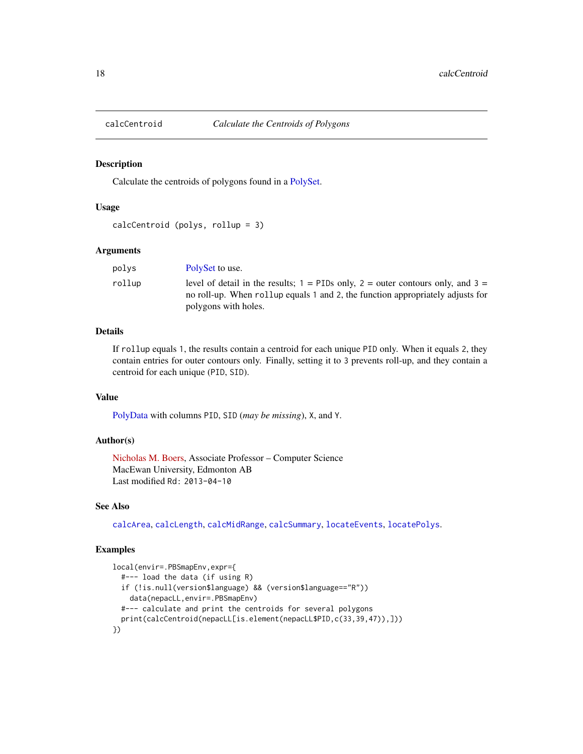## calcCentroid — *Calculate the Centroids of Polygons*

### Description

Calculate the centroids of polygons found in a PolySet.

### Usage

```
calcCentroid (polys, rollup = 3)
```

### Arguments

| | |
|---|---|
| polys | PolySet to use. |
| rollup | level of detail in the results; 1 = PIDs only, 2 = outer contours only, and 3 = no roll-up. When rollup equals 1 and 2, the function appropriately adjusts for polygons with holes. |

### Details

If rollup equals 1, the results contain a centroid for each unique PID only. When it equals 2, they contain entries for outer contours only. Finally, setting it to 3 prevents roll-up, and they contain a centroid for each unique (PID, SID).

### Value

PolyData with columns PID, SID (*may be missing*), X, and Y.

### Author(s)

Nicholas M. Boers, Associate Professor – Computer Science
MacEwan University, Edmonton AB
Last modified Rd: 2013-04-10

### See Also

calcArea, calcLength, calcMidRange, calcSummary, locateEvents, locatePolys.

### Examples

```
local(envir=.PBSmapEnv,expr={
  #--- load the data (if using R)
  if (!is.null(version$language) && (version$language=="R"))
    data(nepacLL,envir=.PBSmapEnv)
  #--- calculate and print the centroids for several polygons
  print(calcCentroid(nepacLL[is.element(nepacLL$PID,c(33,39,47)),]))
})
```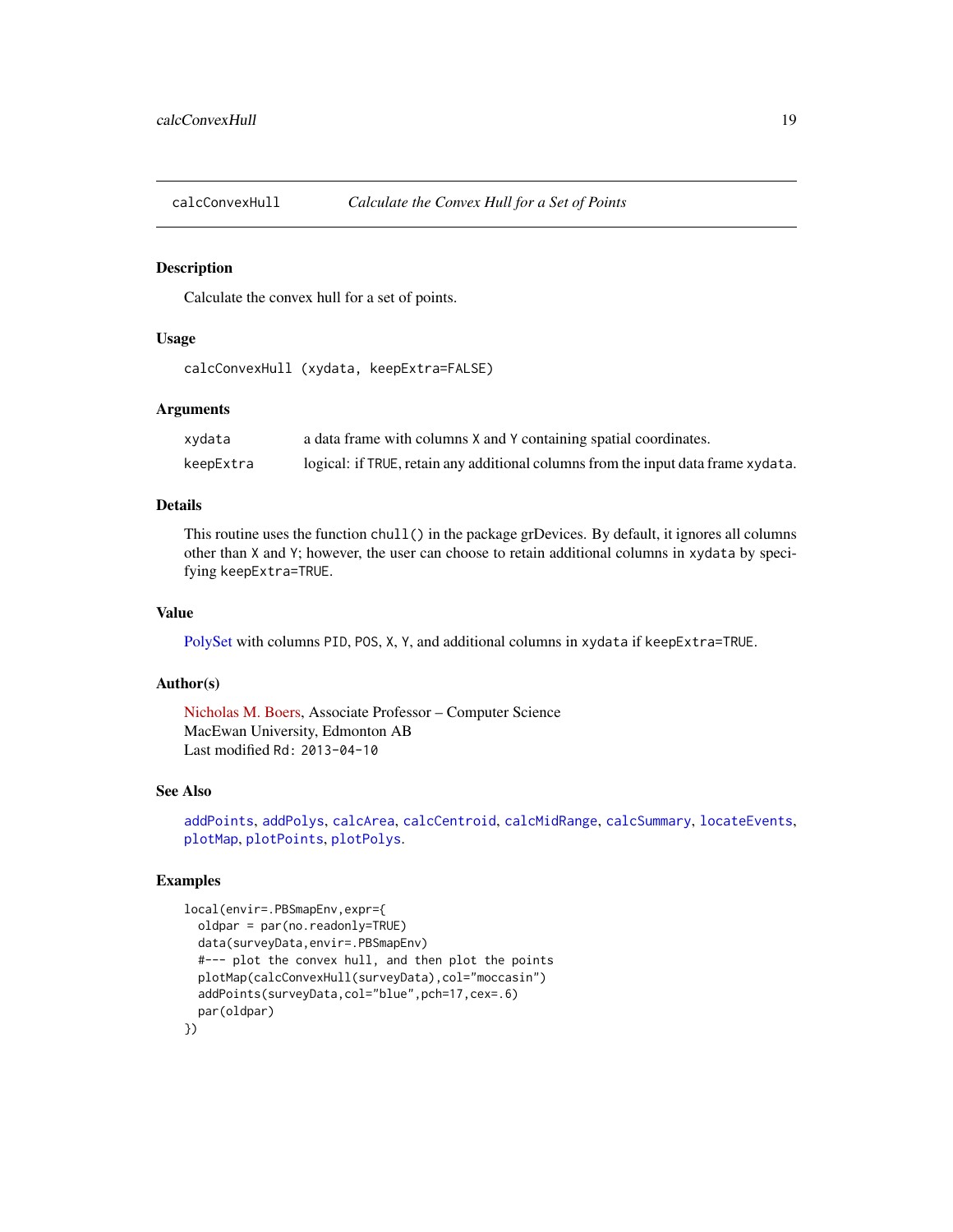## calcConvexHull — *Calculate the Convex Hull for a Set of Points*

### Description

Calculate the convex hull for a set of points.

### Usage

```
calcConvexHull (xydata, keepExtra=FALSE)
```

### Arguments

| | |
|---|---|
| `xydata` | a data frame with columns `X` and `Y` containing spatial coordinates. |
| `keepExtra` | logical: if `TRUE`, retain any additional columns from the input data frame `xydata`. |

### Details

This routine uses the function `chull()` in the package grDevices. By default, it ignores all columns other than `X` and `Y`; however, the user can choose to retain additional columns in `xydata` by specifying `keepExtra=TRUE`.

### Value

PolySet with columns `PID`, `POS`, `X`, `Y`, and additional columns in `xydata` if `keepExtra=TRUE`.

### Author(s)

Nicholas M. Boers, Associate Professor – Computer Science
MacEwan University, Edmonton AB
Last modified `Rd: 2013-04-10`

### See Also

`addPoints`, `addPolys`, `calcArea`, `calcCentroid`, `calcMidRange`, `calcSummary`, `locateEvents`, `plotMap`, `plotPoints`, `plotPolys`.

### Examples

```
local(envir=.PBSmapEnv,expr={
  oldpar = par(no.readonly=TRUE)
  data(surveyData,envir=.PBSmapEnv)
  #--- plot the convex hull, and then plot the points
  plotMap(calcConvexHull(surveyData),col="moccasin")
  addPoints(surveyData,col="blue",pch=17,cex=.6)
  par(oldpar)
})
```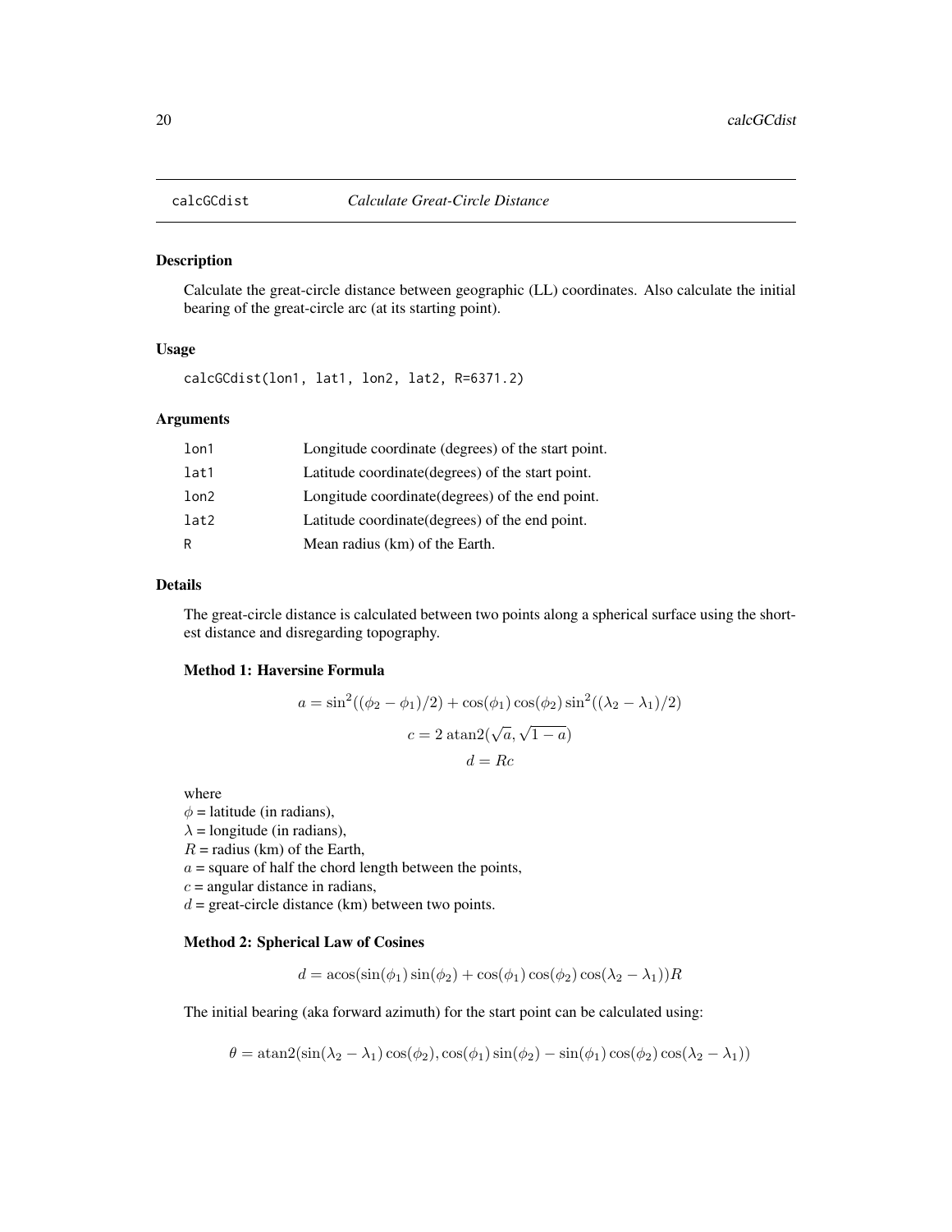## calcGCdist *Calculate Great-Circle Distance*

### Description

Calculate the great-circle distance between geographic (LL) coordinates. Also calculate the initial bearing of the great-circle arc (at its starting point).

### Usage

```
calcGCdist(lon1, lat1, lon2, lat2, R=6371.2)
```

### Arguments

| | |
|---|---|
| lon1 | Longitude coordinate (degrees) of the start point. |
| lat1 | Latitude coordinate(degrees) of the start point. |
| lon2 | Longitude coordinate(degrees) of the end point. |
| lat2 | Latitude coordinate(degrees) of the end point. |
| R | Mean radius (km) of the Earth. |

### Details

The great-circle distance is calculated between two points along a spherical surface using the shortest distance and disregarding topography.

#### Method 1: Haversine Formula

$$a = \sin^2((\phi_2 - \phi_1)/2) + \cos(\phi_1)\cos(\phi_2)\sin^2((\lambda_2 - \lambda_1)/2)$$

$$c = 2\ \mathrm{atan2}(\sqrt{a}, \sqrt{1-a})$$

$$d = Rc$$

where
$\phi$ = latitude (in radians),
$\lambda$ = longitude (in radians),
$R$ = radius (km) of the Earth,
$a$ = square of half the chord length between the points,
$c$ = angular distance in radians,
$d$ = great-circle distance (km) between two points.

#### Method 2: Spherical Law of Cosines

$$d = \mathrm{acos}(\sin(\phi_1)\sin(\phi_2) + \cos(\phi_1)\cos(\phi_2)\cos(\lambda_2 - \lambda_1))R$$

The initial bearing (aka forward azimuth) for the start point can be calculated using:

$$\theta = \mathrm{atan2}(\sin(\lambda_2 - \lambda_1)\cos(\phi_2), \cos(\phi_1)\sin(\phi_2) - \sin(\phi_1)\cos(\phi_2)\cos(\lambda_2 - \lambda_1))$$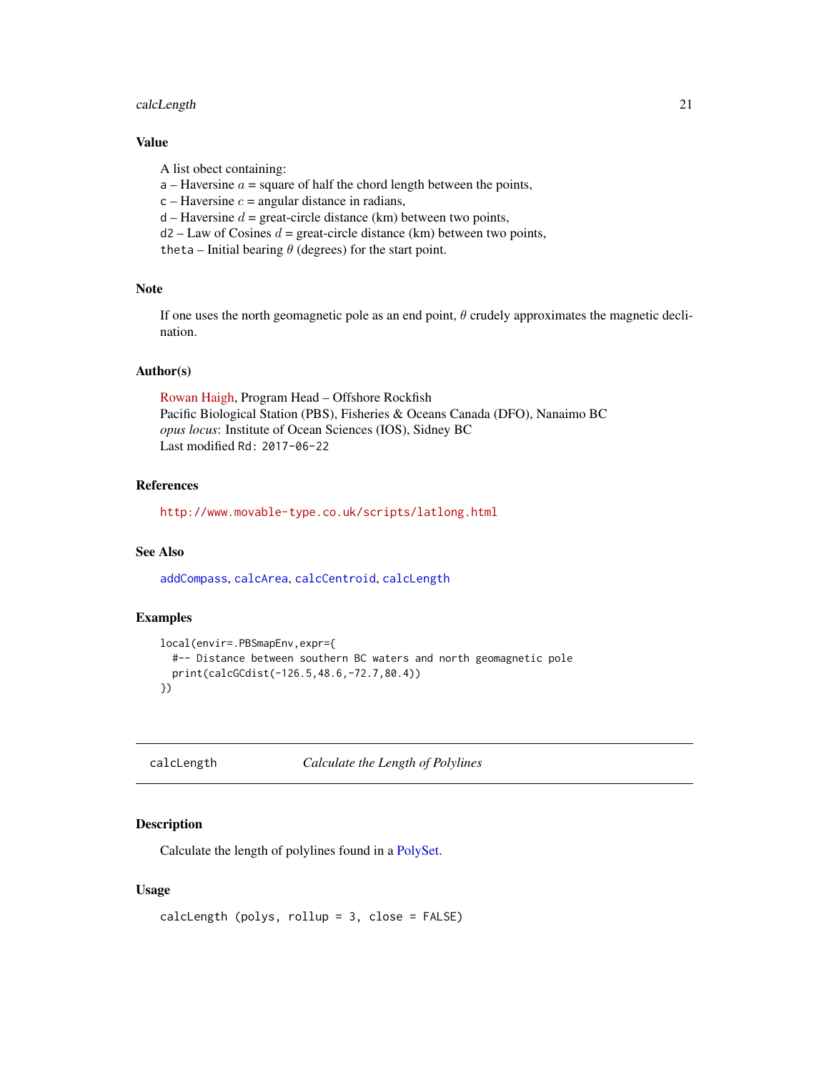### Value

A list obect containing:
`a` – Haversine $a$ = square of half the chord length between the points,
`c` – Haversine $c$ = angular distance in radians,
`d` – Haversine $d$ = great-circle distance (km) between two points,
`d2` – Law of Cosines $d$ = great-circle distance (km) between two points,
`theta` – Initial bearing $\theta$ (degrees) for the start point.

### Note

If one uses the north geomagnetic pole as an end point, $\theta$ crudely approximates the magnetic declination.

### Author(s)

Rowan Haigh, Program Head – Offshore Rockfish
Pacific Biological Station (PBS), Fisheries & Oceans Canada (DFO), Nanaimo BC
*opus locus*: Institute of Ocean Sciences (IOS), Sidney BC
Last modified `Rd: 2017-06-22`

### References

`http://www.movable-type.co.uk/scripts/latlong.html`

### See Also

`addCompass`, `calcArea`, `calcCentroid`, `calcLength`

### Examples

```
local(envir=.PBSmapEnv,expr={
  #-- Distance between southern BC waters and north geomagnetic pole
  print(calcGCdist(-126.5,48.6,-72.7,80.4))
})
```

---

## calcLength — *Calculate the Length of Polylines*

### Description

Calculate the length of polylines found in a PolySet.

### Usage

```
calcLength (polys, rollup = 3, close = FALSE)
```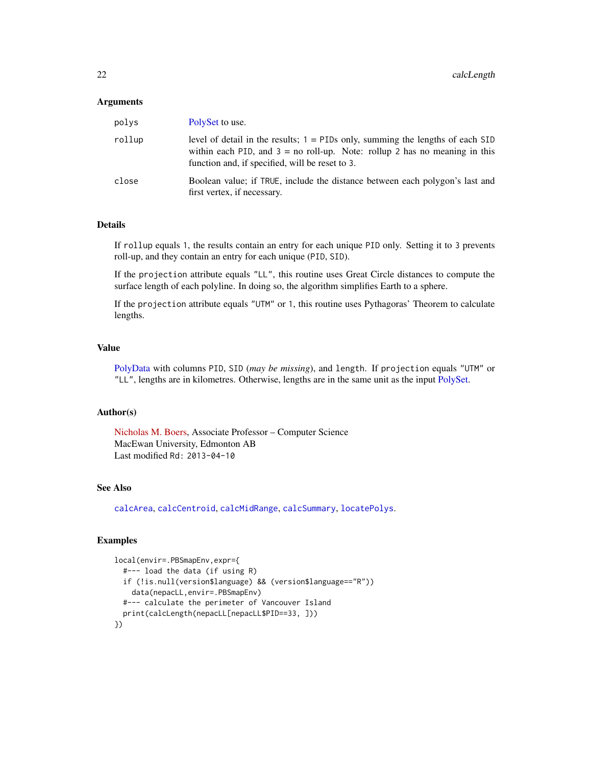## Arguments

| | |
|---|---|
| polys | PolySet to use. |
| rollup | level of detail in the results; 1 = PIDs only, summing the lengths of each SID within each PID, and 3 = no roll-up. Note: rollup 2 has no meaning in this function and, if specified, will be reset to 3. |
| close | Boolean value; if TRUE, include the distance between each polygon's last and first vertex, if necessary. |

## Details

If rollup equals 1, the results contain an entry for each unique PID only. Setting it to 3 prevents roll-up, and they contain an entry for each unique (PID, SID).

If the projection attribute equals "LL", this routine uses Great Circle distances to compute the surface length of each polyline. In doing so, the algorithm simplifies Earth to a sphere.

If the projection attribute equals "UTM" or 1, this routine uses Pythagoras' Theorem to calculate lengths.

## Value

PolyData with columns PID, SID (*may be missing*), and length. If projection equals "UTM" or "LL", lengths are in kilometres. Otherwise, lengths are in the same unit as the input PolySet.

## Author(s)

Nicholas M. Boers, Associate Professor – Computer Science
MacEwan University, Edmonton AB
Last modified Rd: 2013-04-10

## See Also

calcArea, calcCentroid, calcMidRange, calcSummary, locatePolys.

## Examples

```
local(envir=.PBSmapEnv,expr={
  #--- load the data (if using R)
  if (!is.null(version$language) && (version$language=="R"))
    data(nepacLL,envir=.PBSmapEnv)
  #--- calculate the perimeter of Vancouver Island
  print(calcLength(nepacLL[nepacLL$PID==33, ]))
})
```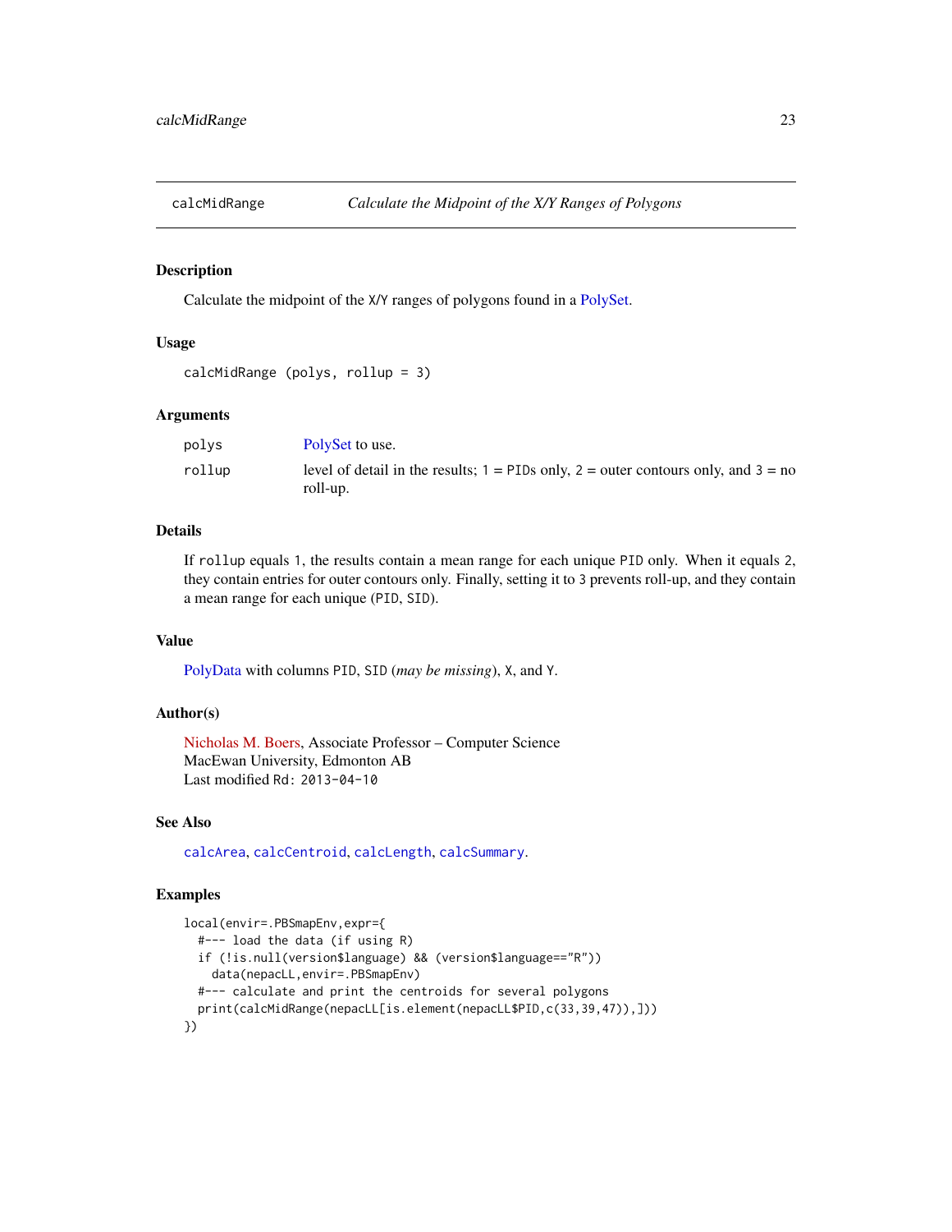## calcMidRange — *Calculate the Midpoint of the X/Y Ranges of Polygons*

### Description

Calculate the midpoint of the X/Y ranges of polygons found in a PolySet.

### Usage

```
calcMidRange (polys, rollup = 3)
```

### Arguments

| | |
|---|---|
| polys | PolySet to use. |
| rollup | level of detail in the results; 1 = PIDs only, 2 = outer contours only, and 3 = no roll-up. |

### Details

If rollup equals 1, the results contain a mean range for each unique PID only. When it equals 2, they contain entries for outer contours only. Finally, setting it to 3 prevents roll-up, and they contain a mean range for each unique (PID, SID).

### Value

PolyData with columns PID, SID (*may be missing*), X, and Y.

### Author(s)

Nicholas M. Boers, Associate Professor – Computer Science
MacEwan University, Edmonton AB
Last modified Rd: 2013-04-10

### See Also

calcArea, calcCentroid, calcLength, calcSummary.

### Examples

```
local(envir=.PBSmapEnv,expr={
  #--- load the data (if using R)
  if (!is.null(version$language) && (version$language=="R"))
    data(nepacLL,envir=.PBSmapEnv)
  #--- calculate and print the centroids for several polygons
  print(calcMidRange(nepacLL[is.element(nepacLL$PID,c(33,39,47)),]))
})
```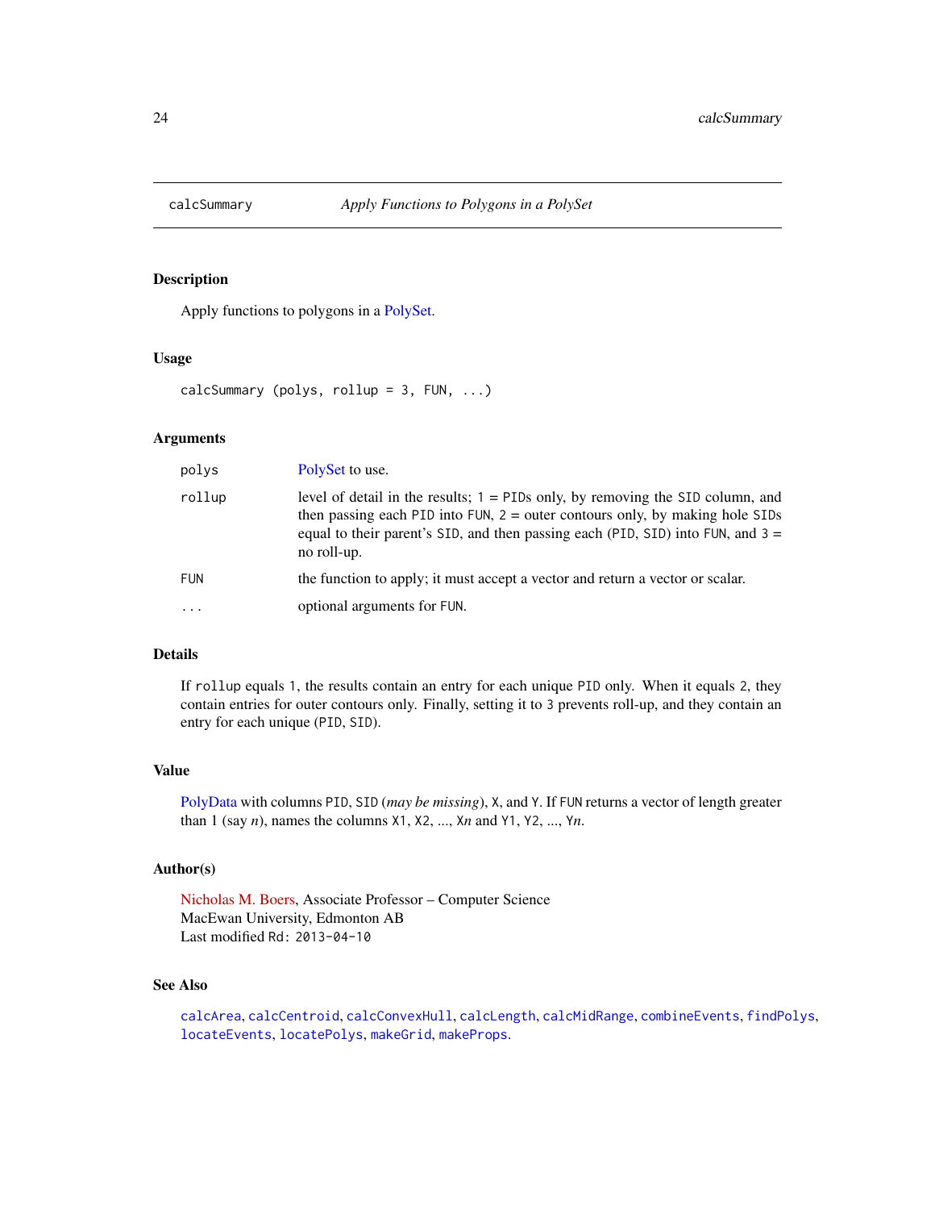# calcSummary — *Apply Functions to Polygons in a PolySet*

## Description

Apply functions to polygons in a PolySet.

## Usage

```
calcSummary (polys, rollup = 3, FUN, ...)
```

## Arguments

| | |
|---|---|
| `polys` | PolySet to use. |
| `rollup` | level of detail in the results; `1` = `PID`s only, by removing the `SID` column, and then passing each `PID` into `FUN`, `2` = outer contours only, by making hole `SID`s equal to their parent's `SID`, and then passing each (`PID`, `SID`) into `FUN`, and `3` = no roll-up. |
| `FUN` | the function to apply; it must accept a vector and return a vector or scalar. |
| `...` | optional arguments for `FUN`. |

## Details

If `rollup` equals `1`, the results contain an entry for each unique `PID` only. When it equals `2`, they contain entries for outer contours only. Finally, setting it to `3` prevents roll-up, and they contain an entry for each unique (`PID`, `SID`).

## Value

PolyData with columns `PID`, `SID` (*may be missing*), `X`, and `Y`. If `FUN` returns a vector of length greater than 1 (say *n*), names the columns `X1`, `X2`, ..., `X`*n* and `Y1`, `Y2`, ..., `Y`*n*.

## Author(s)

Nicholas M. Boers, Associate Professor – Computer Science
MacEwan University, Edmonton AB
Last modified `Rd: 2013-04-10`

## See Also

`calcArea`, `calcCentroid`, `calcConvexHull`, `calcLength`, `calcMidRange`, `combineEvents`, `findPolys`, `locateEvents`, `locatePolys`, `makeGrid`, `makeProps`.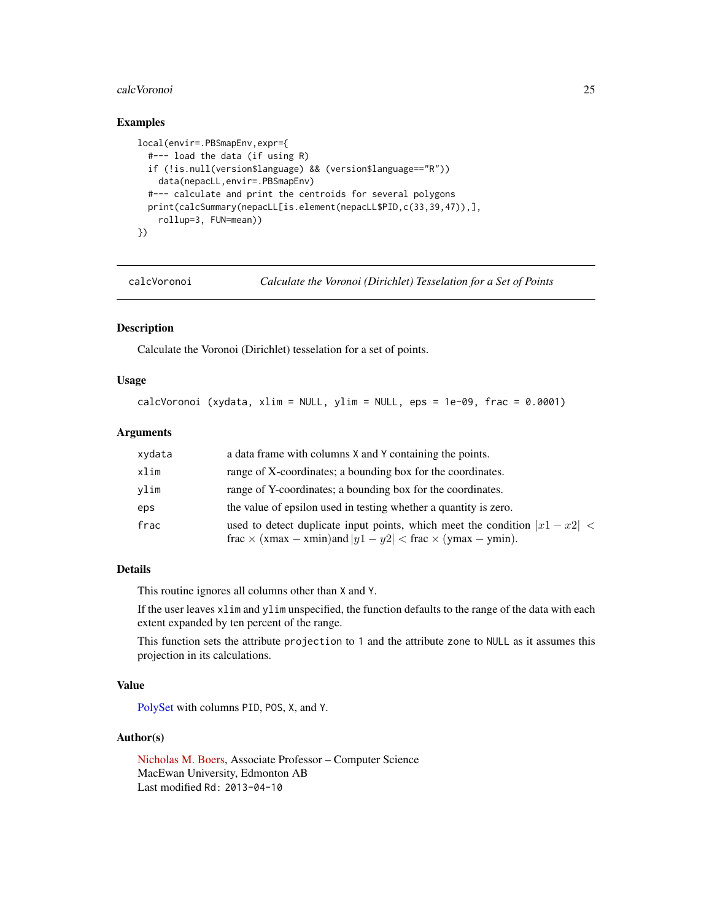## Examples

```
local(envir=.PBSmapEnv,expr={
  #--- load the data (if using R)
  if (!is.null(version$language) && (version$language=="R"))
    data(nepacLL,envir=.PBSmapEnv)
  #--- calculate and print the centroids for several polygons
  print(calcSummary(nepacLL[is.element(nepacLL$PID,c(33,39,47)),],
    rollup=3, FUN=mean))
})
```

---

calcVoronoi — *Calculate the Voronoi (Dirichlet) Tesselation for a Set of Points*

---

## Description

Calculate the Voronoi (Dirichlet) tesselation for a set of points.

## Usage

```
calcVoronoi (xydata, xlim = NULL, ylim = NULL, eps = 1e-09, frac = 0.0001)
```

## Arguments

| | |
|---|---|
| `xydata` | a data frame with columns `X` and `Y` containing the points. |
| `xlim` | range of X-coordinates; a bounding box for the coordinates. |
| `ylim` | range of Y-coordinates; a bounding box for the coordinates. |
| `eps` | the value of epsilon used in testing whether a quantity is zero. |
| `frac` | used to detect duplicate input points, which meet the condition $\lvert x1 - x2 \rvert < \mathrm{frac} \times (\mathrm{xmax} - \mathrm{xmin})$and $\lvert y1 - y2 \rvert < \mathrm{frac} \times (\mathrm{ymax} - \mathrm{ymin})$. |

## Details

This routine ignores all columns other than `X` and `Y`.

If the user leaves `xlim` and `ylim` unspecified, the function defaults to the range of the data with each extent expanded by ten percent of the range.

This function sets the attribute `projection` to `1` and the attribute `zone` to `NULL` as it assumes this projection in its calculations.

## Value

PolySet with columns `PID`, `POS`, `X`, and `Y`.

## Author(s)

Nicholas M. Boers, Associate Professor – Computer Science
MacEwan University, Edmonton AB
Last modified `Rd: 2013-04-10`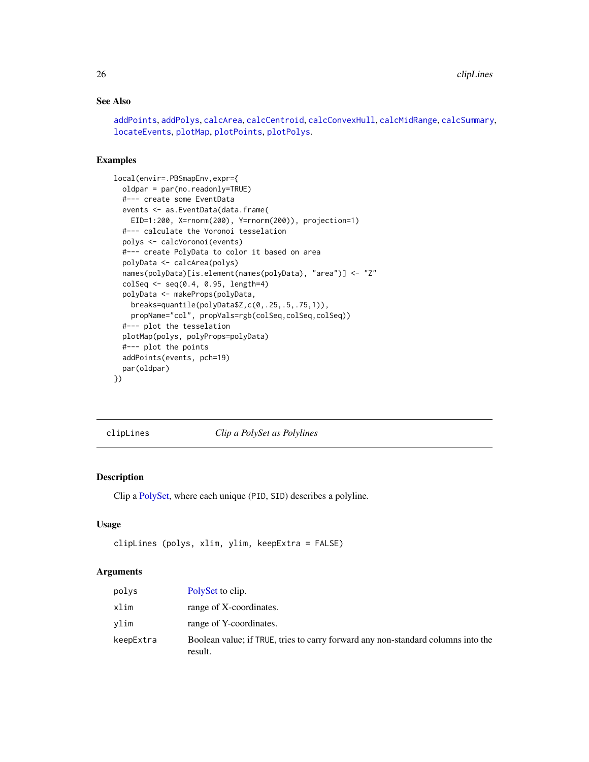## See Also

addPoints, addPolys, calcArea, calcCentroid, calcConvexHull, calcMidRange, calcSummary, locateEvents, plotMap, plotPoints, plotPolys.

## Examples

```
local(envir=.PBSmapEnv,expr={
  oldpar = par(no.readonly=TRUE)
  #--- create some EventData
  events <- as.EventData(data.frame(
    EID=1:200, X=rnorm(200), Y=rnorm(200)), projection=1)
  #--- calculate the Voronoi tesselation
  polys <- calcVoronoi(events)
  #--- create PolyData to color it based on area
  polyData <- calcArea(polys)
  names(polyData)[is.element(names(polyData), "area")] <- "Z"
  colSeq <- seq(0.4, 0.95, length=4)
  polyData <- makeProps(polyData,
    breaks=quantile(polyData$Z,c(0,.25,.5,.75,1)),
    propName="col", propVals=rgb(colSeq,colSeq,colSeq))
  #--- plot the tesselation
  plotMap(polys, polyProps=polyData)
  #--- plot the points
  addPoints(events, pch=19)
  par(oldpar)
})
```

---

# clipLines — *Clip a PolySet as Polylines*

## Description

Clip a PolySet, where each unique (PID, SID) describes a polyline.

## Usage

```
clipLines (polys, xlim, ylim, keepExtra = FALSE)
```

## Arguments

| | |
|---|---|
| polys | PolySet to clip. |
| xlim | range of X-coordinates. |
| ylim | range of Y-coordinates. |
| keepExtra | Boolean value; if TRUE, tries to carry forward any non-standard columns into the result. |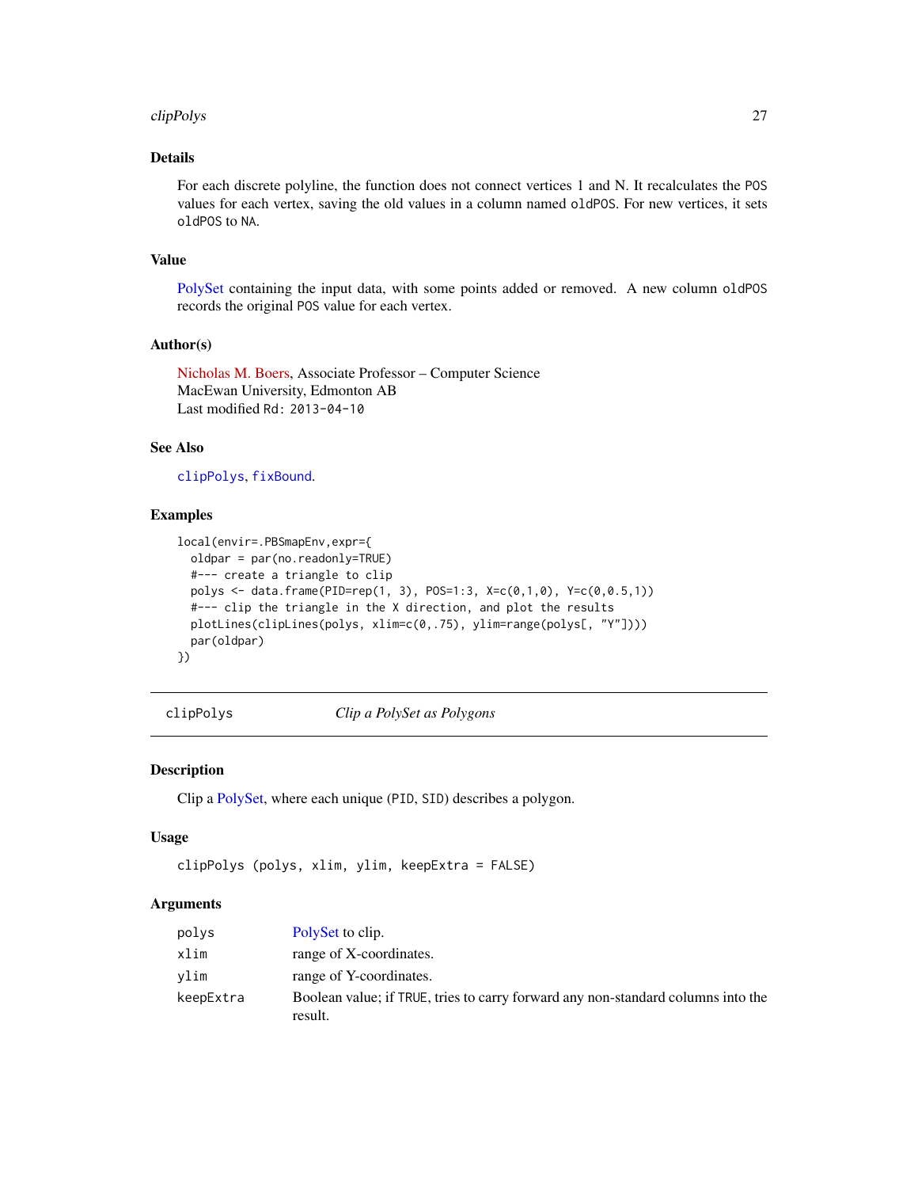### Details

For each discrete polyline, the function does not connect vertices 1 and N. It recalculates the `POS` values for each vertex, saving the old values in a column named `oldPOS`. For new vertices, it sets `oldPOS` to `NA`.

### Value

PolySet containing the input data, with some points added or removed. A new column `oldPOS` records the original `POS` value for each vertex.

### Author(s)

Nicholas M. Boers, Associate Professor – Computer Science
MacEwan University, Edmonton AB
Last modified `Rd: 2013-04-10`

### See Also

`clipPolys`, `fixBound`.

### Examples

```
local(envir=.PBSmapEnv,expr={
  oldpar = par(no.readonly=TRUE)
  #--- create a triangle to clip
  polys <- data.frame(PID=rep(1, 3), POS=1:3, X=c(0,1,0), Y=c(0,0.5,1))
  #--- clip the triangle in the X direction, and plot the results
  plotLines(clipLines(polys, xlim=c(0,.75), ylim=range(polys[, "Y"])))
  par(oldpar)
})
```

---

## clipPolys — *Clip a PolySet as Polygons*

### Description

Clip a PolySet, where each unique (`PID`, `SID`) describes a polygon.

### Usage

```
clipPolys (polys, xlim, ylim, keepExtra = FALSE)
```

### Arguments

| | |
|---|---|
| `polys` | PolySet to clip. |
| `xlim` | range of X-coordinates. |
| `ylim` | range of Y-coordinates. |
| `keepExtra` | Boolean value; if `TRUE`, tries to carry forward any non-standard columns into the result. |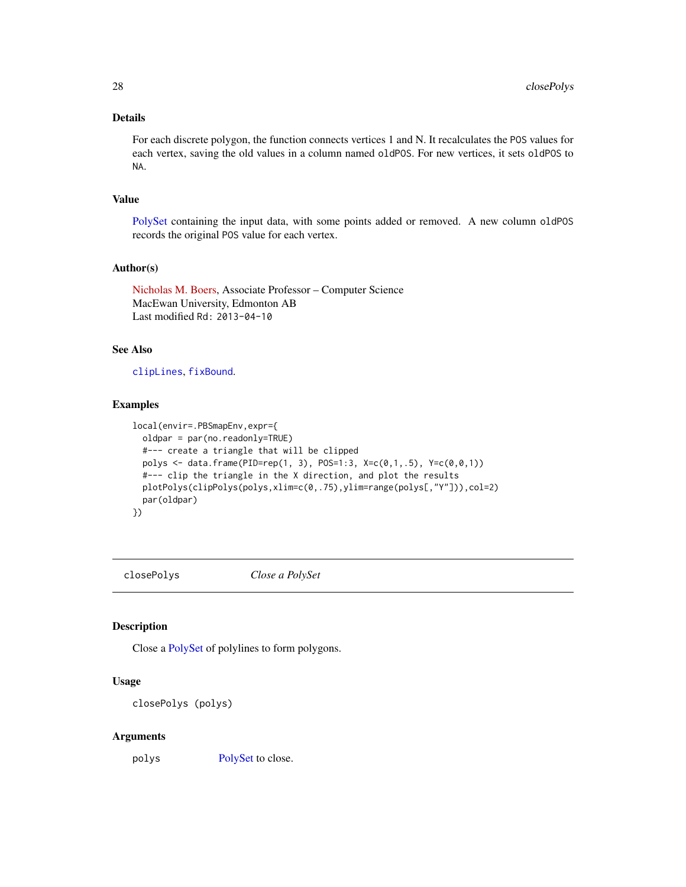## Details

For each discrete polygon, the function connects vertices 1 and N. It recalculates the POS values for each vertex, saving the old values in a column named oldPOS. For new vertices, it sets oldPOS to NA.

## Value

PolySet containing the input data, with some points added or removed. A new column oldPOS records the original POS value for each vertex.

## Author(s)

Nicholas M. Boers, Associate Professor – Computer Science
MacEwan University, Edmonton AB
Last modified Rd: 2013-04-10

## See Also

clipLines, fixBound.

## Examples

```
local(envir=.PBSmapEnv,expr={
  oldpar = par(no.readonly=TRUE)
  #--- create a triangle that will be clipped
  polys <- data.frame(PID=rep(1, 3), POS=1:3, X=c(0,1,.5), Y=c(0,0,1))
  #--- clip the triangle in the X direction, and plot the results
  plotPolys(clipPolys(polys,xlim=c(0,.75),ylim=range(polys[,"Y"])),col=2)
  par(oldpar)
})
```

---

# closePolys &nbsp;&nbsp;&nbsp; *Close a PolySet*

## Description

Close a PolySet of polylines to form polygons.

## Usage

```
closePolys (polys)
```

## Arguments

polys &nbsp;&nbsp;&nbsp; PolySet to close.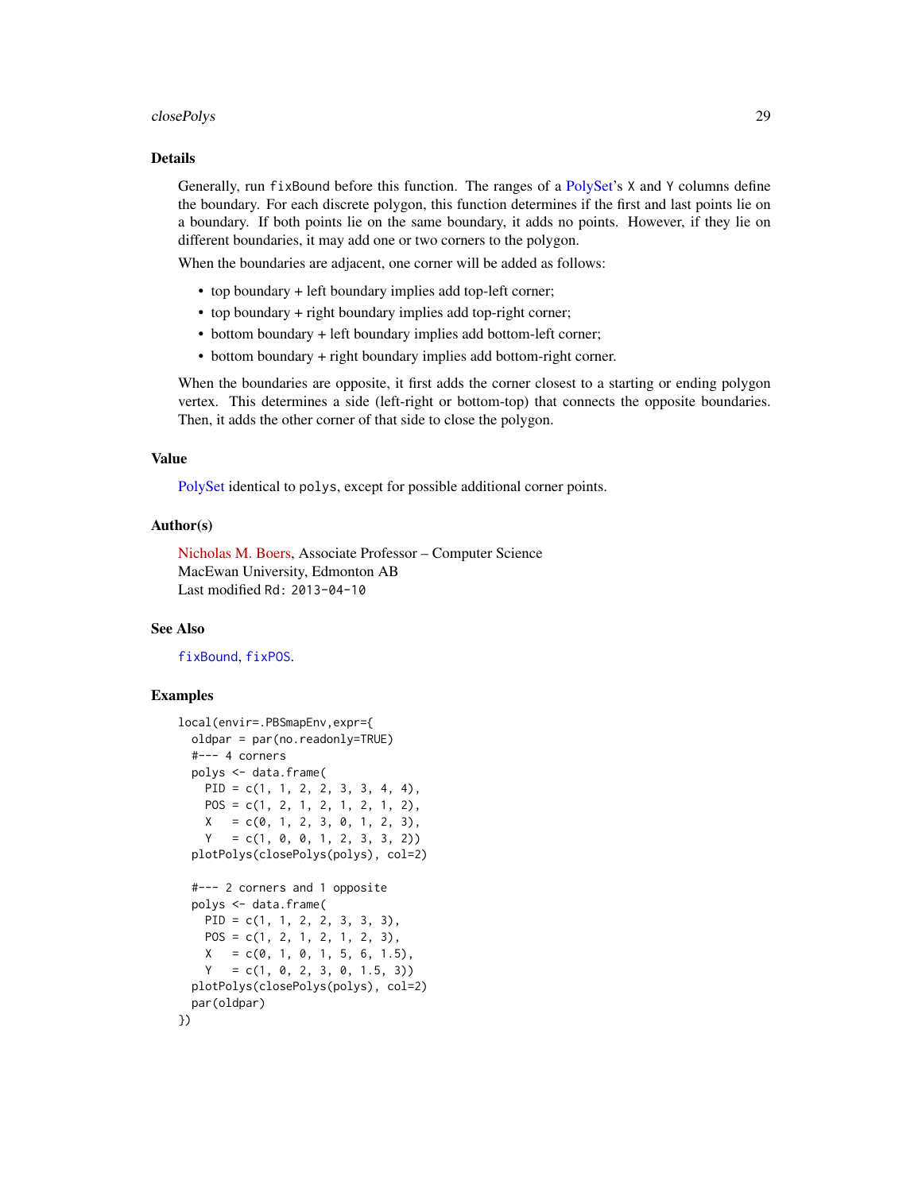## Details

Generally, run `fixBound` before this function. The ranges of a PolySet's `X` and `Y` columns define the boundary. For each discrete polygon, this function determines if the first and last points lie on a boundary. If both points lie on the same boundary, it adds no points. However, if they lie on different boundaries, it may add one or two corners to the polygon.

When the boundaries are adjacent, one corner will be added as follows:

- top boundary + left boundary implies add top-left corner;
- top boundary + right boundary implies add top-right corner;
- bottom boundary + left boundary implies add bottom-left corner;
- bottom boundary + right boundary implies add bottom-right corner.

When the boundaries are opposite, it first adds the corner closest to a starting or ending polygon vertex. This determines a side (left-right or bottom-top) that connects the opposite boundaries. Then, it adds the other corner of that side to close the polygon.

## Value

PolySet identical to `polys`, except for possible additional corner points.

## Author(s)

Nicholas M. Boers, Associate Professor – Computer Science
MacEwan University, Edmonton AB
Last modified `Rd: 2013-04-10`

## See Also

`fixBound`, `fixPOS`.

## Examples

```
local(envir=.PBSmapEnv,expr={
  oldpar = par(no.readonly=TRUE)
  #--- 4 corners
  polys <- data.frame(
    PID = c(1, 1, 2, 2, 3, 3, 4, 4),
    POS = c(1, 2, 1, 2, 1, 2, 1, 2),
    X   = c(0, 1, 2, 3, 0, 1, 2, 3),
    Y   = c(1, 0, 0, 1, 2, 3, 3, 2))
  plotPolys(closePolys(polys), col=2)

  #--- 2 corners and 1 opposite
  polys <- data.frame(
    PID = c(1, 1, 2, 2, 3, 3, 3),
    POS = c(1, 2, 1, 2, 1, 2, 3),
    X   = c(0, 1, 0, 1, 5, 6, 1.5),
    Y   = c(1, 0, 2, 3, 0, 1.5, 3))
  plotPolys(closePolys(polys), col=2)
  par(oldpar)
})
```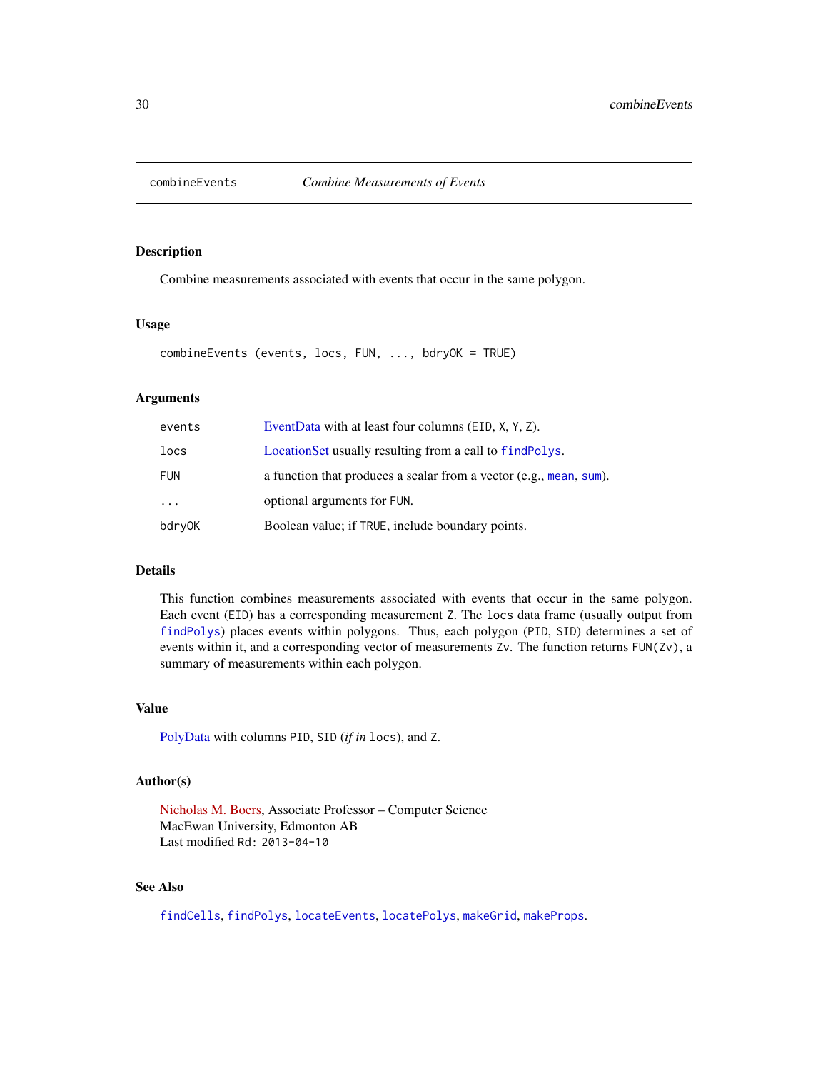## combineEvents — *Combine Measurements of Events*

### Description

Combine measurements associated with events that occur in the same polygon.

### Usage

```
combineEvents (events, locs, FUN, ..., bdryOK = TRUE)
```

### Arguments

| | |
|---|---|
| `events` | EventData with at least four columns (`EID`, `X`, `Y`, `Z`). |
| `locs` | LocationSet usually resulting from a call to `findPolys`. |
| `FUN` | a function that produces a scalar from a vector (e.g., `mean`, `sum`). |
| `...` | optional arguments for `FUN`. |
| `bdryOK` | Boolean value; if `TRUE`, include boundary points. |

### Details

This function combines measurements associated with events that occur in the same polygon. Each event (`EID`) has a corresponding measurement `Z`. The `locs` data frame (usually output from `findPolys`) places events within polygons. Thus, each polygon (`PID`, `SID`) determines a set of events within it, and a corresponding vector of measurements `Zv`. The function returns `FUN(Zv)`, a summary of measurements within each polygon.

### Value

PolyData with columns `PID`, `SID` (*if in* `locs`), and `Z`.

### Author(s)

Nicholas M. Boers, Associate Professor – Computer Science
MacEwan University, Edmonton AB
Last modified `Rd: 2013-04-10`

### See Also

`findCells`, `findPolys`, `locateEvents`, `locatePolys`, `makeGrid`, `makeProps`.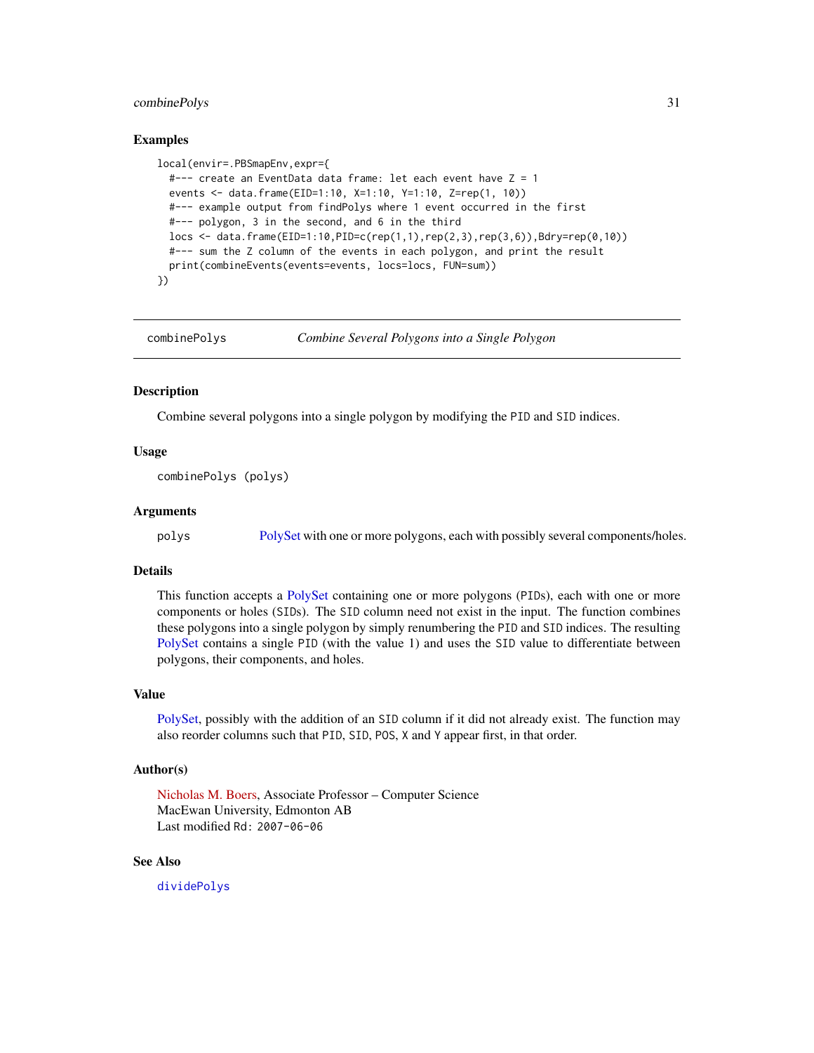## Examples

```
local(envir=.PBSmapEnv,expr={
  #--- create an EventData data frame: let each event have Z = 1
  events <- data.frame(EID=1:10, X=1:10, Y=1:10, Z=rep(1, 10))
  #--- example output from findPolys where 1 event occurred in the first
  #--- polygon, 3 in the second, and 6 in the third
  locs <- data.frame(EID=1:10,PID=c(rep(1,1),rep(2,3),rep(3,6)),Bdry=rep(0,10))
  #--- sum the Z column of the events in each polygon, and print the result
  print(combineEvents(events=events, locs=locs, FUN=sum))
})
```

---

# combinePolys — *Combine Several Polygons into a Single Polygon*

## Description

Combine several polygons into a single polygon by modifying the PID and SID indices.

## Usage

```
combinePolys (polys)
```

## Arguments

| | |
|---|---|
| polys | PolySet with one or more polygons, each with possibly several components/holes. |

## Details

This function accepts a PolySet containing one or more polygons (PIDs), each with one or more components or holes (SIDs). The SID column need not exist in the input. The function combines these polygons into a single polygon by simply renumbering the PID and SID indices. The resulting PolySet contains a single PID (with the value 1) and uses the SID value to differentiate between polygons, their components, and holes.

## Value

PolySet, possibly with the addition of an SID column if it did not already exist. The function may also reorder columns such that PID, SID, POS, X and Y appear first, in that order.

## Author(s)

Nicholas M. Boers, Associate Professor – Computer Science
MacEwan University, Edmonton AB
Last modified Rd: 2007-06-06

## See Also

dividePolys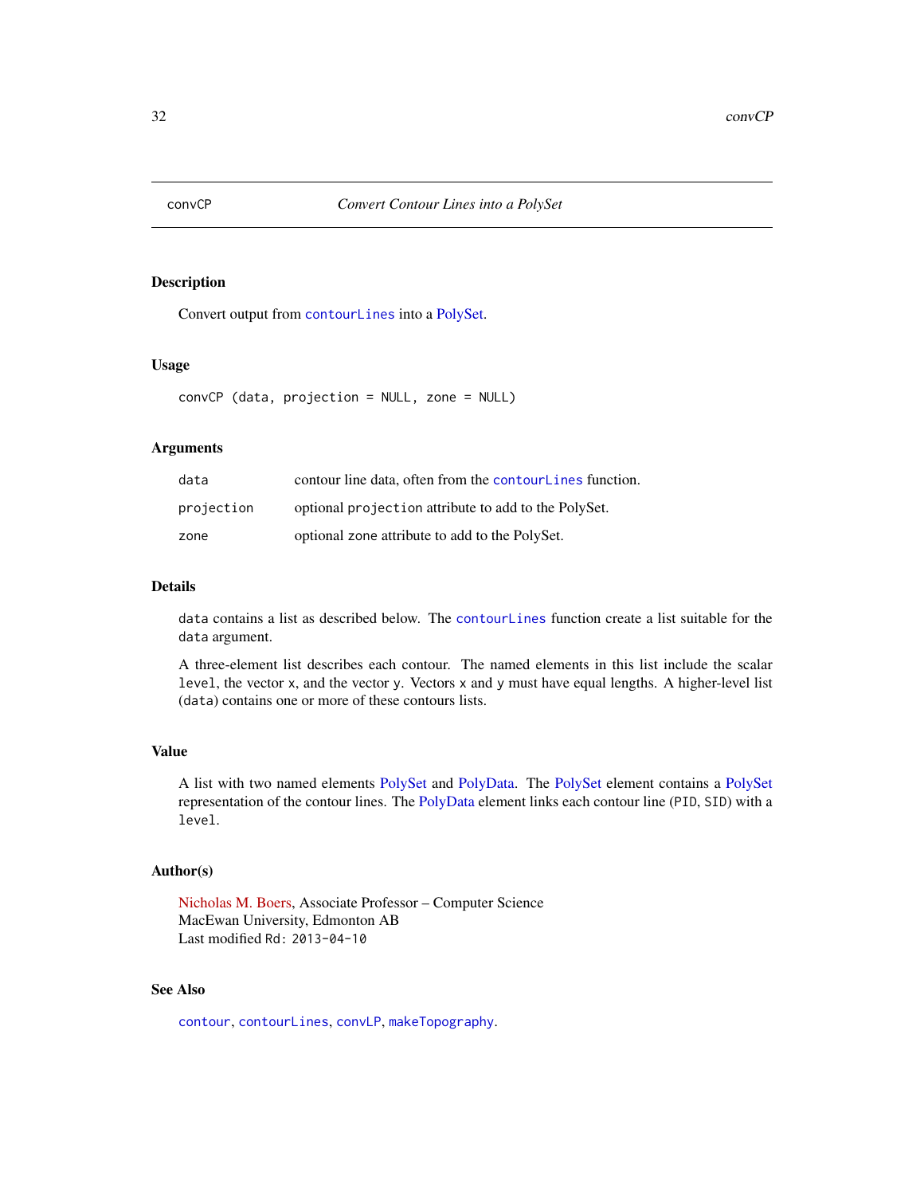convCP — *Convert Contour Lines into a PolySet*

## Description

Convert output from `contourLines` into a PolySet.

## Usage

```
convCP (data, projection = NULL, zone = NULL)
```

## Arguments

| | |
|---|---|
| `data` | contour line data, often from the `contourLines` function. |
| `projection` | optional `projection` attribute to add to the PolySet. |
| `zone` | optional zone attribute to add to the PolySet. |

## Details

`data` contains a list as described below. The `contourLines` function create a list suitable for the `data` argument.

A three-element list describes each contour. The named elements in this list include the scalar `level`, the vector `x`, and the vector `y`. Vectors `x` and `y` must have equal lengths. A higher-level list (`data`) contains one or more of these contours lists.

## Value

A list with two named elements PolySet and PolyData. The PolySet element contains a PolySet representation of the contour lines. The PolyData element links each contour line (`PID`, `SID`) with a `level`.

## Author(s)

Nicholas M. Boers, Associate Professor – Computer Science
MacEwan University, Edmonton AB
Last modified `Rd: 2013-04-10`

## See Also

`contour`, `contourLines`, `convLP`, `makeTopography`.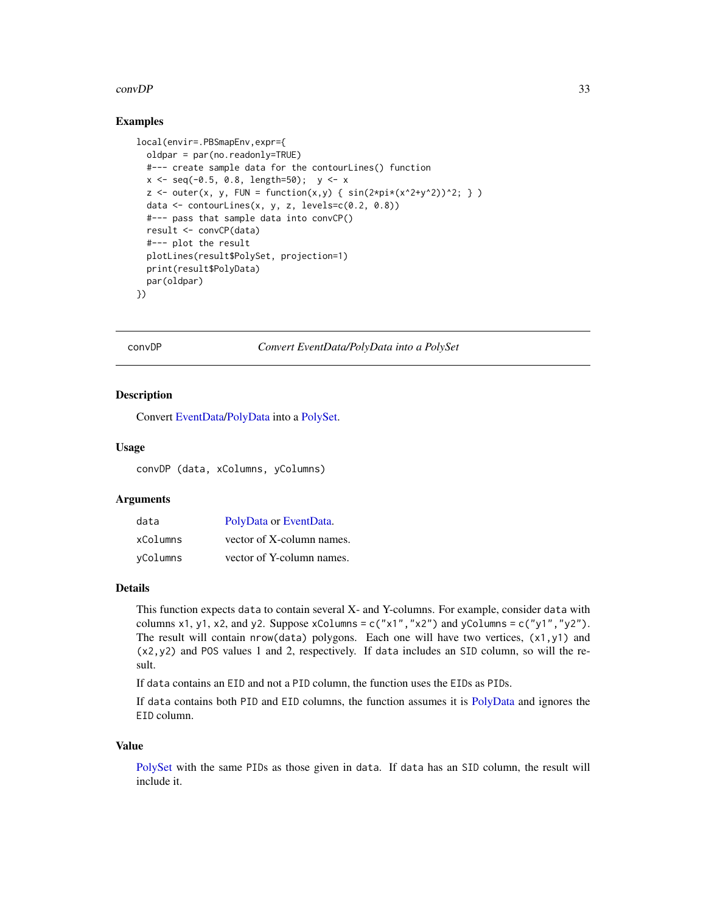## Examples

```
local(envir=.PBSmapEnv,expr={
  oldpar = par(no.readonly=TRUE)
  #--- create sample data for the contourLines() function
  x <- seq(-0.5, 0.8, length=50);  y <- x
  z <- outer(x, y, FUN = function(x,y) { sin(2*pi*(x^2+y^2))^2; } )
  data <- contourLines(x, y, z, levels=c(0.2, 0.8))
  #--- pass that sample data into convCP()
  result <- convCP(data)
  #--- plot the result
  plotLines(result$PolySet, projection=1)
  print(result$PolyData)
  par(oldpar)
})
```

---

# convDP — *Convert EventData/PolyData into a PolySet*

## Description

Convert EventData/PolyData into a PolySet.

## Usage

```
convDP (data, xColumns, yColumns)
```

## Arguments

| | |
|---|---|
| `data` | PolyData or EventData. |
| `xColumns` | vector of X-column names. |
| `yColumns` | vector of Y-column names. |

## Details

This function expects `data` to contain several X- and Y-columns. For example, consider `data` with columns `x1`, `y1`, `x2`, and `y2`. Suppose `xColumns = c("x1","x2")` and `yColumns = c("y1","y2")`. The result will contain `nrow(data)` polygons. Each one will have two vertices, `(x1,y1)` and `(x2,y2)` and `POS` values 1 and 2, respectively. If `data` includes an `SID` column, so will the result.

If `data` contains an `EID` and not a `PID` column, the function uses the `EID`s as `PID`s.

If `data` contains both `PID` and `EID` columns, the function assumes it is PolyData and ignores the `EID` column.

## Value

PolySet with the same `PID`s as those given in `data`. If `data` has an `SID` column, the result will include it.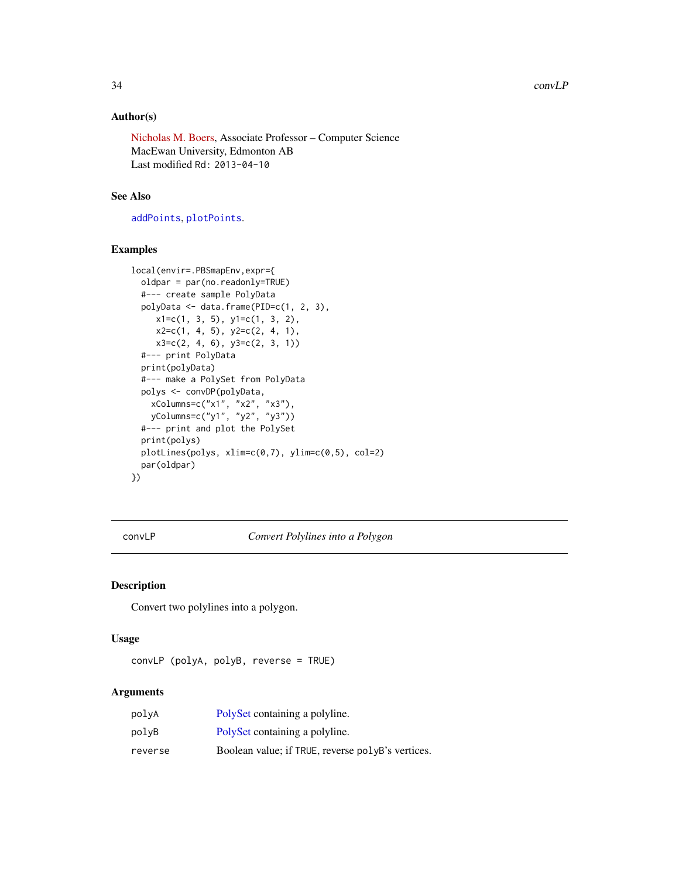### Author(s)

Nicholas M. Boers, Associate Professor – Computer Science
MacEwan University, Edmonton AB
Last modified Rd: 2013-04-10

### See Also

addPoints, plotPoints.

### Examples

```
local(envir=.PBSmapEnv,expr={
  oldpar = par(no.readonly=TRUE)
  #--- create sample PolyData
  polyData <- data.frame(PID=c(1, 2, 3),
     x1=c(1, 3, 5), y1=c(1, 3, 2),
     x2=c(1, 4, 5), y2=c(2, 4, 1),
     x3=c(2, 4, 6), y3=c(2, 3, 1))
  #--- print PolyData
  print(polyData)
  #--- make a PolySet from PolyData
  polys <- convDP(polyData,
    xColumns=c("x1", "x2", "x3"),
    yColumns=c("y1", "y2", "y3"))
  #--- print and plot the PolySet
  print(polys)
  plotLines(polys, xlim=c(0,7), ylim=c(0,5), col=2)
  par(oldpar)
})
```

---

## convLP *Convert Polylines into a Polygon*

### Description

Convert two polylines into a polygon.

### Usage

```
convLP (polyA, polyB, reverse = TRUE)
```

### Arguments

| | |
|---|---|
| polyA | PolySet containing a polyline. |
| polyB | PolySet containing a polyline. |
| reverse | Boolean value; if TRUE, reverse polyB's vertices. |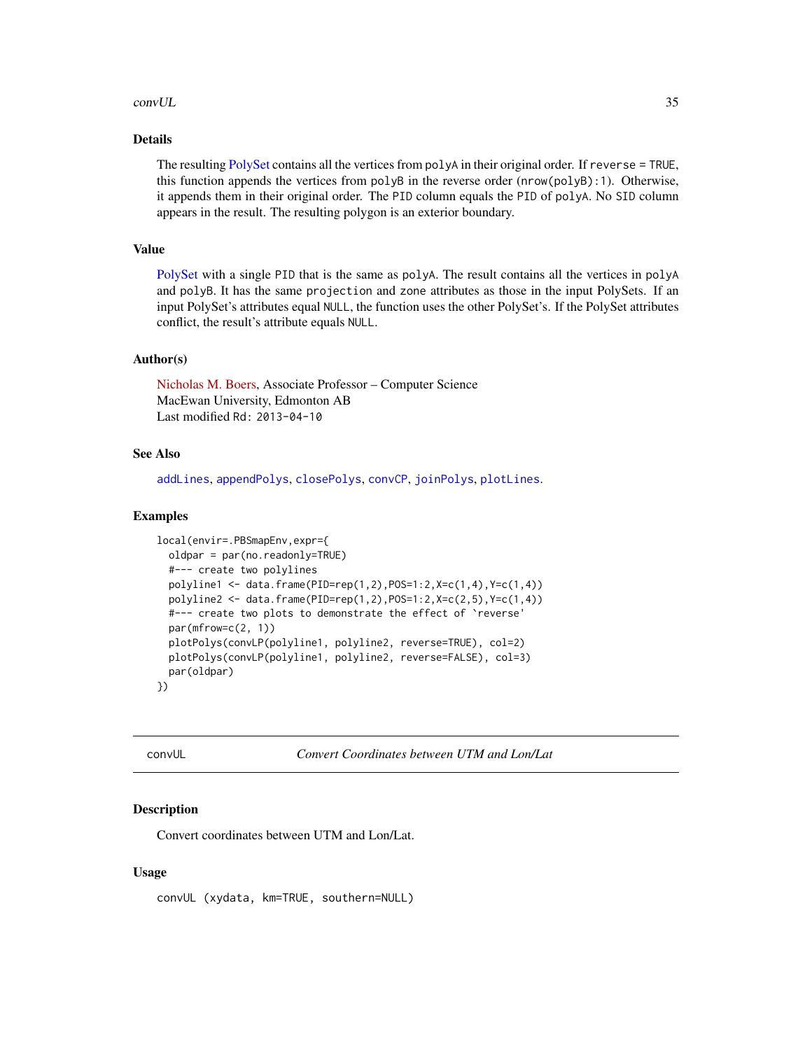## Details

The resulting PolySet contains all the vertices from `polyA` in their original order. If `reverse = TRUE`, this function appends the vertices from `polyB` in the reverse order (`nrow(polyB):1`). Otherwise, it appends them in their original order. The `PID` column equals the `PID` of `polyA`. No `SID` column appears in the result. The resulting polygon is an exterior boundary.

## Value

PolySet with a single `PID` that is the same as `polyA`. The result contains all the vertices in `polyA` and `polyB`. It has the same `projection` and `zone` attributes as those in the input PolySets. If an input PolySet's attributes equal `NULL`, the function uses the other PolySet's. If the PolySet attributes conflict, the result's attribute equals `NULL`.

## Author(s)

Nicholas M. Boers, Associate Professor – Computer Science
MacEwan University, Edmonton AB
Last modified `Rd: 2013-04-10`

## See Also

`addLines`, `appendPolys`, `closePolys`, `convCP`, `joinPolys`, `plotLines`.

## Examples

```
local(envir=.PBSmapEnv,expr={
  oldpar = par(no.readonly=TRUE)
  #--- create two polylines
  polyline1 <- data.frame(PID=rep(1,2),POS=1:2,X=c(1,4),Y=c(1,4))
  polyline2 <- data.frame(PID=rep(1,2),POS=1:2,X=c(2,5),Y=c(1,4))
  #--- create two plots to demonstrate the effect of `reverse'
  par(mfrow=c(2, 1))
  plotPolys(convLP(polyline1, polyline2, reverse=TRUE), col=2)
  plotPolys(convLP(polyline1, polyline2, reverse=FALSE), col=3)
  par(oldpar)
})
```

---

# convUL — *Convert Coordinates between UTM and Lon/Lat*

## Description

Convert coordinates between UTM and Lon/Lat.

## Usage

```
convUL (xydata, km=TRUE, southern=NULL)
```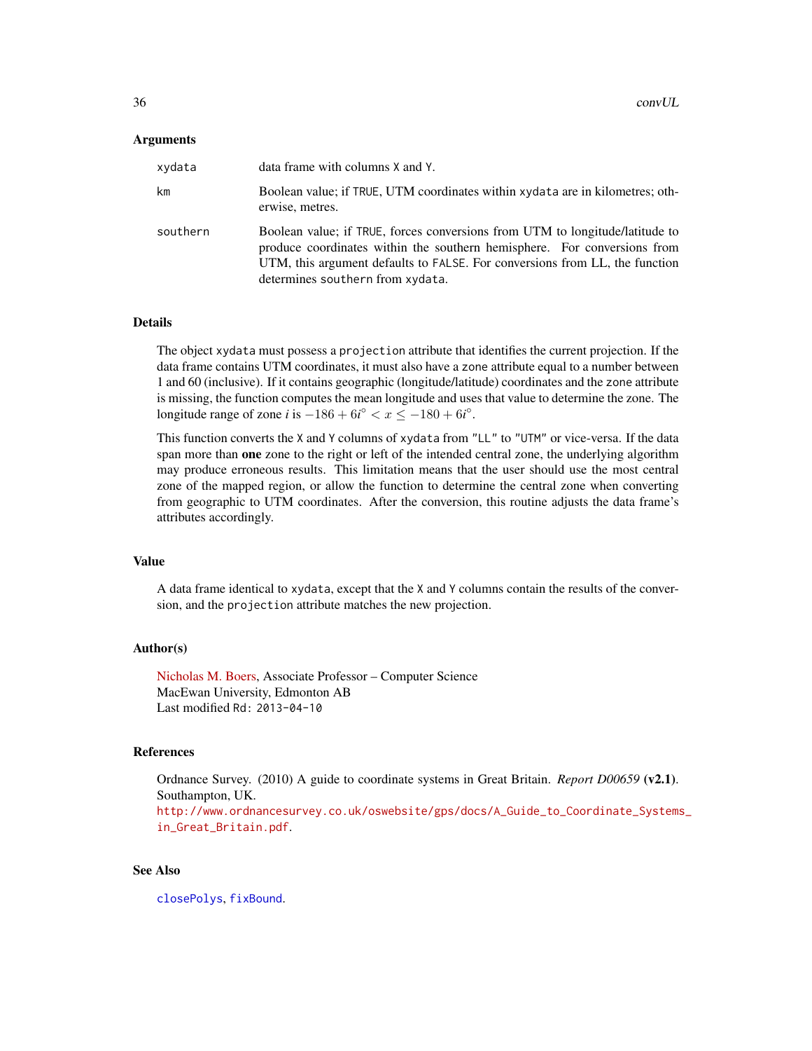## Arguments

| | |
|---|---|
| `xydata` | data frame with columns X and Y. |
| `km` | Boolean value; if TRUE, UTM coordinates within `xydata` are in kilometres; otherwise, metres. |
| `southern` | Boolean value; if TRUE, forces conversions from UTM to longitude/latitude to produce coordinates within the southern hemisphere. For conversions from UTM, this argument defaults to FALSE. For conversions from LL, the function determines `southern` from `xydata`. |

## Details

The object `xydata` must possess a `projection` attribute that identifies the current projection. If the data frame contains UTM coordinates, it must also have a `zone` attribute equal to a number between 1 and 60 (inclusive). If it contains geographic (longitude/latitude) coordinates and the `zone` attribute is missing, the function computes the mean longitude and uses that value to determine the zone. The longitude range of zone $i$ is $-186 + 6i^{\circ} < x \leq -180 + 6i^{\circ}$.

This function converts the X and Y columns of `xydata` from "LL" to "UTM" or vice-versa. If the data span more than **one** zone to the right or left of the intended central zone, the underlying algorithm may produce erroneous results. This limitation means that the user should use the most central zone of the mapped region, or allow the function to determine the central zone when converting from geographic to UTM coordinates. After the conversion, this routine adjusts the data frame's attributes accordingly.

## Value

A data frame identical to `xydata`, except that the X and Y columns contain the results of the conversion, and the `projection` attribute matches the new projection.

## Author(s)

Nicholas M. Boers, Associate Professor – Computer Science
MacEwan University, Edmonton AB
Last modified `Rd: 2013-04-10`

## References

Ordnance Survey. (2010) A guide to coordinate systems in Great Britain. *Report D00659* **(v2.1)**. Southampton, UK.
http://www.ordnancesurvey.co.uk/oswebsite/gps/docs/A_Guide_to_Coordinate_Systems_in_Great_Britain.pdf.

## See Also

`closePolys`, `fixBound`.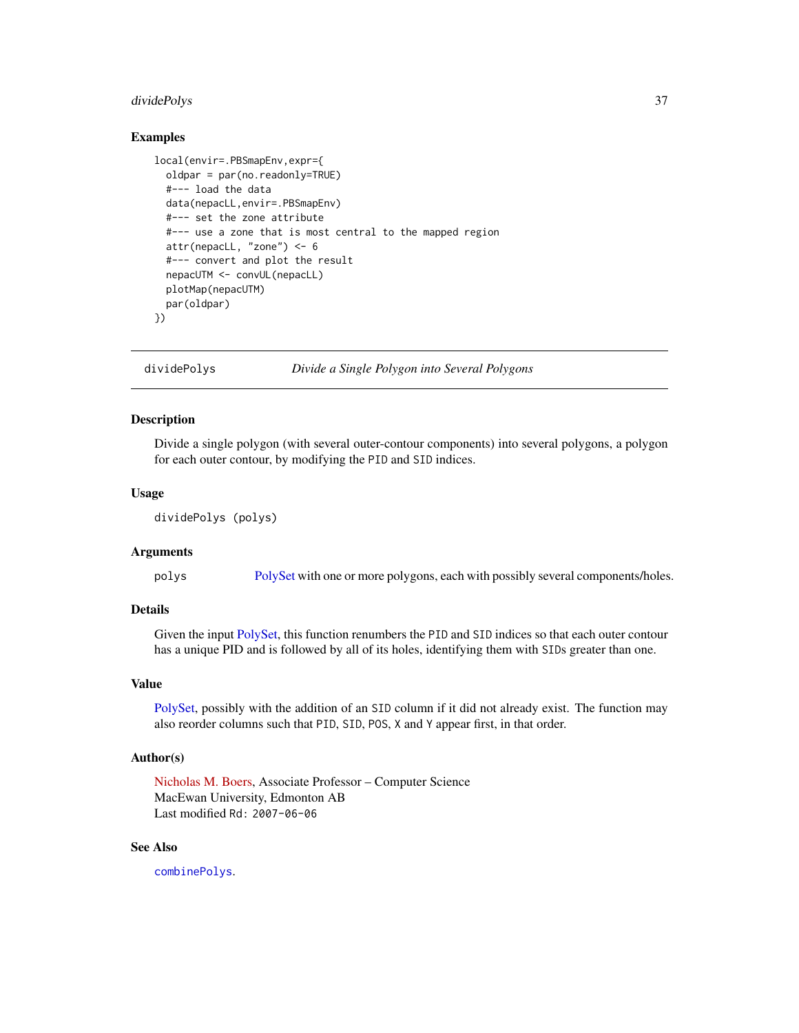## Examples

```
local(envir=.PBSmapEnv,expr={
  oldpar = par(no.readonly=TRUE)
  #--- load the data
  data(nepacLL,envir=.PBSmapEnv)
  #--- set the zone attribute
  #--- use a zone that is most central to the mapped region
  attr(nepacLL, "zone") <- 6
  #--- convert and plot the result
  nepacUTM <- convUL(nepacLL)
  plotMap(nepacUTM)
  par(oldpar)
})
```

---

# dividePolys *Divide a Single Polygon into Several Polygons*

---

## Description

Divide a single polygon (with several outer-contour components) into several polygons, a polygon for each outer contour, by modifying the `PID` and `SID` indices.

## Usage

```
dividePolys (polys)
```

## Arguments

| | |
|---|---|
| `polys` | PolySet with one or more polygons, each with possibly several components/holes. |

## Details

Given the input PolySet, this function renumbers the `PID` and `SID` indices so that each outer contour has a unique PID and is followed by all of its holes, identifying them with `SID`s greater than one.

## Value

PolySet, possibly with the addition of an `SID` column if it did not already exist. The function may also reorder columns such that `PID`, `SID`, `POS`, `X` and `Y` appear first, in that order.

## Author(s)

Nicholas M. Boers, Associate Professor – Computer Science
MacEwan University, Edmonton AB
Last modified `Rd: 2007-06-06`

## See Also

`combinePolys`.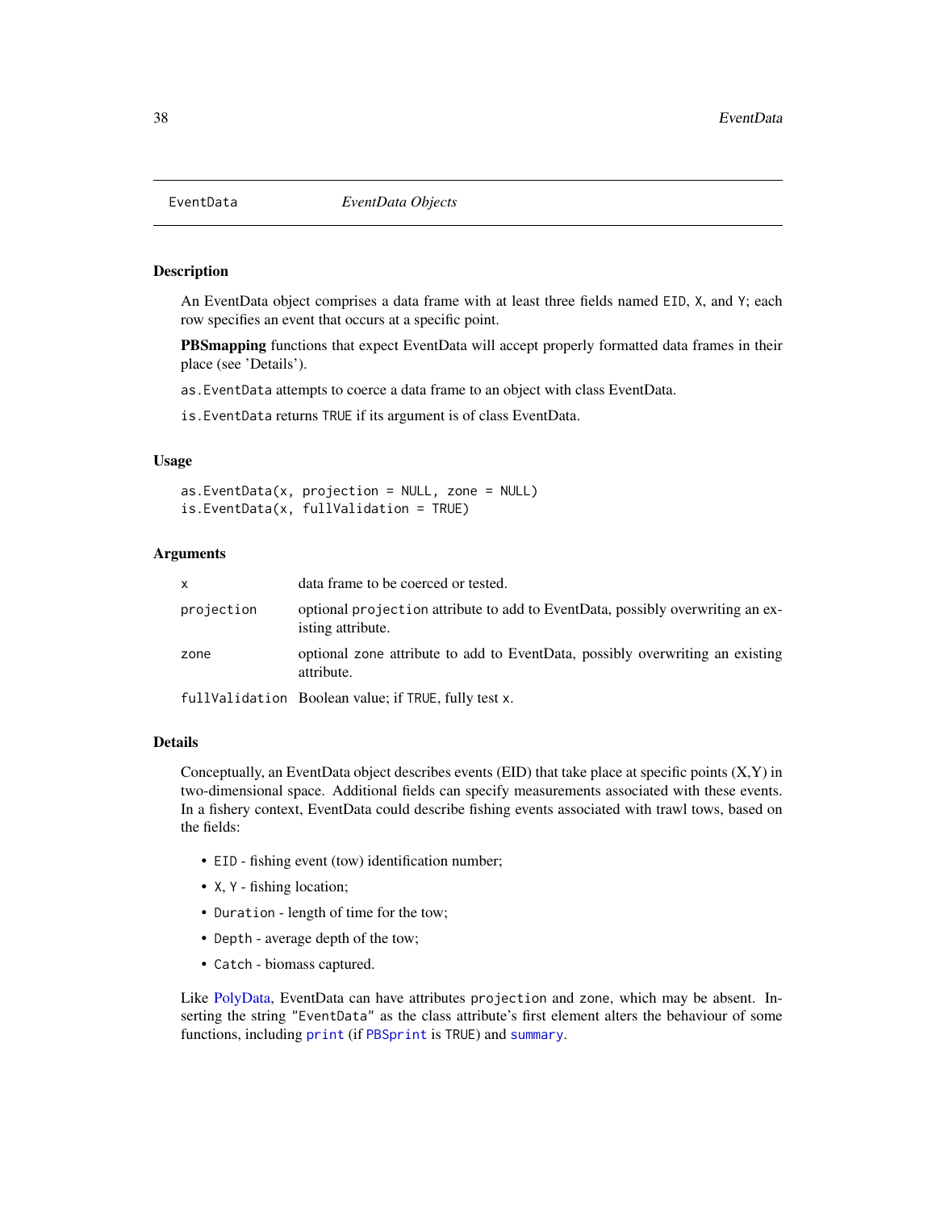# EventData — *EventData Objects*

## Description

An EventData object comprises a data frame with at least three fields named `EID`, `X`, and `Y`; each row specifies an event that occurs at a specific point.

**PBSmapping** functions that expect EventData will accept properly formatted data frames in their place (see 'Details').

`as.EventData` attempts to coerce a data frame to an object with class EventData.

`is.EventData` returns `TRUE` if its argument is of class EventData.

## Usage

```
as.EventData(x, projection = NULL, zone = NULL)
is.EventData(x, fullValidation = TRUE)
```

## Arguments

| | |
|---|---|
| `x` | data frame to be coerced or tested. |
| `projection` | optional `projection` attribute to add to EventData, possibly overwriting an existing attribute. |
| `zone` | optional `zone` attribute to add to EventData, possibly overwriting an existing attribute. |
| `fullValidation` | Boolean value; if `TRUE`, fully test `x`. |

## Details

Conceptually, an EventData object describes events (EID) that take place at specific points (X,Y) in two-dimensional space. Additional fields can specify measurements associated with these events. In a fishery context, EventData could describe fishing events associated with trawl tows, based on the fields:

- `EID` - fishing event (tow) identification number;
- `X`, `Y` - fishing location;
- `Duration` - length of time for the tow;
- `Depth` - average depth of the tow;
- `Catch` - biomass captured.

Like PolyData, EventData can have attributes `projection` and `zone`, which may be absent. Inserting the string `"EventData"` as the class attribute's first element alters the behaviour of some functions, including `print` (if `PBSprint` is `TRUE`) and `summary`.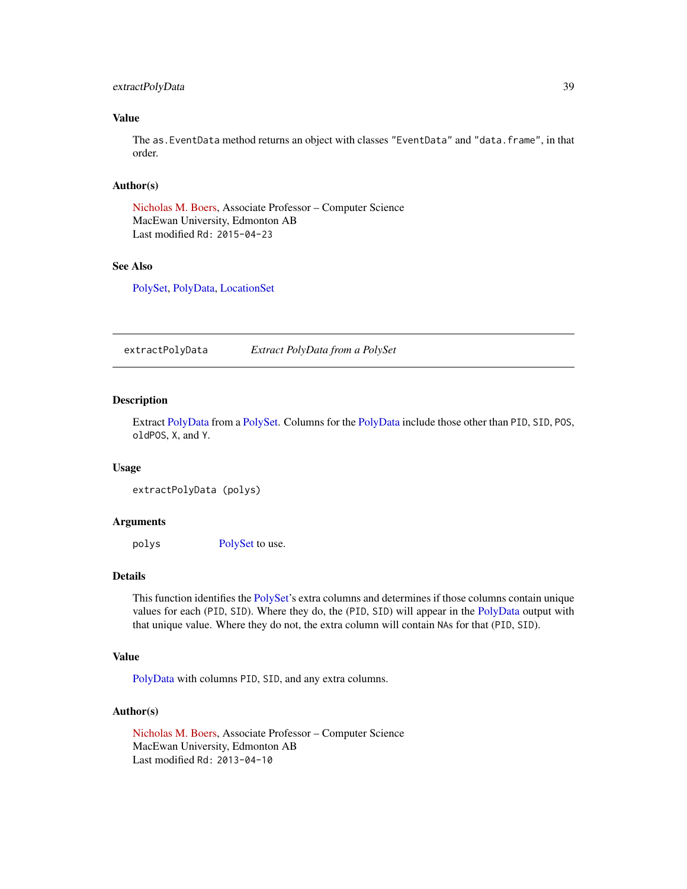### Value

The `as.EventData` method returns an object with classes `"EventData"` and `"data.frame"`, in that order.

### Author(s)

Nicholas M. Boers, Associate Professor – Computer Science
MacEwan University, Edmonton AB
Last modified `Rd: 2015-04-23`

### See Also

PolySet, PolyData, LocationSet

---

## extractPolyData — *Extract PolyData from a PolySet*

### Description

Extract PolyData from a PolySet. Columns for the PolyData include those other than `PID`, `SID`, `POS`, `oldPOS`, `X`, and `Y`.

### Usage

```
extractPolyData (polys)
```

### Arguments

| | |
|---|---|
| `polys` | PolySet to use. |

### Details

This function identifies the PolySet's extra columns and determines if those columns contain unique values for each (`PID`, `SID`). Where they do, the (`PID`, `SID`) will appear in the PolyData output with that unique value. Where they do not, the extra column will contain `NA`s for that (`PID`, `SID`).

### Value

PolyData with columns `PID`, `SID`, and any extra columns.

### Author(s)

Nicholas M. Boers, Associate Professor – Computer Science
MacEwan University, Edmonton AB
Last modified `Rd: 2013-04-10`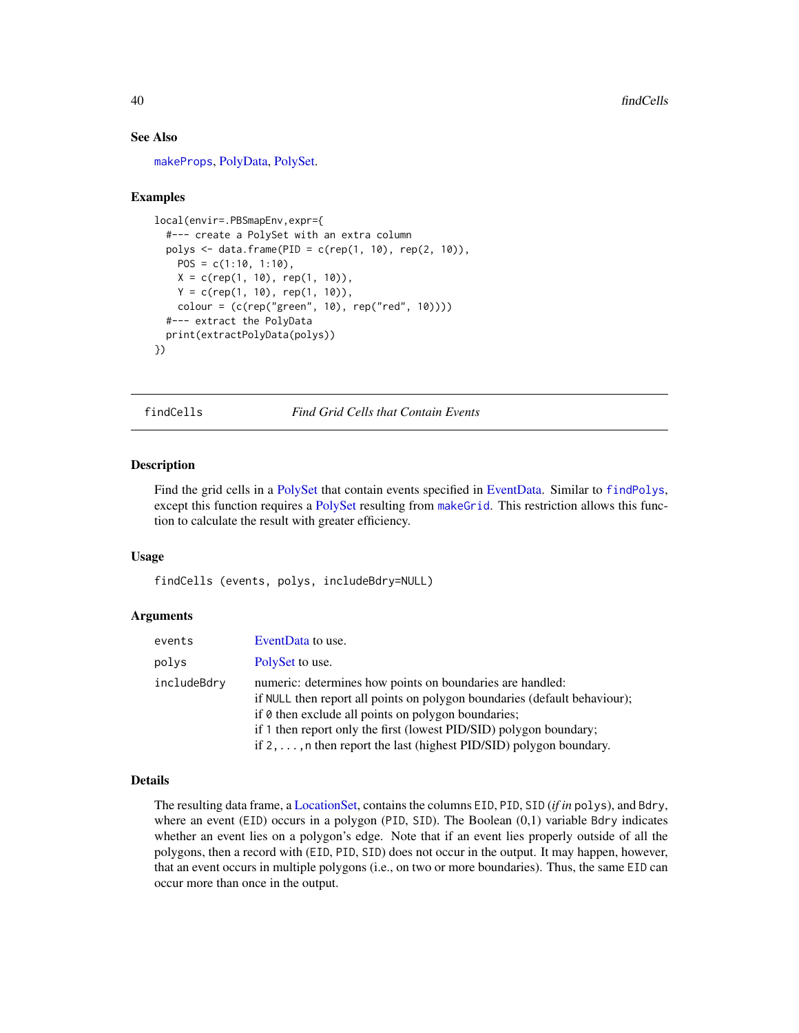### See Also

makeProps, PolyData, PolySet.

### Examples

```
local(envir=.PBSmapEnv,expr={
  #--- create a PolySet with an extra column
  polys <- data.frame(PID = c(rep(1, 10), rep(2, 10)),
    POS = c(1:10, 1:10),
    X = c(rep(1, 10), rep(1, 10)),
    Y = c(rep(1, 10), rep(1, 10)),
    colour = (c(rep("green", 10), rep("red", 10))))
  #--- extract the PolyData
  print(extractPolyData(polys))
})
```

---

## findCells — *Find Grid Cells that Contain Events*

### Description

Find the grid cells in a PolySet that contain events specified in EventData. Similar to `findPolys`, except this function requires a PolySet resulting from `makeGrid`. This restriction allows this function to calculate the result with greater efficiency.

### Usage

```
findCells (events, polys, includeBdry=NULL)
```

### Arguments

| | |
|---|---|
| `events` | EventData to use. |
| `polys` | PolySet to use. |
| `includeBdry` | numeric: determines how points on boundaries are handled:<br>if `NULL` then report all points on polygon boundaries (default behaviour);<br>if `0` then exclude all points on polygon boundaries;<br>if `1` then report only the first (lowest PID/SID) polygon boundary;<br>if `2,...,n` then report the last (highest PID/SID) polygon boundary. |

### Details

The resulting data frame, a LocationSet, contains the columns `EID`, `PID`, `SID` (*if in* `polys`), and `Bdry`, where an event (`EID`) occurs in a polygon (`PID`, `SID`). The Boolean (0,1) variable `Bdry` indicates whether an event lies on a polygon's edge. Note that if an event lies properly outside of all the polygons, then a record with (`EID`, `PID`, `SID`) does not occur in the output. It may happen, however, that an event occurs in multiple polygons (i.e., on two or more boundaries). Thus, the same `EID` can occur more than once in the output.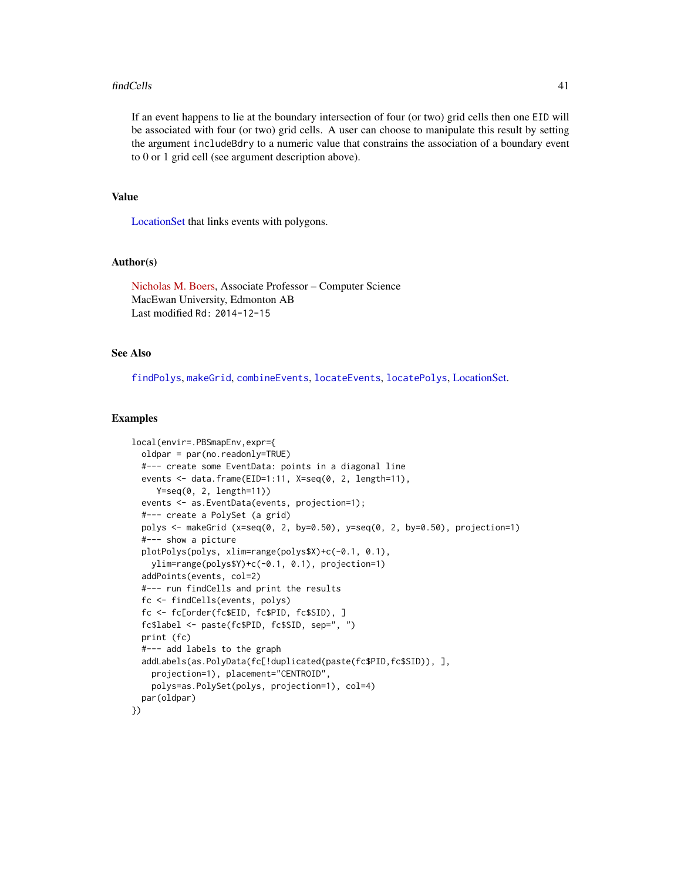If an event happens to lie at the boundary intersection of four (or two) grid cells then one EID will be associated with four (or two) grid cells. A user can choose to manipulate this result by setting the argument includeBdry to a numeric value that constrains the association of a boundary event to 0 or 1 grid cell (see argument description above).

## Value

LocationSet that links events with polygons.

## Author(s)

Nicholas M. Boers, Associate Professor – Computer Science
MacEwan University, Edmonton AB
Last modified Rd: 2014-12-15

## See Also

findPolys, makeGrid, combineEvents, locateEvents, locatePolys, LocationSet.

## Examples

```
local(envir=.PBSmapEnv,expr={
  oldpar = par(no.readonly=TRUE)
  #--- create some EventData: points in a diagonal line
  events <- data.frame(EID=1:11, X=seq(0, 2, length=11),
     Y=seq(0, 2, length=11))
  events <- as.EventData(events, projection=1);
  #--- create a PolySet (a grid)
  polys <- makeGrid (x=seq(0, 2, by=0.50), y=seq(0, 2, by=0.50), projection=1)
  #--- show a picture
  plotPolys(polys, xlim=range(polys$X)+c(-0.1, 0.1),
    ylim=range(polys$Y)+c(-0.1, 0.1), projection=1)
  addPoints(events, col=2)
  #--- run findCells and print the results
  fc <- findCells(events, polys)
  fc <- fc[order(fc$EID, fc$PID, fc$SID), ]
  fc$label <- paste(fc$PID, fc$SID, sep=", ")
  print (fc)
  #--- add labels to the graph
  addLabels(as.PolyData(fc[!duplicated(paste(fc$PID,fc$SID)), ],
    projection=1), placement="CENTROID",
    polys=as.PolySet(polys, projection=1), col=4)
  par(oldpar)
})
```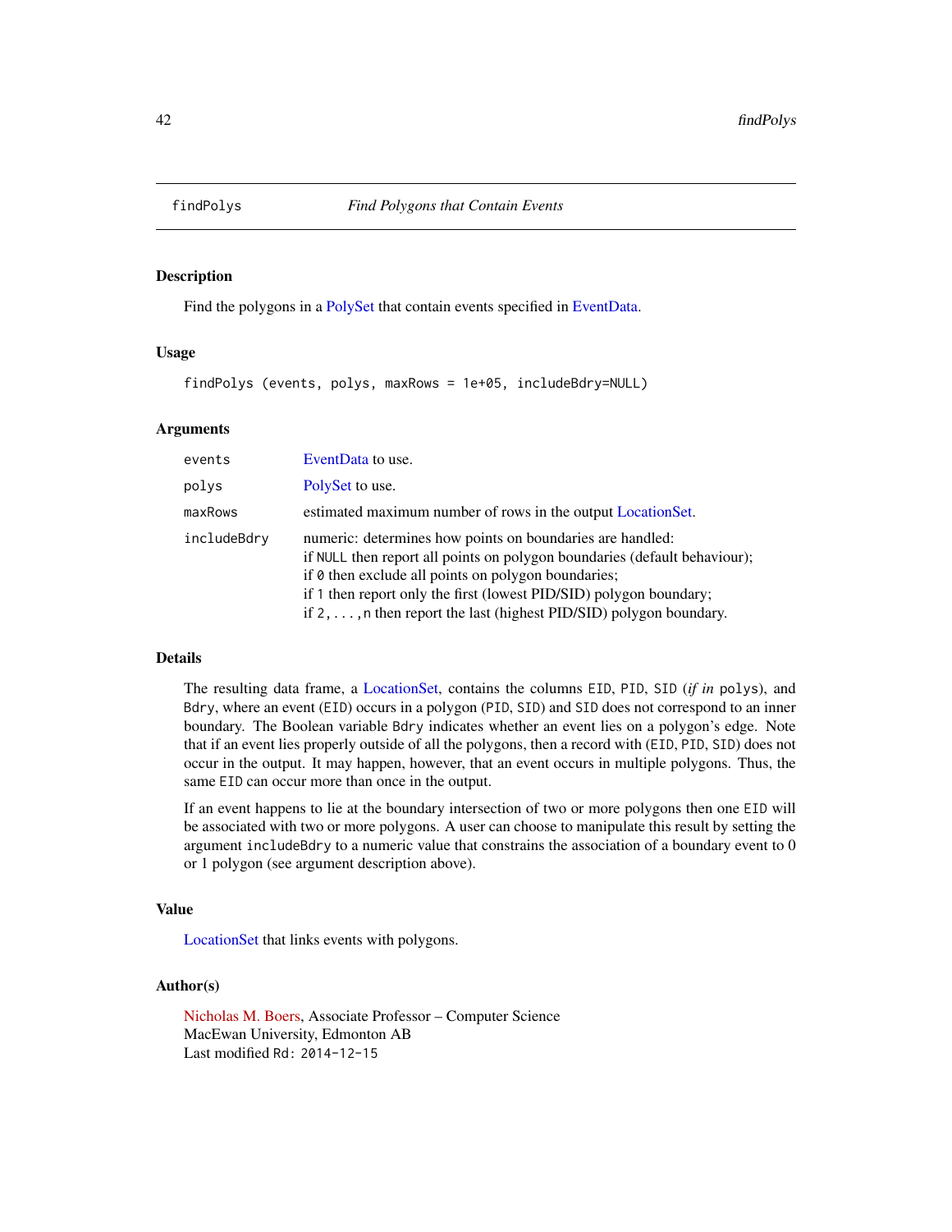# findPolys — *Find Polygons that Contain Events*

## Description

Find the polygons in a PolySet that contain events specified in EventData.

## Usage

```
findPolys (events, polys, maxRows = 1e+05, includeBdry=NULL)
```

## Arguments

| | |
|---|---|
| `events` | EventData to use. |
| `polys` | PolySet to use. |
| `maxRows` | estimated maximum number of rows in the output LocationSet. |
| `includeBdry` | numeric: determines how points on boundaries are handled:<br>if `NULL` then report all points on polygon boundaries (default behaviour);<br>if `0` then exclude all points on polygon boundaries;<br>if `1` then report only the first (lowest PID/SID) polygon boundary;<br>if `2,...,n` then report the last (highest PID/SID) polygon boundary. |

## Details

The resulting data frame, a LocationSet, contains the columns `EID`, `PID`, `SID` (*if in* `polys`), and `Bdry`, where an event (`EID`) occurs in a polygon (`PID`, `SID`) and `SID` does not correspond to an inner boundary. The Boolean variable `Bdry` indicates whether an event lies on a polygon's edge. Note that if an event lies properly outside of all the polygons, then a record with (`EID`, `PID`, `SID`) does not occur in the output. It may happen, however, that an event occurs in multiple polygons. Thus, the same `EID` can occur more than once in the output.

If an event happens to lie at the boundary intersection of two or more polygons then one `EID` will be associated with two or more polygons. A user can choose to manipulate this result by setting the argument `includeBdry` to a numeric value that constrains the association of a boundary event to 0 or 1 polygon (see argument description above).

## Value

LocationSet that links events with polygons.

## Author(s)

Nicholas M. Boers, Associate Professor – Computer Science
MacEwan University, Edmonton AB
Last modified `Rd: 2014-12-15`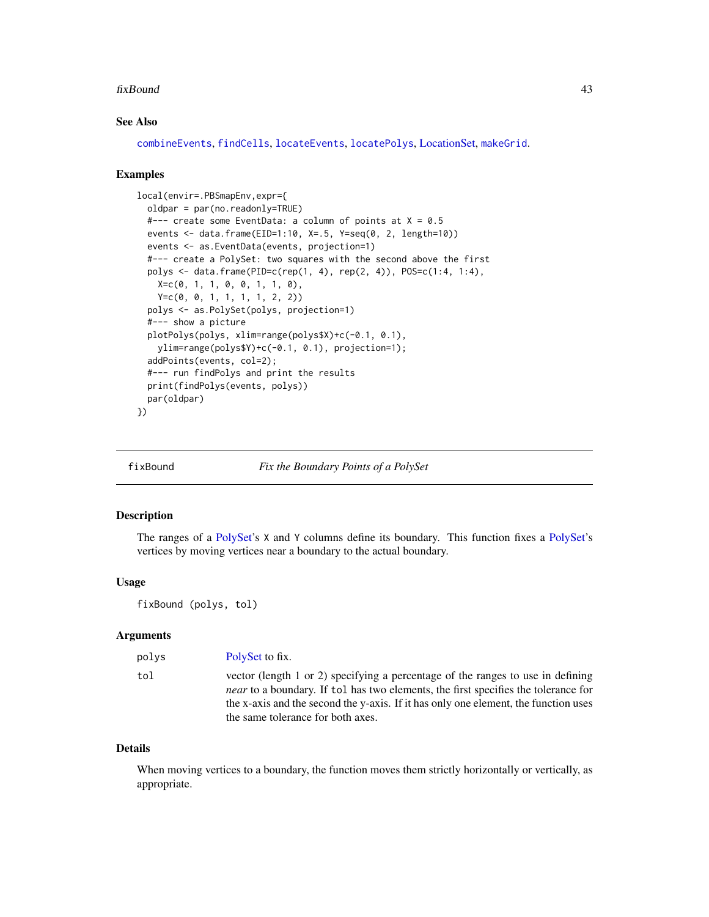## See Also

combineEvents, findCells, locateEvents, locatePolys, LocationSet, makeGrid.

## Examples

```
local(envir=.PBSmapEnv,expr={
  oldpar = par(no.readonly=TRUE)
  #--- create some EventData: a column of points at X = 0.5
  events <- data.frame(EID=1:10, X=.5, Y=seq(0, 2, length=10))
  events <- as.EventData(events, projection=1)
  #--- create a PolySet: two squares with the second above the first
  polys <- data.frame(PID=c(rep(1, 4), rep(2, 4)), POS=c(1:4, 1:4),
    X=c(0, 1, 1, 0, 0, 1, 1, 0),
    Y=c(0, 0, 1, 1, 1, 1, 2, 2))
  polys <- as.PolySet(polys, projection=1)
  #--- show a picture
  plotPolys(polys, xlim=range(polys$X)+c(-0.1, 0.1),
    ylim=range(polys$Y)+c(-0.1, 0.1), projection=1);
  addPoints(events, col=2);
  #--- run findPolys and print the results
  print(findPolys(events, polys))
  par(oldpar)
})
```

---

# fixBound — *Fix the Boundary Points of a PolySet*

## Description

The ranges of a PolySet's X and Y columns define its boundary. This function fixes a PolySet's vertices by moving vertices near a boundary to the actual boundary.

## Usage

```
fixBound (polys, tol)
```

## Arguments

| | |
|---|---|
| polys | PolySet to fix. |
| tol | vector (length 1 or 2) specifying a percentage of the ranges to use in defining *near* to a boundary. If tol has two elements, the first specifies the tolerance for the x-axis and the second the y-axis. If it has only one element, the function uses the same tolerance for both axes. |

## Details

When moving vertices to a boundary, the function moves them strictly horizontally or vertically, as appropriate.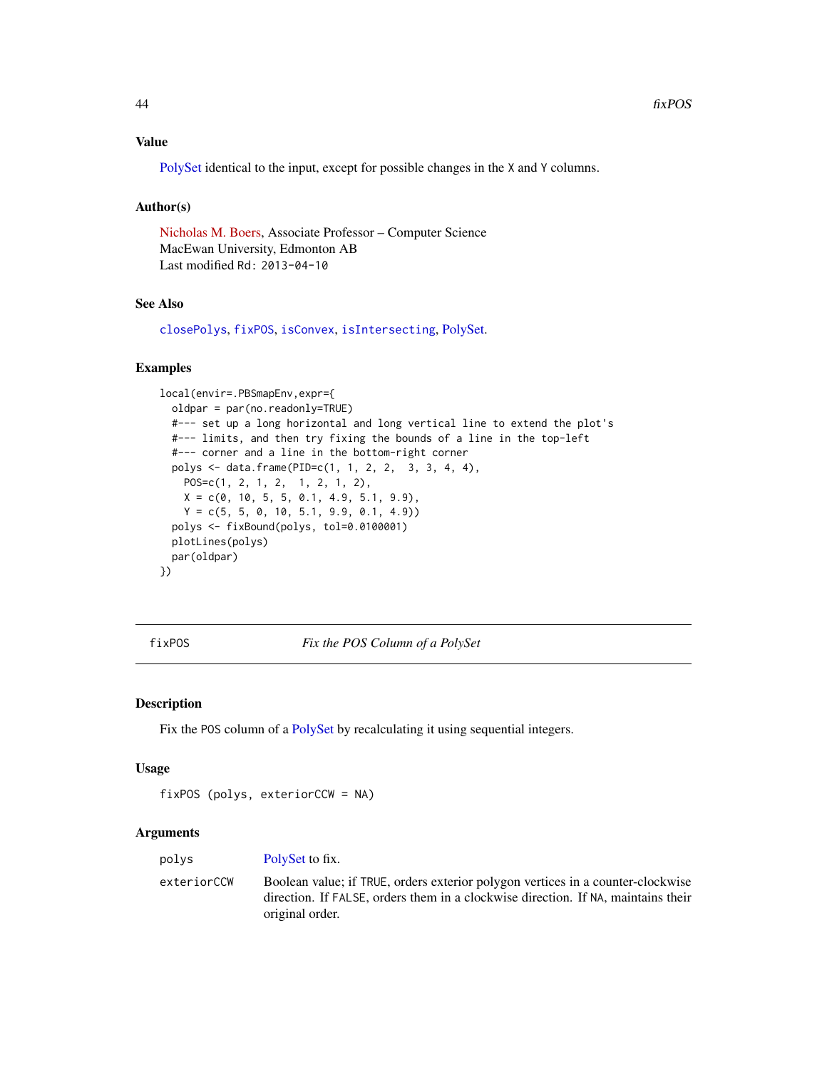### Value

PolySet identical to the input, except for possible changes in the X and Y columns.

### Author(s)

Nicholas M. Boers, Associate Professor – Computer Science
MacEwan University, Edmonton AB
Last modified Rd: 2013-04-10

### See Also

closePolys, fixPOS, isConvex, isIntersecting, PolySet.

### Examples

```
local(envir=.PBSmapEnv,expr={
  oldpar = par(no.readonly=TRUE)
  #--- set up a long horizontal and long vertical line to extend the plot's
  #--- limits, and then try fixing the bounds of a line in the top-left
  #--- corner and a line in the bottom-right corner
  polys <- data.frame(PID=c(1, 1, 2, 2,  3, 3, 4, 4),
    POS=c(1, 2, 1, 2,  1, 2, 1, 2),
    X = c(0, 10, 5, 5, 0.1, 4.9, 5.1, 9.9),
    Y = c(5, 5, 0, 10, 5.1, 9.9, 0.1, 4.9))
  polys <- fixBound(polys, tol=0.0100001)
  plotLines(polys)
  par(oldpar)
})
```

---

## fixPOS — *Fix the POS Column of a PolySet*

### Description

Fix the POS column of a PolySet by recalculating it using sequential integers.

### Usage

```
fixPOS (polys, exteriorCCW = NA)
```

### Arguments

| | |
|---|---|
| polys | PolySet to fix. |
| exteriorCCW | Boolean value; if TRUE, orders exterior polygon vertices in a counter-clockwise direction. If FALSE, orders them in a clockwise direction. If NA, maintains their original order. |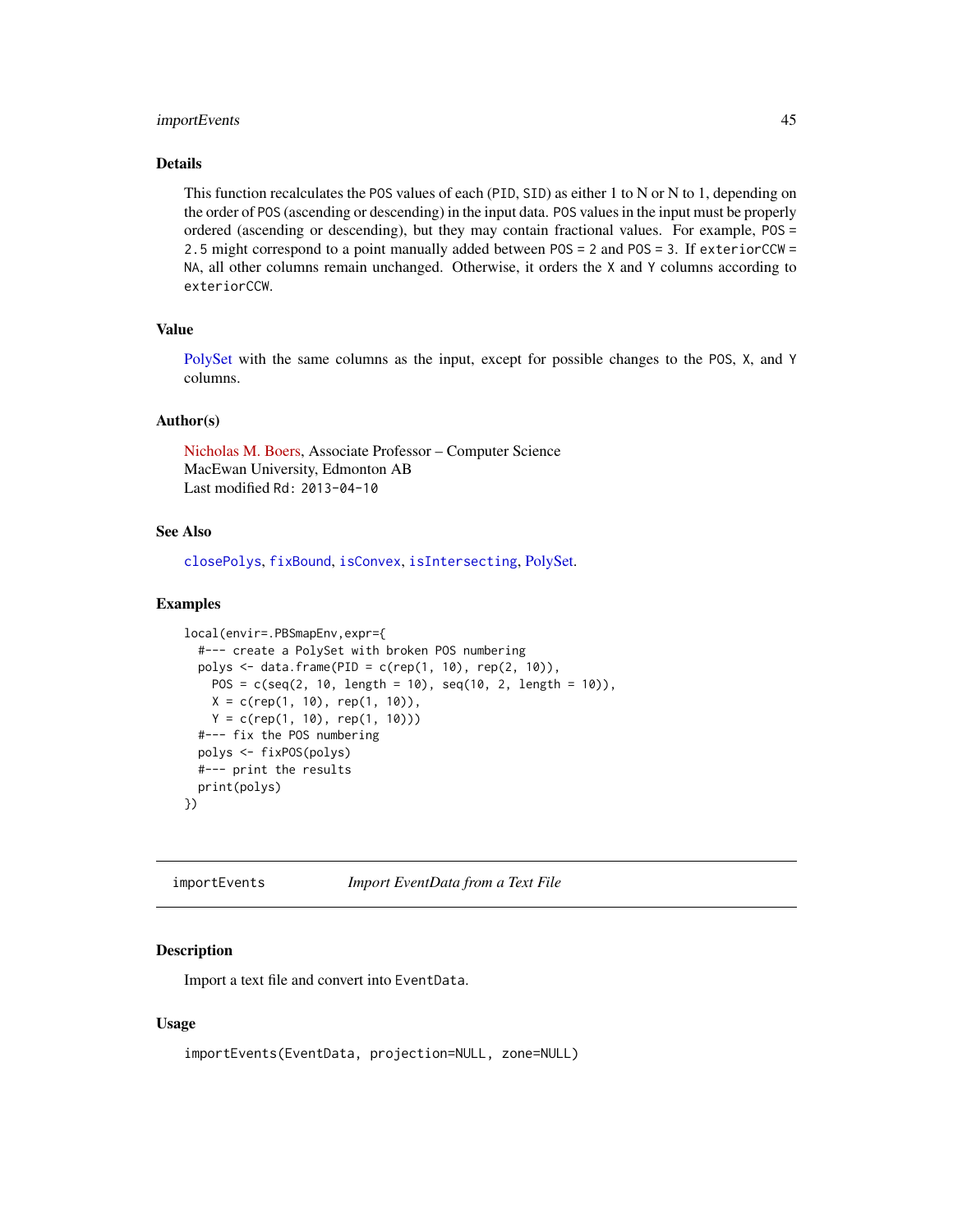## Details

This function recalculates the `POS` values of each (`PID`, `SID`) as either 1 to N or N to 1, depending on the order of `POS` (ascending or descending) in the input data. `POS` values in the input must be properly ordered (ascending or descending), but they may contain fractional values. For example, `POS = 2.5` might correspond to a point manually added between `POS = 2` and `POS = 3`. If `exteriorCCW = NA`, all other columns remain unchanged. Otherwise, it orders the `X` and `Y` columns according to `exteriorCCW`.

## Value

PolySet with the same columns as the input, except for possible changes to the `POS`, `X`, and `Y` columns.

## Author(s)

Nicholas M. Boers, Associate Professor – Computer Science
MacEwan University, Edmonton AB
Last modified `Rd: 2013-04-10`

## See Also

`closePolys`, `fixBound`, `isConvex`, `isIntersecting`, PolySet.

## Examples

```
local(envir=.PBSmapEnv,expr={
  #--- create a PolySet with broken POS numbering
  polys <- data.frame(PID = c(rep(1, 10), rep(2, 10)),
    POS = c(seq(2, 10, length = 10), seq(10, 2, length = 10)),
    X = c(rep(1, 10), rep(1, 10)),
    Y = c(rep(1, 10), rep(1, 10)))
  #--- fix the POS numbering
  polys <- fixPOS(polys)
  #--- print the results
  print(polys)
})
```

---

# importEvents — *Import EventData from a Text File*

## Description

Import a text file and convert into `EventData`.

## Usage

```
importEvents(EventData, projection=NULL, zone=NULL)
```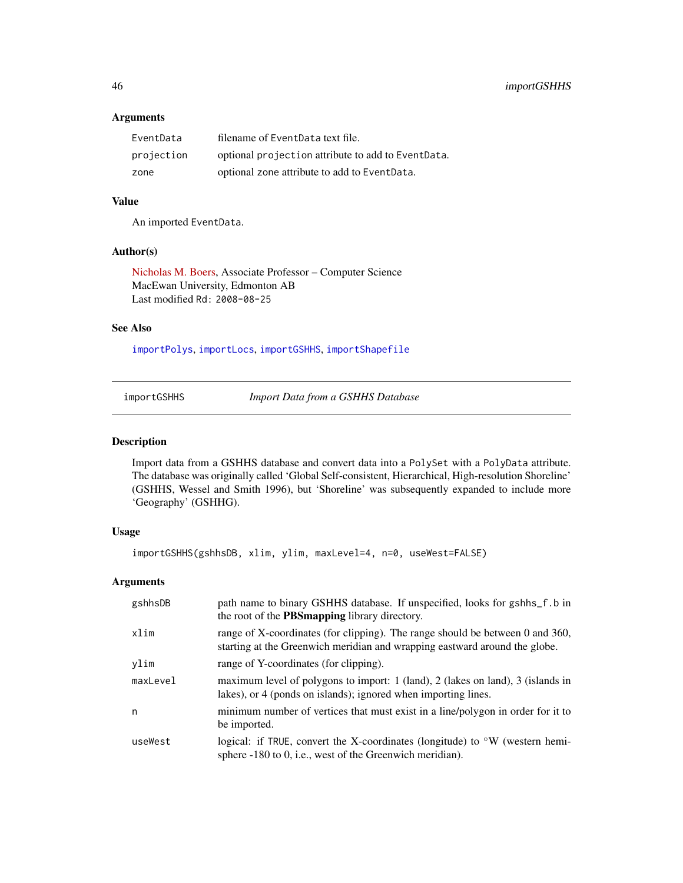### Arguments

| | |
|---|---|
| EventData | filename of EventData text file. |
| projection | optional projection attribute to add to EventData. |
| zone | optional zone attribute to add to EventData. |

### Value

An imported EventData.

### Author(s)

Nicholas M. Boers, Associate Professor – Computer Science
MacEwan University, Edmonton AB
Last modified Rd: 2008-08-25

### See Also

importPolys, importLocs, importGSHHS, importShapefile

---

## importGSHHS — *Import Data from a GSHHS Database*

---

### Description

Import data from a GSHHS database and convert data into a PolySet with a PolyData attribute. The database was originally called 'Global Self-consistent, Hierarchical, High-resolution Shoreline' (GSHHS, Wessel and Smith 1996), but 'Shoreline' was subsequently expanded to include more 'Geography' (GSHHG).

### Usage

```
importGSHHS(gshhsDB, xlim, ylim, maxLevel=4, n=0, useWest=FALSE)
```

### Arguments

| | |
|---|---|
| gshhsDB | path name to binary GSHHS database. If unspecified, looks for gshhs_f.b in the root of the **PBSmapping** library directory. |
| xlim | range of X-coordinates (for clipping). The range should be between 0 and 360, starting at the Greenwich meridian and wrapping eastward around the globe. |
| ylim | range of Y-coordinates (for clipping). |
| maxLevel | maximum level of polygons to import: 1 (land), 2 (lakes on land), 3 (islands in lakes), or 4 (ponds on islands); ignored when importing lines. |
| n | minimum number of vertices that must exist in a line/polygon in order for it to be imported. |
| useWest | logical: if TRUE, convert the X-coordinates (longitude) to °W (western hemisphere -180 to 0, i.e., west of the Greenwich meridian). |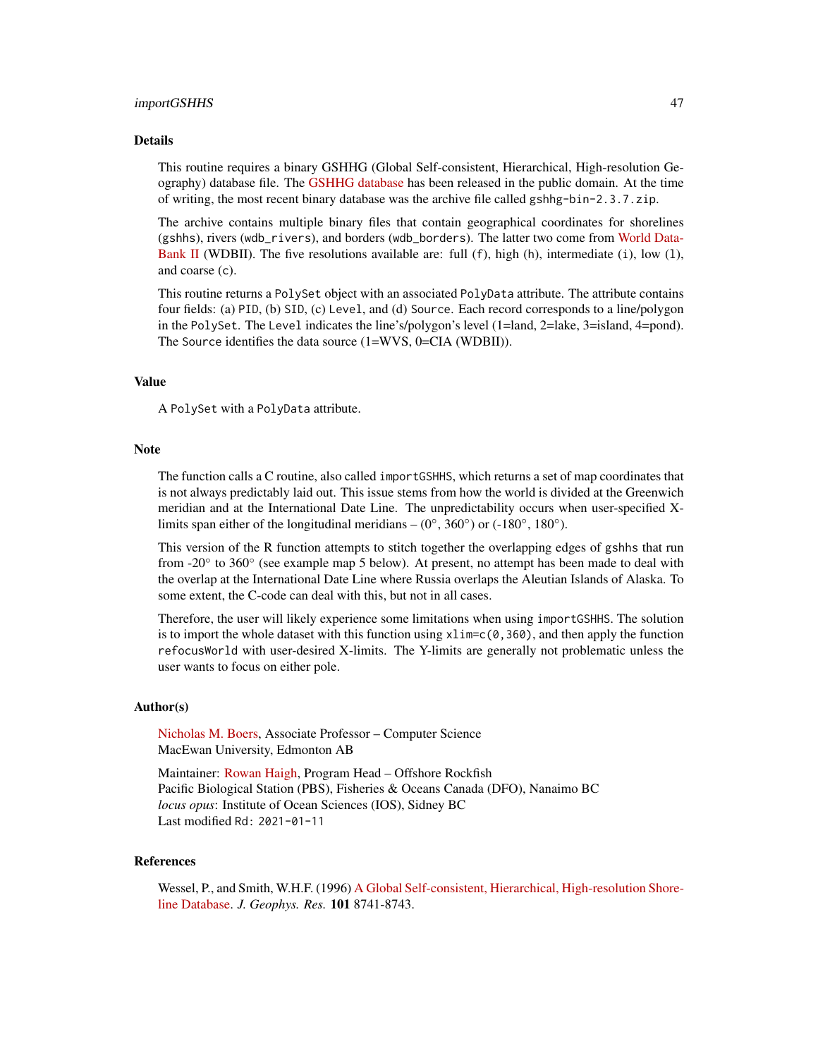## Details

This routine requires a binary GSHHG (Global Self-consistent, Hierarchical, High-resolution Geography) database file. The GSHHG database has been released in the public domain. At the time of writing, the most recent binary database was the archive file called `gshhg-bin-2.3.7.zip`.

The archive contains multiple binary files that contain geographical coordinates for shorelines (`gshhs`), rivers (`wdb_rivers`), and borders (`wdb_borders`). The latter two come from World DataBank II (WDBII). The five resolutions available are: full (`f`), high (`h`), intermediate (`i`), low (`l`), and coarse (`c`).

This routine returns a `PolySet` object with an associated `PolyData` attribute. The attribute contains four fields: (a) `PID`, (b) `SID`, (c) `Level`, and (d) `Source`. Each record corresponds to a line/polygon in the `PolySet`. The `Level` indicates the line's/polygon's level (1=land, 2=lake, 3=island, 4=pond). The `Source` identifies the data source (1=WVS, 0=CIA (WDBII)).

## Value

A `PolySet` with a `PolyData` attribute.

## Note

The function calls a C routine, also called `importGSHHS`, which returns a set of map coordinates that is not always predictably laid out. This issue stems from how the world is divided at the Greenwich meridian and at the International Date Line. The unpredictability occurs when user-specified X-limits span either of the longitudinal meridians – (0°, 360°) or (-180°, 180°).

This version of the R function attempts to stitch together the overlapping edges of `gshhs` that run from -20° to 360° (see example map 5 below). At present, no attempt has been made to deal with the overlap at the International Date Line where Russia overlaps the Aleutian Islands of Alaska. To some extent, the C-code can deal with this, but not in all cases.

Therefore, the user will likely experience some limitations when using `importGSHHS`. The solution is to import the whole dataset with this function using `xlim=c(0,360)`, and then apply the function `refocusWorld` with user-desired X-limits. The Y-limits are generally not problematic unless the user wants to focus on either pole.

## Author(s)

Nicholas M. Boers, Associate Professor – Computer Science
MacEwan University, Edmonton AB

Maintainer: Rowan Haigh, Program Head – Offshore Rockfish
Pacific Biological Station (PBS), Fisheries & Oceans Canada (DFO), Nanaimo BC
*locus opus*: Institute of Ocean Sciences (IOS), Sidney BC
Last modified `Rd: 2021-01-11`

## References

Wessel, P., and Smith, W.H.F. (1996) A Global Self-consistent, Hierarchical, High-resolution Shoreline Database. *J. Geophys. Res.* **101** 8741-8743.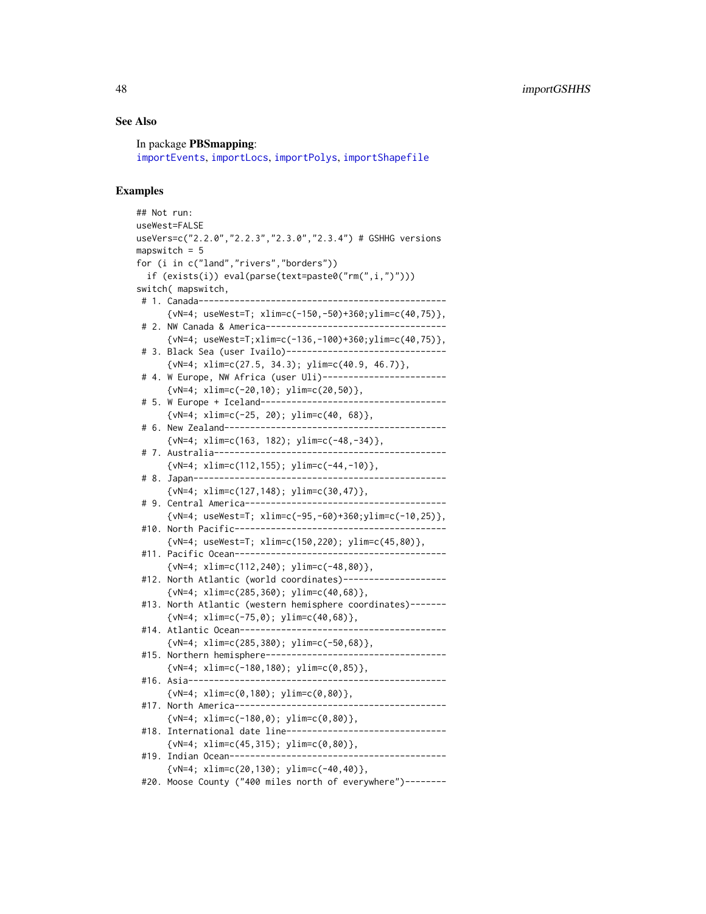### See Also

In package **PBSmapping**:
importEvents, importLocs, importPolys, importShapefile

### Examples

```
## Not run:
useWest=FALSE
useVers=c("2.2.0","2.2.3","2.3.0","2.3.4") # GSHHG versions
mapswitch = 5
for (i in c("land","rivers","borders"))
  if (exists(i)) eval(parse(text=paste0("rm(",i,")")))
switch( mapswitch,
 # 1. Canada-----------------------------------------------
      {vN=4; useWest=T; xlim=c(-150,-50)+360;ylim=c(40,75)},
 # 2. NW Canada & America----------------------------------
      {vN=4; useWest=T;xlim=c(-136,-100)+360;ylim=c(40,75)},
 # 3. Black Sea (user Ivailo)------------------------------
      {vN=4; xlim=c(27.5, 34.3); ylim=c(40.9, 46.7)},
 # 4. W Europe, NW Africa (user Uli)-----------------------
      {vN=4; xlim=c(-20,10); ylim=c(20,50)},
 # 5. W Europe + Iceland-----------------------------------
      {vN=4; xlim=c(-25, 20); ylim=c(40, 68)},
 # 6. New Zealand------------------------------------------
      {vN=4; xlim=c(163, 182); ylim=c(-48,-34)},
 # 7. Australia--------------------------------------------
      {vN=4; xlim=c(112,155); ylim=c(-44,-10)},
 # 8. Japan------------------------------------------------
      {vN=4; xlim=c(127,148); ylim=c(30,47)},
 # 9. Central America--------------------------------------
      {vN=4; useWest=T; xlim=c(-95,-60)+360;ylim=c(-10,25)},
 #10. North Pacific----------------------------------------
      {vN=4; useWest=T; xlim=c(150,220); ylim=c(45,80)},
 #11. Pacific Ocean----------------------------------------
      {vN=4; xlim=c(112,240); ylim=c(-48,80)},
 #12. North Atlantic (world coordinates)-------------------
      {vN=4; xlim=c(285,360); ylim=c(40,68)},
 #13. North Atlantic (western hemisphere coordinates)-------
      {vN=4; xlim=c(-75,0); ylim=c(40,68)},
 #14. Atlantic Ocean---------------------------------------
      {vN=4; xlim=c(285,380); ylim=c(-50,68)},
 #15. Northern hemisphere----------------------------------
      {vN=4; xlim=c(-180,180); ylim=c(0,85)},
 #16. Asia-------------------------------------------------
      {vN=4; xlim=c(0,180); ylim=c(0,80)},
 #17. North America----------------------------------------
      {vN=4; xlim=c(-180,0); ylim=c(0,80)},
 #18. International date line------------------------------
      {vN=4; xlim=c(45,315); ylim=c(0,80)},
 #19. Indian Ocean-----------------------------------------
      {vN=4; xlim=c(20,130); ylim=c(-40,40)},
 #20. Moose County ("400 miles north of everywhere")--------
```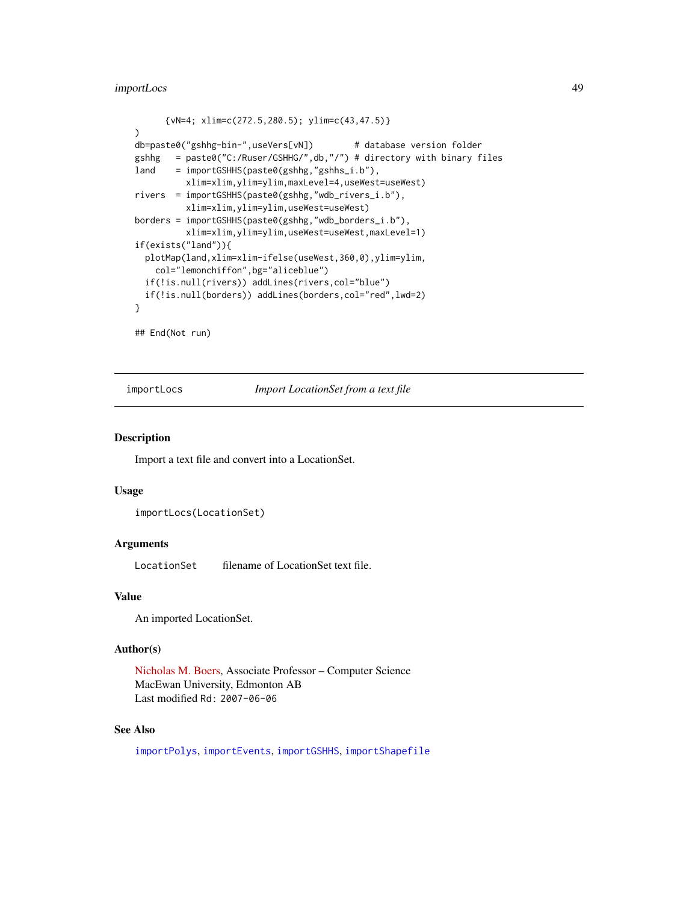```
      {vN=4; xlim=c(272.5,280.5); ylim=c(43,47.5)}
)
db=paste0("gshhg-bin-",useVers[vN])        # database version folder
gshhg   = paste0("C:/Ruser/GSHHG/",db,"/") # directory with binary files
land    = importGSHHS(paste0(gshhg,"gshhs_i.b"),
          xlim=xlim,ylim=ylim,maxLevel=4,useWest=useWest)
rivers  = importGSHHS(paste0(gshhg,"wdb_rivers_i.b"),
          xlim=xlim,ylim=ylim,useWest=useWest)
borders = importGSHHS(paste0(gshhg,"wdb_borders_i.b"),
          xlim=xlim,ylim=ylim,useWest=useWest,maxLevel=1)
if(exists("land")){
  plotMap(land,xlim=xlim-ifelse(useWest,360,0),ylim=ylim,
    col="lemonchiffon",bg="aliceblue")
  if(!is.null(rivers)) addLines(rivers,col="blue")
  if(!is.null(borders)) addLines(borders,col="red",lwd=2)
}

## End(Not run)
```

---

`importLocs` *Import LocationSet from a text file*

---

### Description

Import a text file and convert into a LocationSet.

### Usage

```
importLocs(LocationSet)
```

### Arguments

| | |
|---|---|
| `LocationSet` | filename of LocationSet text file. |

### Value

An imported LocationSet.

### Author(s)

Nicholas M. Boers, Associate Professor – Computer Science
MacEwan University, Edmonton AB
Last modified `Rd: 2007-06-06`

### See Also

`importPolys`, `importEvents`, `importGSHHS`, `importShapefile`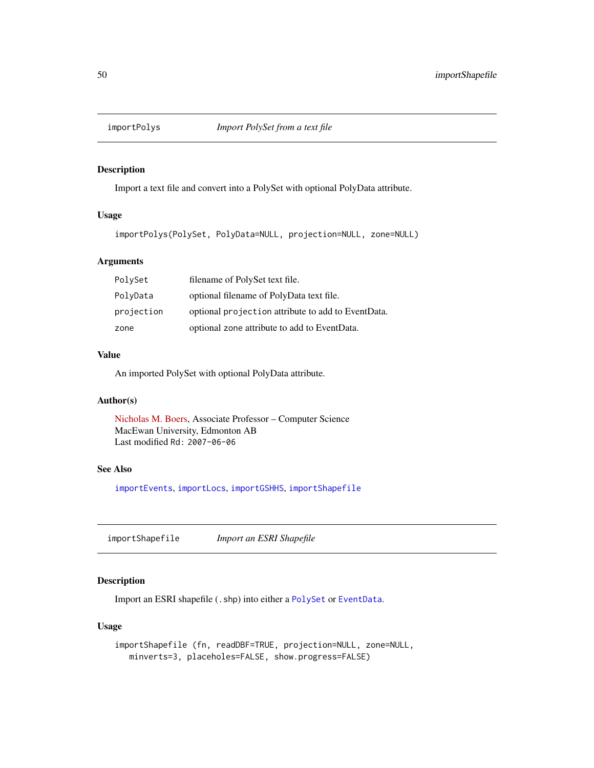## importPolys — *Import PolySet from a text file*

### Description

Import a text file and convert into a PolySet with optional PolyData attribute.

### Usage

```
importPolys(PolySet, PolyData=NULL, projection=NULL, zone=NULL)
```

### Arguments

| | |
|---|---|
| `PolySet` | filename of PolySet text file. |
| `PolyData` | optional filename of PolyData text file. |
| `projection` | optional `projection` attribute to add to EventData. |
| `zone` | optional `zone` attribute to add to EventData. |

### Value

An imported PolySet with optional PolyData attribute.

### Author(s)

Nicholas M. Boers, Associate Professor – Computer Science
MacEwan University, Edmonton AB
Last modified `Rd: 2007-06-06`

### See Also

`importEvents`, `importLocs`, `importGSHHS`, `importShapefile`

## importShapefile — *Import an ESRI Shapefile*

### Description

Import an ESRI shapefile (`.shp`) into either a `PolySet` or `EventData`.

### Usage

```
importShapefile (fn, readDBF=TRUE, projection=NULL, zone=NULL,
   minverts=3, placeholes=FALSE, show.progress=FALSE)
```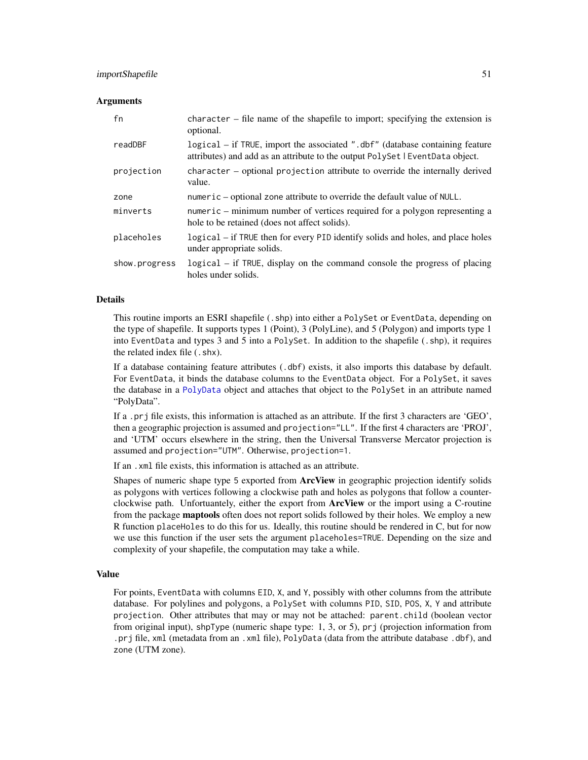### Arguments

| | |
|---|---|
| `fn` | `character` – file name of the shapefile to import; specifying the extension is optional. |
| `readDBF` | `logical` – if `TRUE`, import the associated `".dbf"` (database containing feature attributes) and add as an attribute to the output `PolySet` \| `EventData` object. |
| `projection` | `character` – optional `projection` attribute to override the internally derived value. |
| `zone` | `numeric` – optional `zone` attribute to override the default value of `NULL`. |
| `minverts` | `numeric` – minimum number of vertices required for a polygon representing a hole to be retained (does not affect solids). |
| `placeholes` | `logical` – if `TRUE` then for every `PID` identify solids and holes, and place holes under appropriate solids. |
| `show.progress` | `logical` – if `TRUE`, display on the command console the progress of placing holes under solids. |

### Details

This routine imports an ESRI shapefile (`.shp`) into either a `PolySet` or `EventData`, depending on the type of shapefile. It supports types 1 (Point), 3 (PolyLine), and 5 (Polygon) and imports type 1 into `EventData` and types 3 and 5 into a `PolySet`. In addition to the shapefile (`.shp`), it requires the related index file (`.shx`).

If a database containing feature attributes (`.dbf`) exists, it also imports this database by default. For `EventData`, it binds the database columns to the `EventData` object. For a `PolySet`, it saves the database in a `PolyData` object and attaches that object to the `PolySet` in an attribute named "PolyData".

If a `.prj` file exists, this information is attached as an attribute. If the first 3 characters are 'GEO', then a geographic projection is assumed and `projection="LL"`. If the first 4 characters are 'PROJ', and 'UTM' occurs elsewhere in the string, then the Universal Transverse Mercator projection is assumed and `projection="UTM"`. Otherwise, `projection=1`.

If an `.xml` file exists, this information is attached as an attribute.

Shapes of numeric shape type 5 exported from **ArcView** in geographic projection identify solids as polygons with vertices following a clockwise path and holes as polygons that follow a counter-clockwise path. Unfortuantely, either the export from **ArcView** or the import using a C-routine from the package **maptools** often does not report solids followed by their holes. We employ a new R function `placeHoles` to do this for us. Ideally, this routine should be rendered in C, but for now we use this function if the user sets the argument `placeholes=TRUE`. Depending on the size and complexity of your shapefile, the computation may take a while.

### Value

For points, `EventData` with columns `EID`, `X`, and `Y`, possibly with other columns from the attribute database. For polylines and polygons, a `PolySet` with columns `PID`, `SID`, `POS`, `X`, `Y` and attribute `projection`. Other attributes that may or may not be attached: `parent.child` (boolean vector from original input), `shpType` (numeric shape type: 1, 3, or 5), `prj` (projection information from `.prj` file, `xml` (metadata from an `.xml` file), `PolyData` (data from the attribute database `.dbf`), and `zone` (UTM zone).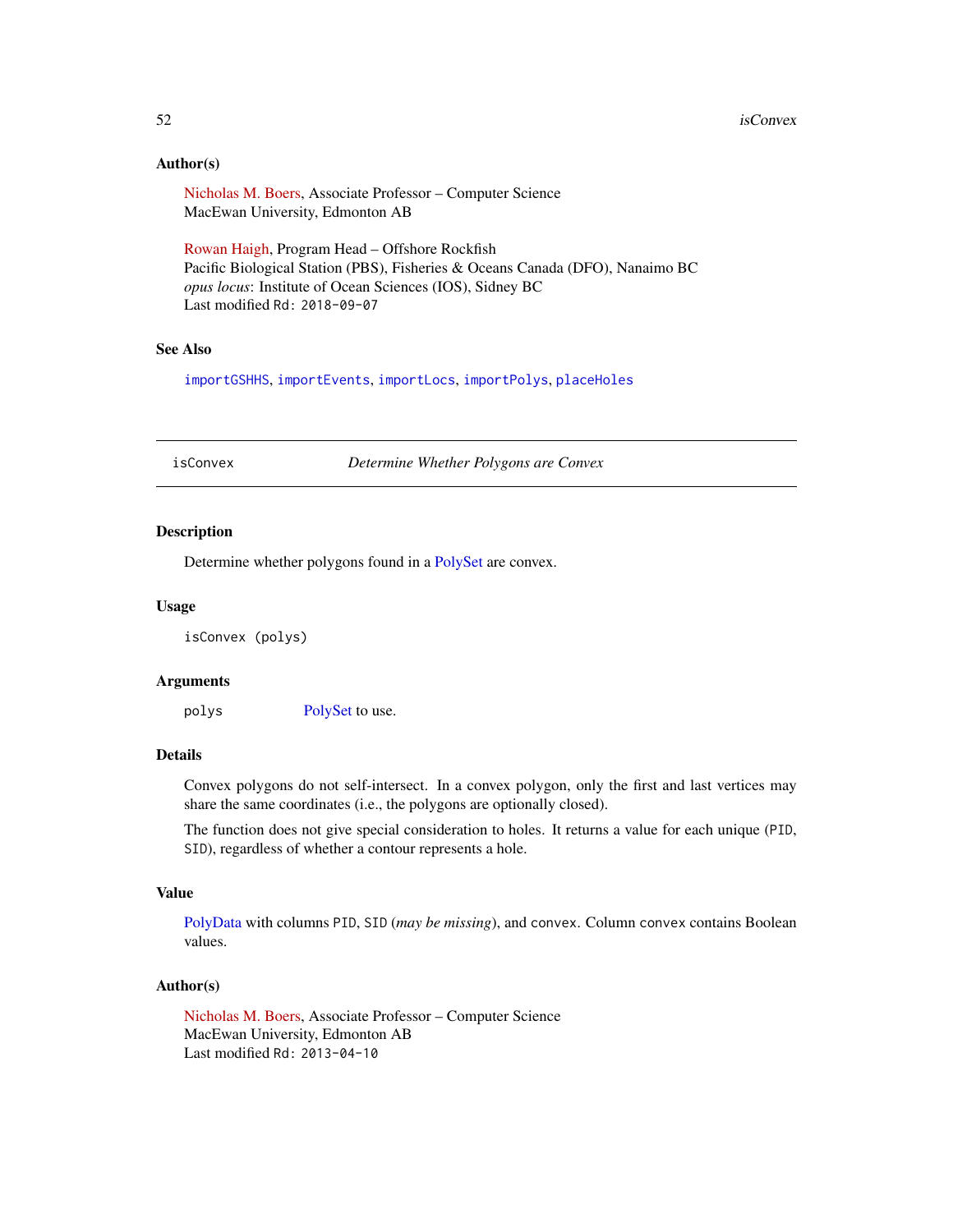### Author(s)

Nicholas M. Boers, Associate Professor – Computer Science
MacEwan University, Edmonton AB

Rowan Haigh, Program Head – Offshore Rockfish
Pacific Biological Station (PBS), Fisheries & Oceans Canada (DFO), Nanaimo BC
*opus locus*: Institute of Ocean Sciences (IOS), Sidney BC
Last modified Rd: 2018-09-07

### See Also

importGSHHS, importEvents, importLocs, importPolys, placeHoles

---

## isConvex — *Determine Whether Polygons are Convex*

---

### Description

Determine whether polygons found in a PolySet are convex.

### Usage

```
isConvex (polys)
```

### Arguments

polys    PolySet to use.

### Details

Convex polygons do not self-intersect. In a convex polygon, only the first and last vertices may share the same coordinates (i.e., the polygons are optionally closed).

The function does not give special consideration to holes. It returns a value for each unique (PID, SID), regardless of whether a contour represents a hole.

### Value

PolyData with columns PID, SID (*may be missing*), and convex. Column convex contains Boolean values.

### Author(s)

Nicholas M. Boers, Associate Professor – Computer Science
MacEwan University, Edmonton AB
Last modified Rd: 2013-04-10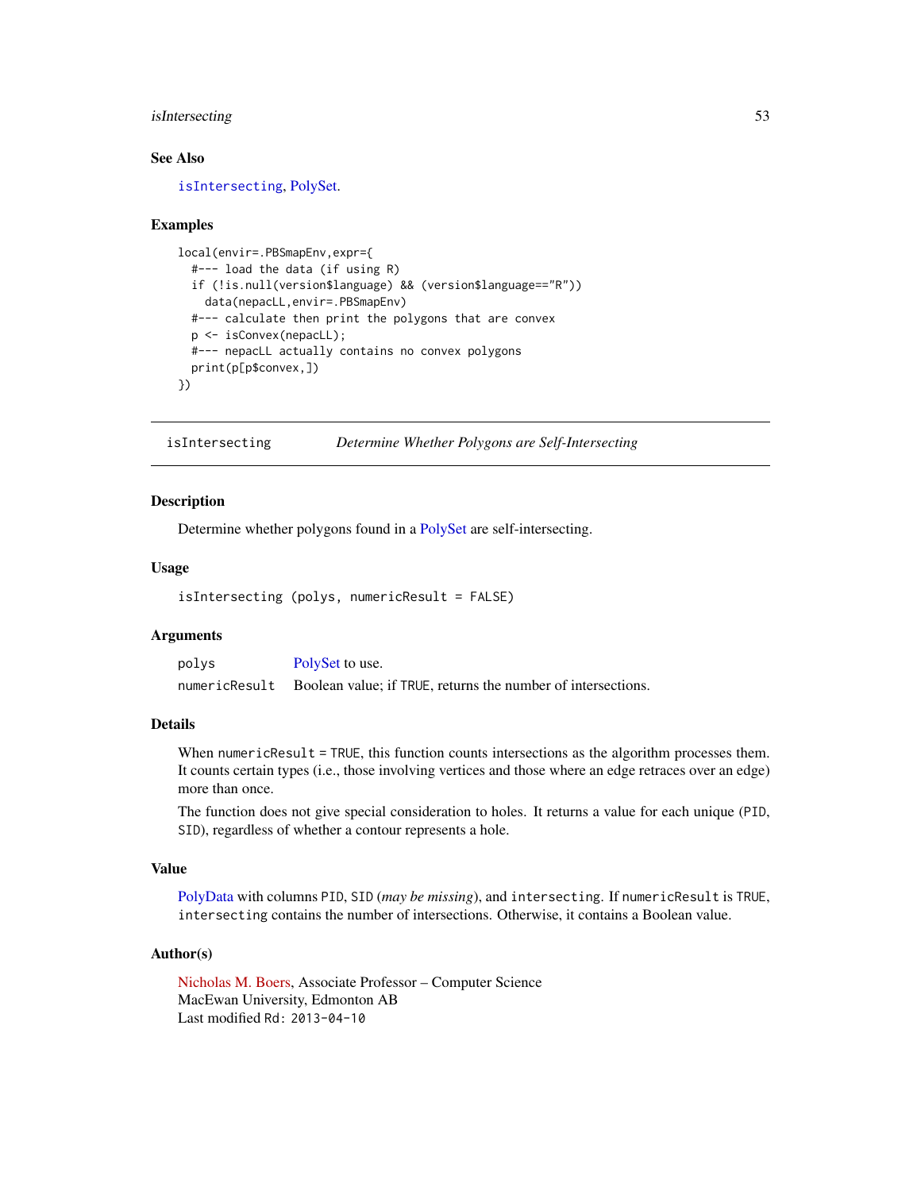### See Also

`isIntersecting`, PolySet.

### Examples

```
local(envir=.PBSmapEnv,expr={
  #--- load the data (if using R)
  if (!is.null(version$language) && (version$language=="R"))
    data(nepacLL,envir=.PBSmapEnv)
  #--- calculate then print the polygons that are convex
  p <- isConvex(nepacLL);
  #--- nepacLL actually contains no convex polygons
  print(p[p$convex,])
})
```

---

## isIntersecting — *Determine Whether Polygons are Self-Intersecting*

---

### Description

Determine whether polygons found in a PolySet are self-intersecting.

### Usage

```
isIntersecting (polys, numericResult = FALSE)
```

### Arguments

| | |
|---|---|
| `polys` | PolySet to use. |
| `numericResult` | Boolean value; if `TRUE`, returns the number of intersections. |

### Details

When `numericResult = TRUE`, this function counts intersections as the algorithm processes them. It counts certain types (i.e., those involving vertices and those where an edge retraces over an edge) more than once.

The function does not give special consideration to holes. It returns a value for each unique (`PID`, `SID`), regardless of whether a contour represents a hole.

### Value

PolyData with columns `PID`, `SID` (*may be missing*), and `intersecting`. If `numericResult` is `TRUE`, `intersecting` contains the number of intersections. Otherwise, it contains a Boolean value.

### Author(s)

Nicholas M. Boers, Associate Professor – Computer Science
MacEwan University, Edmonton AB
Last modified `Rd: 2013-04-10`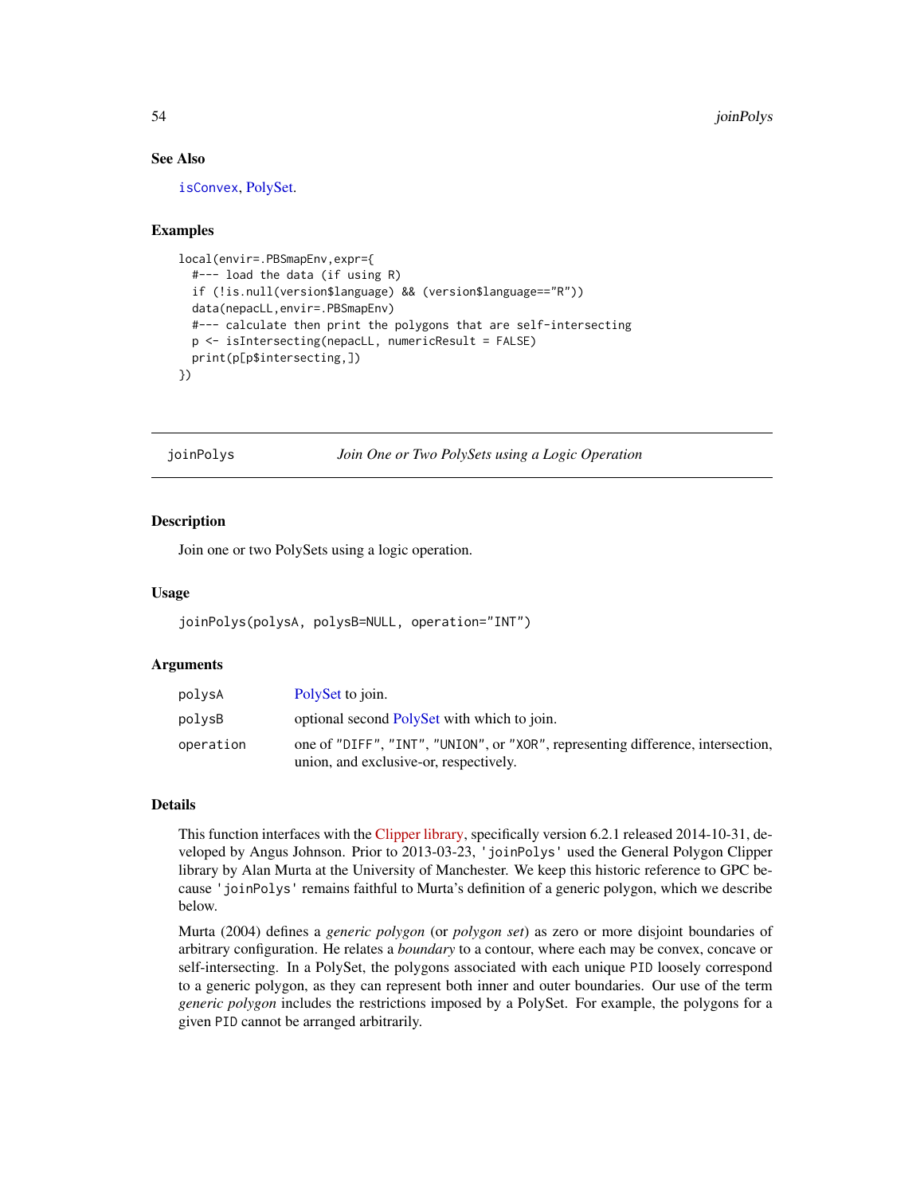### See Also

isConvex, PolySet.

### Examples

```
local(envir=.PBSmapEnv,expr={
  #--- load the data (if using R)
  if (!is.null(version$language) && (version$language=="R"))
  data(nepacLL,envir=.PBSmapEnv)
  #--- calculate then print the polygons that are self-intersecting
  p <- isIntersecting(nepacLL, numericResult = FALSE)
  print(p[p$intersecting,])
})
```

---

## joinPolys *Join One or Two PolySets using a Logic Operation*

### Description

Join one or two PolySets using a logic operation.

### Usage

```
joinPolys(polysA, polysB=NULL, operation="INT")
```

### Arguments

| | |
|---|---|
| polysA | PolySet to join. |
| polysB | optional second PolySet with which to join. |
| operation | one of "DIFF", "INT", "UNION", or "XOR", representing difference, intersection, union, and exclusive-or, respectively. |

### Details

This function interfaces with the Clipper library, specifically version 6.2.1 released 2014-10-31, developed by Angus Johnson. Prior to 2013-03-23, 'joinPolys' used the General Polygon Clipper library by Alan Murta at the University of Manchester. We keep this historic reference to GPC because 'joinPolys' remains faithful to Murta's definition of a generic polygon, which we describe below.

Murta (2004) defines a *generic polygon* (or *polygon set*) as zero or more disjoint boundaries of arbitrary configuration. He relates a *boundary* to a contour, where each may be convex, concave or self-intersecting. In a PolySet, the polygons associated with each unique PID loosely correspond to a generic polygon, as they can represent both inner and outer boundaries. Our use of the term *generic polygon* includes the restrictions imposed by a PolySet. For example, the polygons for a given PID cannot be arranged arbitrarily.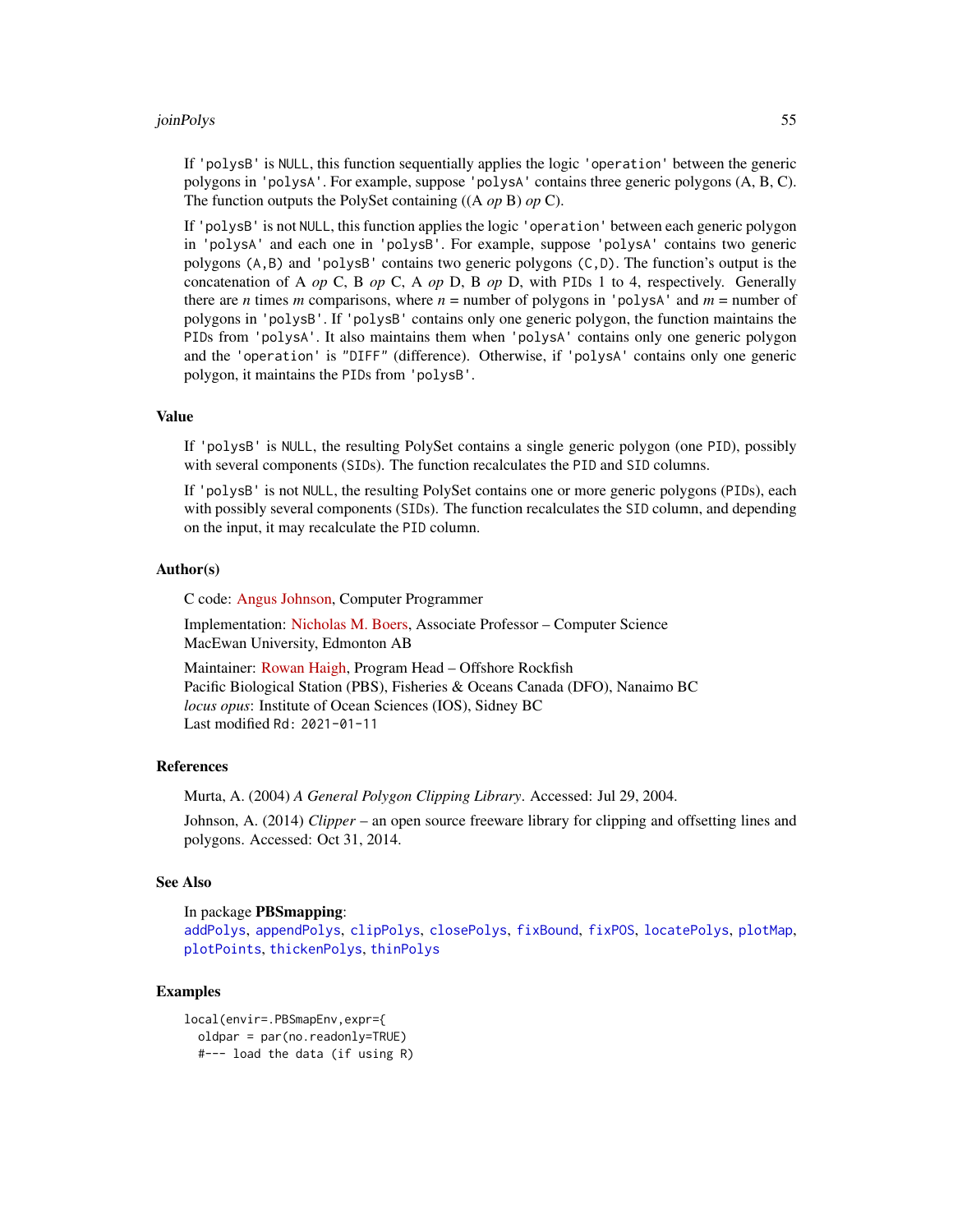If 'polysB' is NULL, this function sequentially applies the logic 'operation' between the generic polygons in 'polysA'. For example, suppose 'polysA' contains three generic polygons (A, B, C). The function outputs the PolySet containing ((A *op* B) *op* C).

If 'polysB' is not NULL, this function applies the logic 'operation' between each generic polygon in 'polysA' and each one in 'polysB'. For example, suppose 'polysA' contains two generic polygons (A,B) and 'polysB' contains two generic polygons (C,D). The function's output is the concatenation of A *op* C, B *op* C, A *op* D, B *op* D, with PIDs 1 to 4, respectively. Generally there are $n$ times $m$ comparisons, where $n$ = number of polygons in 'polysA' and $m$ = number of polygons in 'polysB'. If 'polysB' contains only one generic polygon, the function maintains the PIDs from 'polysA'. It also maintains them when 'polysA' contains only one generic polygon and the 'operation' is "DIFF" (difference). Otherwise, if 'polysA' contains only one generic polygon, it maintains the PIDs from 'polysB'.

## Value

If 'polysB' is NULL, the resulting PolySet contains a single generic polygon (one PID), possibly with several components (SIDs). The function recalculates the PID and SID columns.

If 'polysB' is not NULL, the resulting PolySet contains one or more generic polygons (PIDs), each with possibly several components (SIDs). The function recalculates the SID column, and depending on the input, it may recalculate the PID column.

## Author(s)

C code: Angus Johnson, Computer Programmer

Implementation: Nicholas M. Boers, Associate Professor – Computer Science
MacEwan University, Edmonton AB

Maintainer: Rowan Haigh, Program Head – Offshore Rockfish
Pacific Biological Station (PBS), Fisheries & Oceans Canada (DFO), Nanaimo BC
*locus opus*: Institute of Ocean Sciences (IOS), Sidney BC
Last modified Rd: 2021-01-11

## References

Murta, A. (2004) *A General Polygon Clipping Library*. Accessed: Jul 29, 2004.

Johnson, A. (2014) *Clipper* – an open source freeware library for clipping and offsetting lines and polygons. Accessed: Oct 31, 2014.

## See Also

In package **PBSmapping**:
addPolys, appendPolys, clipPolys, closePolys, fixBound, fixPOS, locatePolys, plotMap, plotPoints, thickenPolys, thinPolys

## Examples

```
local(envir=.PBSmapEnv,expr={
  oldpar = par(no.readonly=TRUE)
  #--- load the data (if using R)
```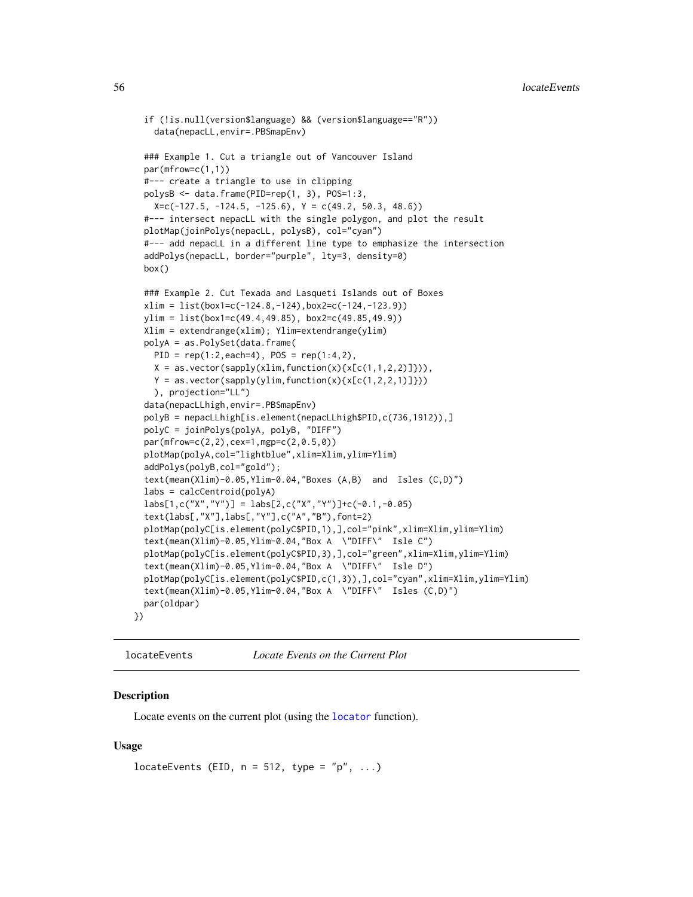```
  if (!is.null(version$language) && (version$language=="R"))
    data(nepacLL,envir=.PBSmapEnv)

  ### Example 1. Cut a triangle out of Vancouver Island
  par(mfrow=c(1,1))
  #--- create a triangle to use in clipping
  polysB <- data.frame(PID=rep(1, 3), POS=1:3,
    X=c(-127.5, -124.5, -125.6), Y = c(49.2, 50.3, 48.6))
  #--- intersect nepacLL with the single polygon, and plot the result
  plotMap(joinPolys(nepacLL, polysB), col="cyan")
  #--- add nepacLL in a different line type to emphasize the intersection
  addPolys(nepacLL, border="purple", lty=3, density=0)
  box()

  ### Example 2. Cut Texada and Lasqueti Islands out of Boxes
  xlim = list(box1=c(-124.8,-124),box2=c(-124,-123.9))
  ylim = list(box1=c(49.4,49.85), box2=c(49.85,49.9))
  Xlim = extendrange(xlim); Ylim=extendrange(ylim)
  polyA = as.PolySet(data.frame(
    PID = rep(1:2,each=4), POS = rep(1:4,2),
    X = as.vector(sapply(xlim,function(x){x[c(1,1,2,2)]})),
    Y = as.vector(sapply(ylim,function(x){x[c(1,2,2,1)]}))
    ), projection="LL")
  data(nepacLLhigh,envir=.PBSmapEnv)
  polyB = nepacLLhigh[is.element(nepacLLhigh$PID,c(736,1912)),]
  polyC = joinPolys(polyA, polyB, "DIFF")
  par(mfrow=c(2,2),cex=1,mgp=c(2,0.5,0))
  plotMap(polyA,col="lightblue",xlim=Xlim,ylim=Ylim)
  addPolys(polyB,col="gold");
  text(mean(Xlim)-0.05,Ylim-0.04,"Boxes (A,B)  and  Isles (C,D)")
  labs = calcCentroid(polyA)
  labs[1,c("X","Y")] = labs[2,c("X","Y")]+c(-0.1,-0.05)
  text(labs[,"X"],labs[,"Y"],c("A","B"),font=2)
  plotMap(polyC[is.element(polyC$PID,1),],col="pink",xlim=Xlim,ylim=Ylim)
  text(mean(Xlim)-0.05,Ylim-0.04,"Box A  \"DIFF\"  Isle C")
  plotMap(polyC[is.element(polyC$PID,3),],col="green",xlim=Xlim,ylim=Ylim)
  text(mean(Xlim)-0.05,Ylim-0.04,"Box A  \"DIFF\"  Isle D")
  plotMap(polyC[is.element(polyC$PID,c(1,3)),],col="cyan",xlim=Xlim,ylim=Ylim)
  text(mean(Xlim)-0.05,Ylim-0.04,"Box A  \"DIFF\"  Isles (C,D)")
  par(oldpar)
})
```

## locateEvents — *Locate Events on the Current Plot*

### Description

Locate events on the current plot (using the `locator` function).

### Usage

```
locateEvents (EID, n = 512, type = "p", ...)
```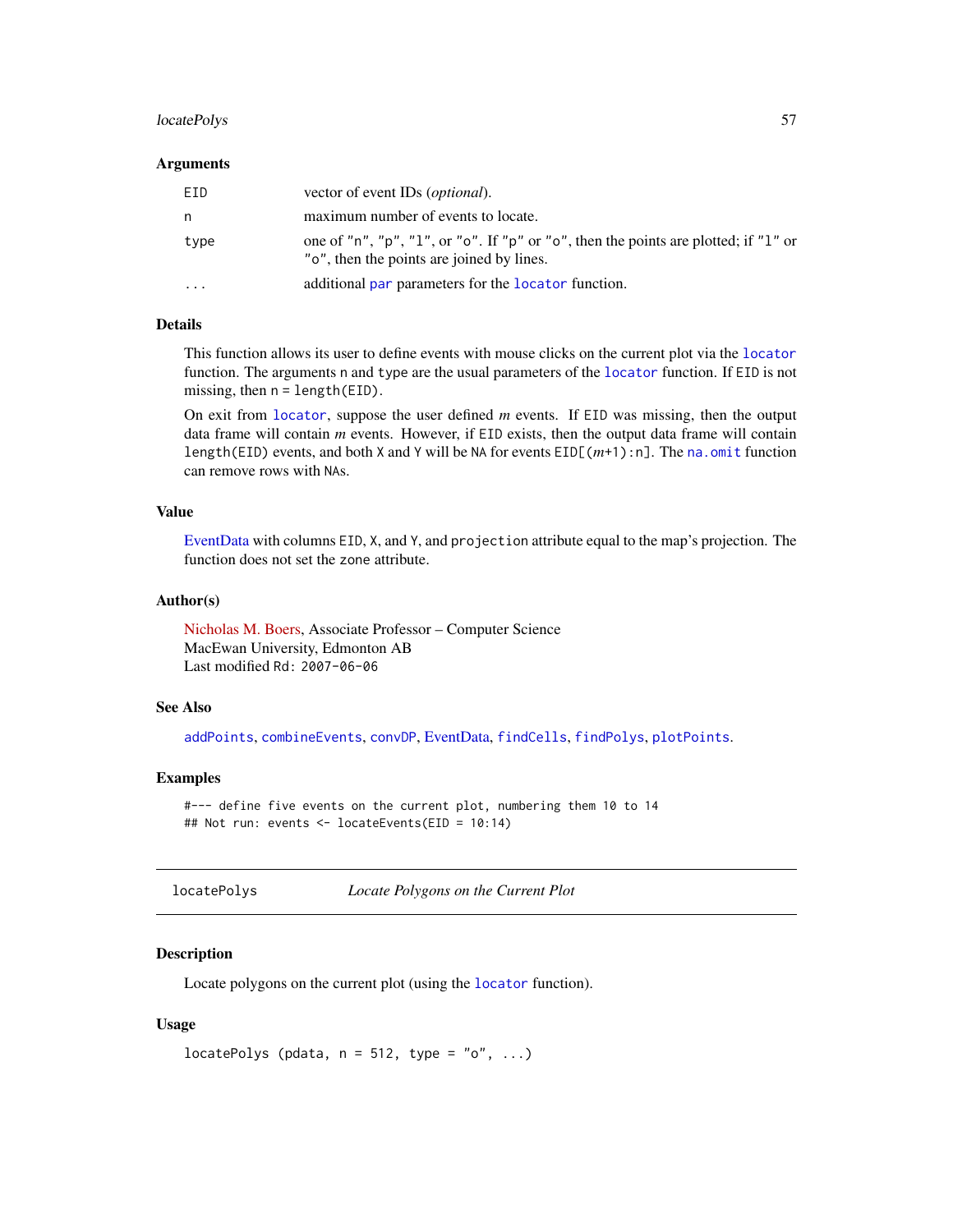### Arguments

| | |
|---|---|
| EID | vector of event IDs (*optional*). |
| n | maximum number of events to locate. |
| type | one of "n", "p", "l", or "o". If "p" or "o", then the points are plotted; if "l" or "o", then the points are joined by lines. |
| ... | additional par parameters for the locator function. |

### Details

This function allows its user to define events with mouse clicks on the current plot via the locator function. The arguments n and type are the usual parameters of the locator function. If EID is not missing, then n = length(EID).

On exit from locator, suppose the user defined *m* events. If EID was missing, then the output data frame will contain *m* events. However, if EID exists, then the output data frame will contain length(EID) events, and both X and Y will be NA for events EID[(*m*+1):n]. The na.omit function can remove rows with NAs.

### Value

EventData with columns EID, X, and Y, and projection attribute equal to the map's projection. The function does not set the zone attribute.

### Author(s)

Nicholas M. Boers, Associate Professor – Computer Science
MacEwan University, Edmonton AB
Last modified Rd: 2007-06-06

### See Also

addPoints, combineEvents, convDP, EventData, findCells, findPolys, plotPoints.

### Examples

```
#--- define five events on the current plot, numbering them 10 to 14
## Not run: events <- locateEvents(EID = 10:14)
```

---

## locatePolys — *Locate Polygons on the Current Plot*

### Description

Locate polygons on the current plot (using the locator function).

### Usage

```
locatePolys (pdata, n = 512, type = "o", ...)
```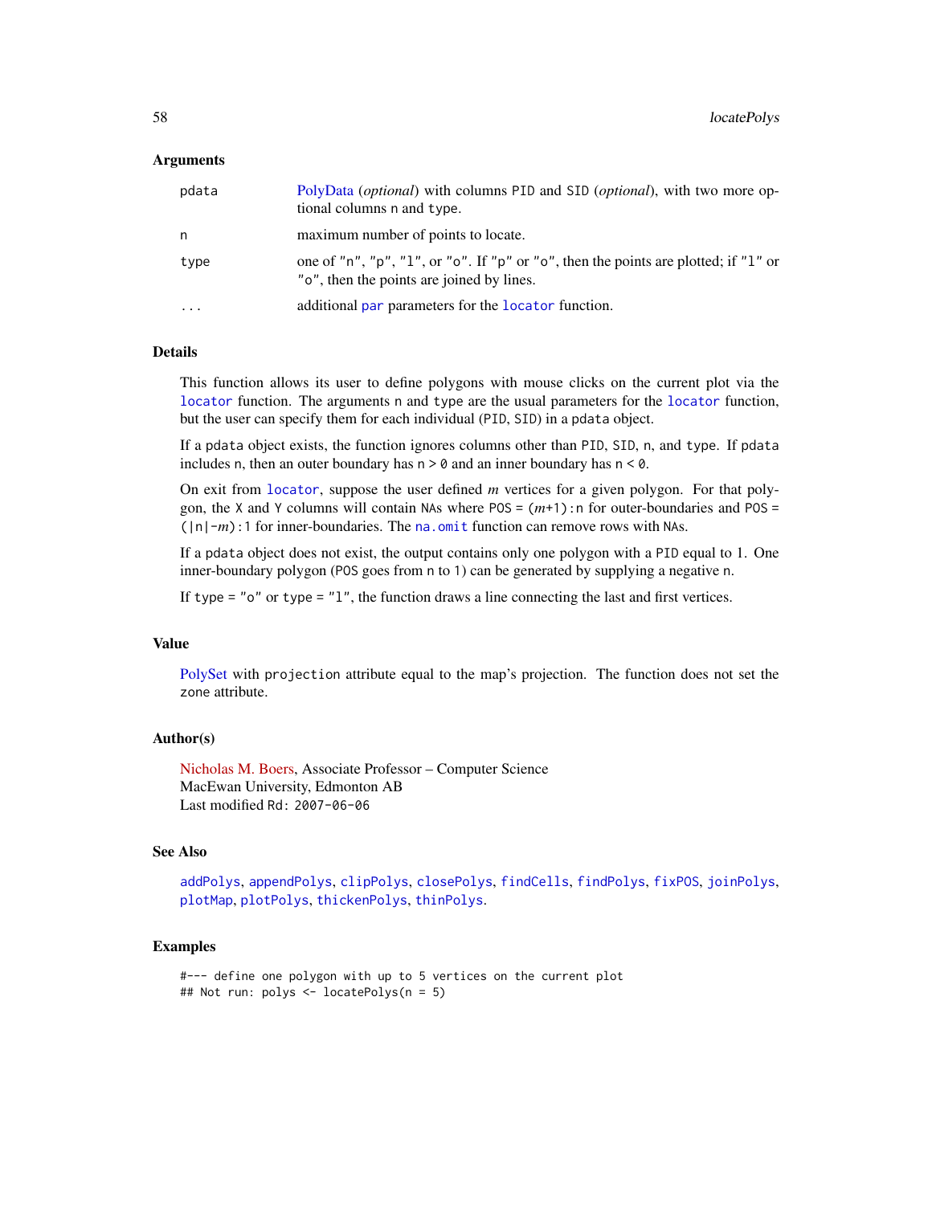### Arguments

| | |
|---|---|
| `pdata` | PolyData (*optional*) with columns `PID` and `SID` (*optional*), with two more optional columns `n` and `type`. |
| `n` | maximum number of points to locate. |
| `type` | one of `"n"`, `"p"`, `"l"`, or `"o"`. If `"p"` or `"o"`, then the points are plotted; if `"l"` or `"o"`, then the points are joined by lines. |
| `...` | additional `par` parameters for the `locator` function. |

### Details

This function allows its user to define polygons with mouse clicks on the current plot via the `locator` function. The arguments `n` and `type` are the usual parameters for the `locator` function, but the user can specify them for each individual (`PID`, `SID`) in a `pdata` object.

If a `pdata` object exists, the function ignores columns other than `PID`, `SID`, `n`, and `type`. If `pdata` includes `n`, then an outer boundary has `n > 0` and an inner boundary has `n < 0`.

On exit from `locator`, suppose the user defined $m$ vertices for a given polygon. For that polygon, the `X` and `Y` columns will contain `NA`s where `POS =` $(m+1)$`:n` for outer-boundaries and `POS =` `(|n|-`$m$`):1` for inner-boundaries. The `na.omit` function can remove rows with `NA`s.

If a `pdata` object does not exist, the output contains only one polygon with a `PID` equal to 1. One inner-boundary polygon (`POS` goes from `n` to `1`) can be generated by supplying a negative `n`.

If `type = "o"` or `type = "l"`, the function draws a line connecting the last and first vertices.

### Value

PolySet with `projection` attribute equal to the map's projection. The function does not set the `zone` attribute.

### Author(s)

Nicholas M. Boers, Associate Professor – Computer Science
MacEwan University, Edmonton AB
Last modified `Rd: 2007-06-06`

### See Also

`addPolys`, `appendPolys`, `clipPolys`, `closePolys`, `findCells`, `findPolys`, `fixPOS`, `joinPolys`, `plotMap`, `plotPolys`, `thickenPolys`, `thinPolys`.

### Examples

```
#--- define one polygon with up to 5 vertices on the current plot
## Not run: polys <- locatePolys(n = 5)
```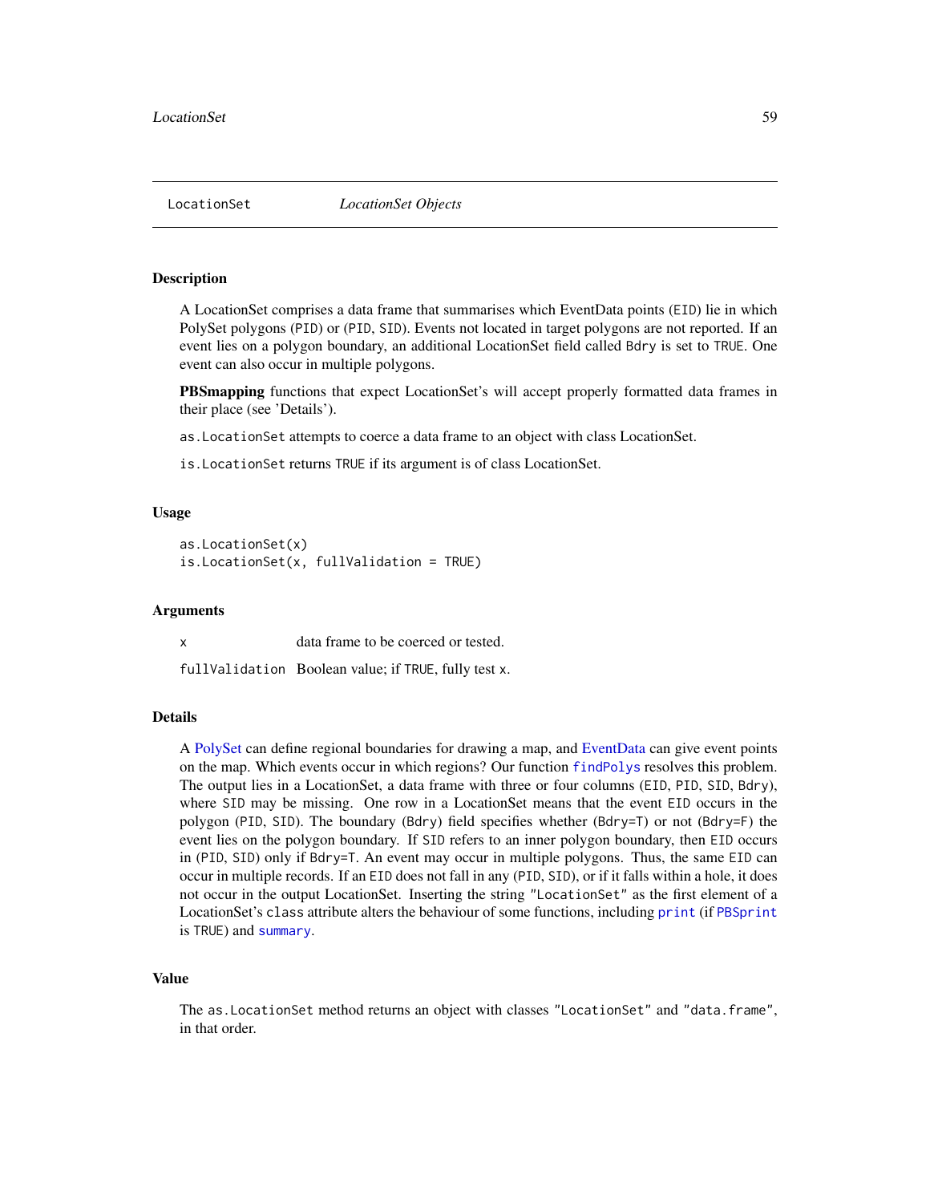## LocationSet — *LocationSet Objects*

### Description

A LocationSet comprises a data frame that summarises which EventData points (`EID`) lie in which PolySet polygons (`PID`) or (`PID`, `SID`). Events not located in target polygons are not reported. If an event lies on a polygon boundary, an additional LocationSet field called `Bdry` is set to `TRUE`. One event can also occur in multiple polygons.

**PBSmapping** functions that expect LocationSet's will accept properly formatted data frames in their place (see 'Details').

`as.LocationSet` attempts to coerce a data frame to an object with class LocationSet.

`is.LocationSet` returns `TRUE` if its argument is of class LocationSet.

### Usage

```
as.LocationSet(x)
is.LocationSet(x, fullValidation = TRUE)
```

### Arguments

| | |
|---|---|
| `x` | data frame to be coerced or tested. |
| `fullValidation` | Boolean value; if `TRUE`, fully test `x`. |

### Details

A PolySet can define regional boundaries for drawing a map, and EventData can give event points on the map. Which events occur in which regions? Our function `findPolys` resolves this problem. The output lies in a LocationSet, a data frame with three or four columns (`EID`, `PID`, `SID`, `Bdry`), where `SID` may be missing. One row in a LocationSet means that the event `EID` occurs in the polygon (`PID`, `SID`). The boundary (`Bdry`) field specifies whether (`Bdry=T`) or not (`Bdry=F`) the event lies on the polygon boundary. If `SID` refers to an inner polygon boundary, then `EID` occurs in (`PID`, `SID`) only if `Bdry=T`. An event may occur in multiple polygons. Thus, the same `EID` can occur in multiple records. If an `EID` does not fall in any (`PID`, `SID`), or if it falls within a hole, it does not occur in the output LocationSet. Inserting the string `"LocationSet"` as the first element of a LocationSet's `class` attribute alters the behaviour of some functions, including `print` (if `PBSprint` is `TRUE`) and `summary`.

### Value

The `as.LocationSet` method returns an object with classes `"LocationSet"` and `"data.frame"`, in that order.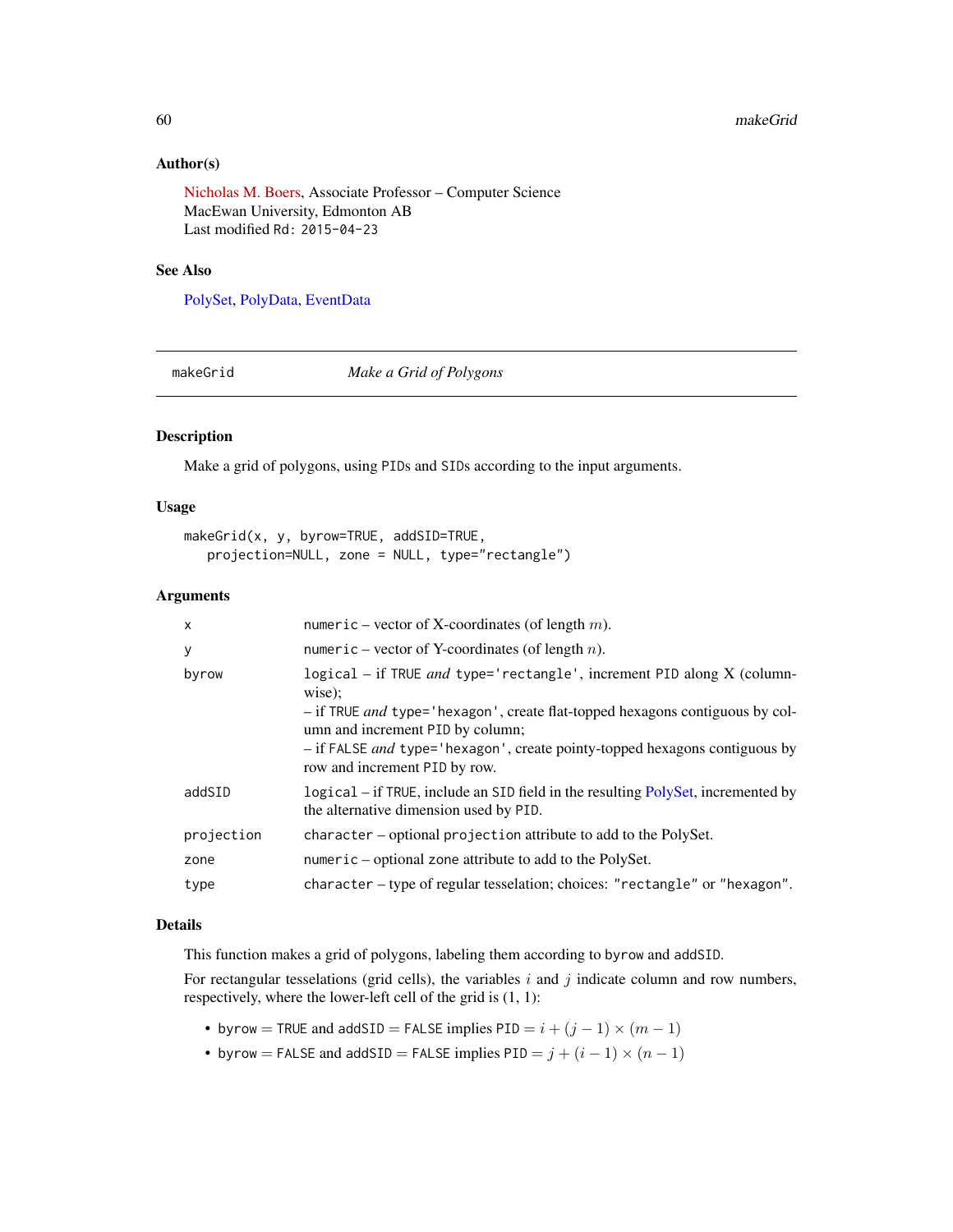### Author(s)

Nicholas M. Boers, Associate Professor – Computer Science
MacEwan University, Edmonton AB
Last modified `Rd: 2015-04-23`

### See Also

PolySet, PolyData, EventData

---

## makeGrid *Make a Grid of Polygons*

---

### Description

Make a grid of polygons, using `PID`s and `SID`s according to the input arguments.

### Usage

```
makeGrid(x, y, byrow=TRUE, addSID=TRUE,
   projection=NULL, zone = NULL, type="rectangle")
```

### Arguments

| | |
|---|---|
| `x` | `numeric` – vector of X-coordinates (of length $m$). |
| `y` | `numeric` – vector of Y-coordinates (of length $n$). |
| `byrow` | `logical` – if `TRUE` *and* `type='rectangle'`, increment `PID` along X (column-wise); – if `TRUE` *and* `type='hexagon'`, create flat-topped hexagons contiguous by column and increment `PID` by column; – if `FALSE` *and* `type='hexagon'`, create pointy-topped hexagons contiguous by row and increment `PID` by row. |
| `addSID` | `logical` – if `TRUE`, include an `SID` field in the resulting PolySet, incremented by the alternative dimension used by `PID`. |
| `projection` | `character` – optional `projection` attribute to add to the PolySet. |
| `zone` | `numeric` – optional `zone` attribute to add to the PolySet. |
| `type` | `character` – type of regular tesselation; choices: `"rectangle"` or `"hexagon"`. |

### Details

This function makes a grid of polygons, labeling them according to `byrow` and `addSID`.

For rectangular tesselations (grid cells), the variables $i$ and $j$ indicate column and row numbers, respectively, where the lower-left cell of the grid is (1, 1):

- `byrow` = `TRUE` and `addSID` = `FALSE` implies `PID` $= i + (j - 1) \times (m - 1)$
- `byrow` = `FALSE` and `addSID` = `FALSE` implies `PID` $= j + (i - 1) \times (n - 1)$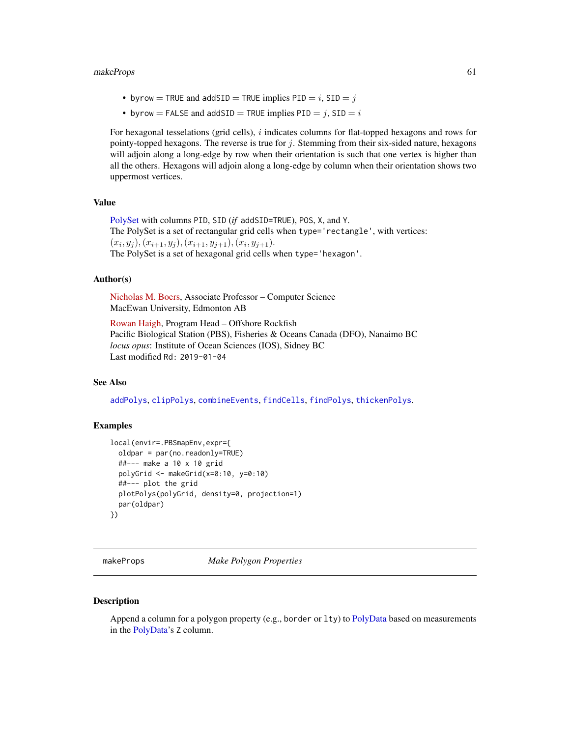- byrow = TRUE and addSID = TRUE implies PID = $i$, SID = $j$
- byrow = FALSE and addSID = TRUE implies PID = $j$, SID = $i$

For hexagonal tesselations (grid cells), $i$ indicates columns for flat-topped hexagons and rows for pointy-topped hexagons. The reverse is true for $j$. Stemming from their six-sided nature, hexagons will adjoin along a long-edge by row when their orientation is such that one vertex is higher than all the others. Hexagons will adjoin along a long-edge by column when their orientation shows two uppermost vertices.

### Value

PolySet with columns PID, SID (*if* addSID=TRUE), POS, X, and Y.
The PolySet is a set of rectangular grid cells when type='rectangle', with vertices:
$(x_i, y_j), (x_{i+1}, y_j), (x_{i+1}, y_{j+1}), (x_i, y_{j+1})$.
The PolySet is a set of hexagonal grid cells when type='hexagon'.

### Author(s)

Nicholas M. Boers, Associate Professor – Computer Science
MacEwan University, Edmonton AB

Rowan Haigh, Program Head – Offshore Rockfish
Pacific Biological Station (PBS), Fisheries & Oceans Canada (DFO), Nanaimo BC
*locus opus*: Institute of Ocean Sciences (IOS), Sidney BC
Last modified Rd: 2019-01-04

### See Also

addPolys, clipPolys, combineEvents, findCells, findPolys, thickenPolys.

### Examples

```
local(envir=.PBSmapEnv,expr={
  oldpar = par(no.readonly=TRUE)
  ##--- make a 10 x 10 grid
  polyGrid <- makeGrid(x=0:10, y=0:10)
  ##--- plot the grid
  plotPolys(polyGrid, density=0, projection=1)
  par(oldpar)
})
```

---

## makeProps *Make Polygon Properties*

### Description

Append a column for a polygon property (e.g., border or lty) to PolyData based on measurements in the PolyData's Z column.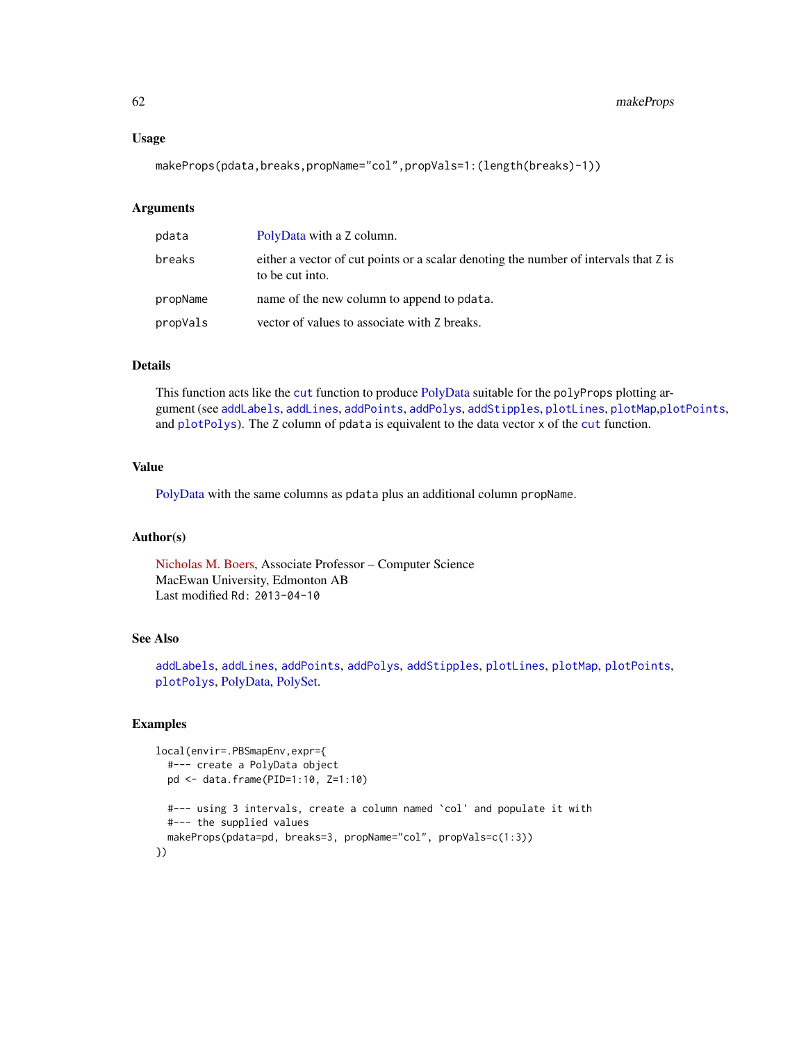### Usage

```
makeProps(pdata,breaks,propName="col",propVals=1:(length(breaks)-1))
```

### Arguments

| | |
|---|---|
| pdata | PolyData with a Z column. |
| breaks | either a vector of cut points or a scalar denoting the number of intervals that Z is to be cut into. |
| propName | name of the new column to append to pdata. |
| propVals | vector of values to associate with Z breaks. |

### Details

This function acts like the `cut` function to produce PolyData suitable for the `polyProps` plotting argument (see `addLabels`, `addLines`, `addPoints`, `addPolys`, `addStipples`, `plotLines`, `plotMap`,`plotPoints`, and `plotPolys`). The Z column of `pdata` is equivalent to the data vector `x` of the `cut` function.

### Value

PolyData with the same columns as `pdata` plus an additional column `propName`.

### Author(s)

Nicholas M. Boers, Associate Professor – Computer Science
MacEwan University, Edmonton AB
Last modified `Rd: 2013-04-10`

### See Also

`addLabels`, `addLines`, `addPoints`, `addPolys`, `addStipples`, `plotLines`, `plotMap`, `plotPoints`, `plotPolys`, PolyData, PolySet.

### Examples

```
local(envir=.PBSmapEnv,expr={
  #--- create a PolyData object
  pd <- data.frame(PID=1:10, Z=1:10)

  #--- using 3 intervals, create a column named `col' and populate it with
  #--- the supplied values
  makeProps(pdata=pd, breaks=3, propName="col", propVals=c(1:3))
})
```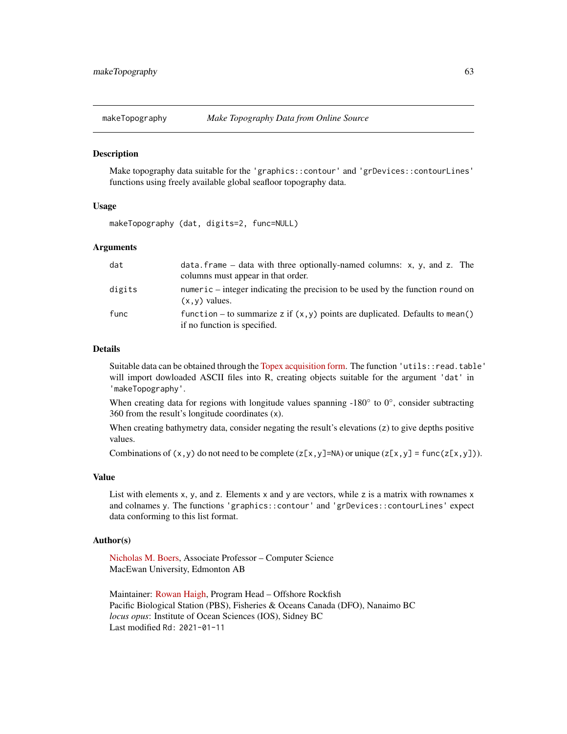## makeTopography — *Make Topography Data from Online Source*

### Description

Make topography data suitable for the 'graphics::contour' and 'grDevices::contourLines' functions using freely available global seafloor topography data.

### Usage

```
makeTopography (dat, digits=2, func=NULL)
```

### Arguments

| | |
|---|---|
| dat | data.frame – data with three optionally-named columns: x, y, and z. The columns must appear in that order. |
| digits | numeric – integer indicating the precision to be used by the function round on (x,y) values. |
| func | function – to summarize z if (x,y) points are duplicated. Defaults to mean() if no function is specified. |

### Details

Suitable data can be obtained through the Topex acquisition form. The function 'utils::read.table' will import dowloaded ASCII files into R, creating objects suitable for the argument 'dat' in 'makeTopography'.

When creating data for regions with longitude values spanning -180° to 0°, consider subtracting 360 from the result's longitude coordinates (x).

When creating bathymetry data, consider negating the result's elevations (z) to give depths positive values.

Combinations of (x,y) do not need to be complete (z[x,y]=NA) or unique (z[x,y] = func(z[x,y])).

### Value

List with elements x, y, and z. Elements x and y are vectors, while z is a matrix with rownames x and colnames y. The functions 'graphics::contour' and 'grDevices::contourLines' expect data conforming to this list format.

### Author(s)

Nicholas M. Boers, Associate Professor – Computer Science
MacEwan University, Edmonton AB

Maintainer: Rowan Haigh, Program Head – Offshore Rockfish
Pacific Biological Station (PBS), Fisheries & Oceans Canada (DFO), Nanaimo BC
*locus opus*: Institute of Ocean Sciences (IOS), Sidney BC
Last modified Rd: 2021-01-11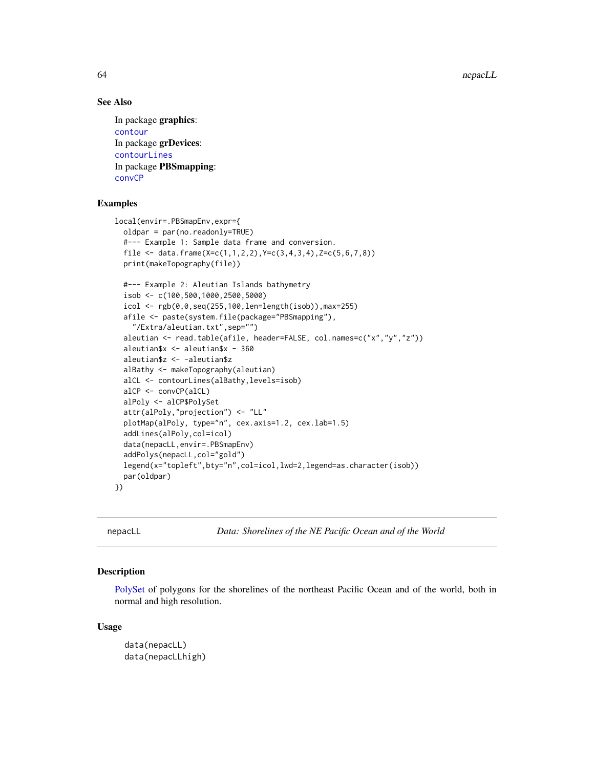## See Also

In package **graphics**:
contour
In package **grDevices**:
contourLines
In package **PBSmapping**:
convCP

## Examples

```
local(envir=.PBSmapEnv,expr={
  oldpar = par(no.readonly=TRUE)
  #--- Example 1: Sample data frame and conversion.
  file <- data.frame(X=c(1,1,2,2),Y=c(3,4,3,4),Z=c(5,6,7,8))
  print(makeTopography(file))

  #--- Example 2: Aleutian Islands bathymetry
  isob <- c(100,500,1000,2500,5000)
  icol <- rgb(0,0,seq(255,100,len=length(isob)),max=255)
  afile <- paste(system.file(package="PBSmapping"),
    "/Extra/aleutian.txt",sep="")
  aleutian <- read.table(afile, header=FALSE, col.names=c("x","y","z"))
  aleutian$x <- aleutian$x - 360
  aleutian$z <- -aleutian$z
  alBathy <- makeTopography(aleutian)
  alCL <- contourLines(alBathy,levels=isob)
  alCP <- convCP(alCL)
  alPoly <- alCP$PolySet
  attr(alPoly,"projection") <- "LL"
  plotMap(alPoly, type="n", cex.axis=1.2, cex.lab=1.5)
  addLines(alPoly,col=icol)
  data(nepacLL,envir=.PBSmapEnv)
  addPolys(nepacLL,col="gold")
  legend(x="topleft",bty="n",col=icol,lwd=2,legend=as.character(isob))
  par(oldpar)
})
```

---

# nepacLL — *Data: Shorelines of the NE Pacific Ocean and of the World*

## Description

PolySet of polygons for the shorelines of the northeast Pacific Ocean and of the world, both in normal and high resolution.

## Usage

```
data(nepacLL)
data(nepacLLhigh)
```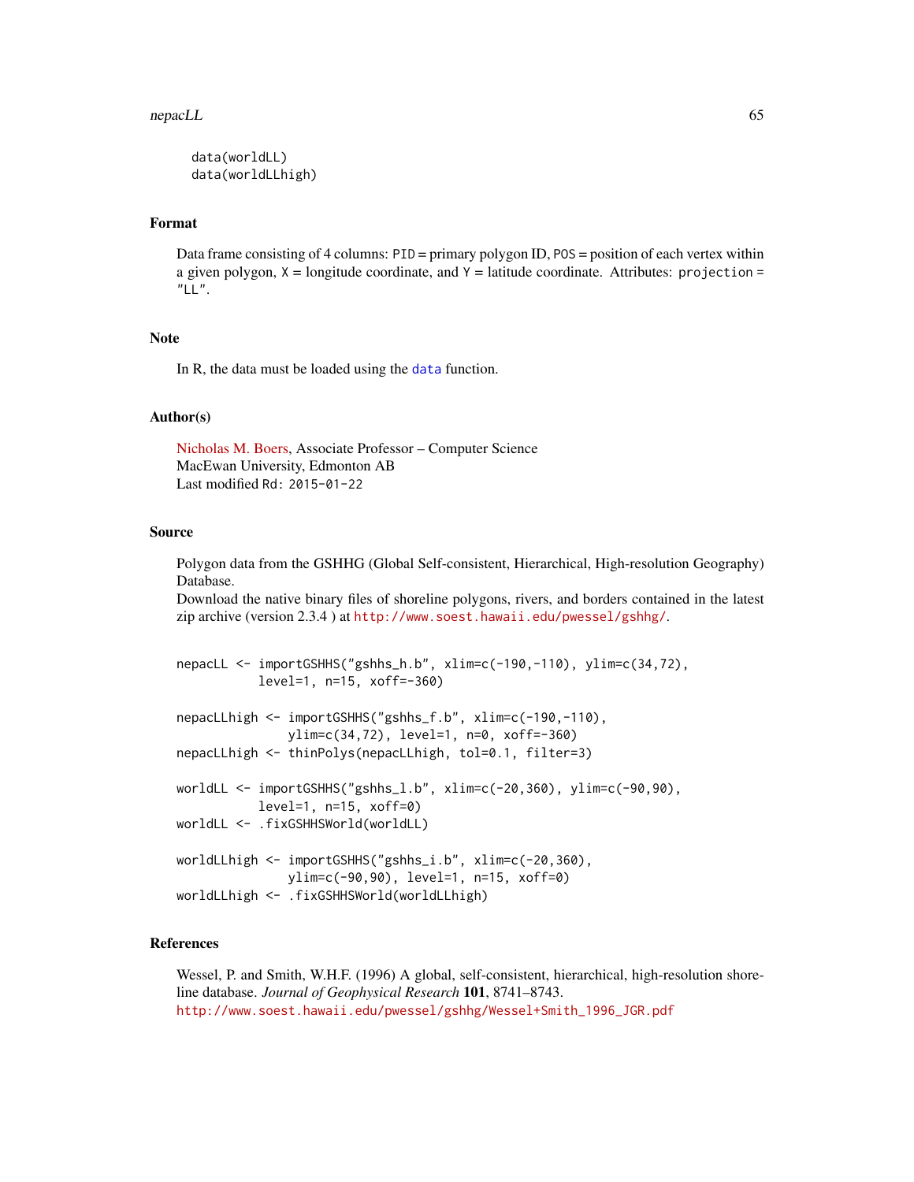```
data(worldLL)
data(worldLLhigh)
```

## Format

Data frame consisting of 4 columns: PID = primary polygon ID, POS = position of each vertex within a given polygon, X = longitude coordinate, and Y = latitude coordinate. Attributes: projection = "LL".

## Note

In R, the data must be loaded using the data function.

## Author(s)

Nicholas M. Boers, Associate Professor – Computer Science
MacEwan University, Edmonton AB
Last modified Rd: 2015-01-22

## Source

Polygon data from the GSHHG (Global Self-consistent, Hierarchical, High-resolution Geography) Database.
Download the native binary files of shoreline polygons, rivers, and borders contained in the latest zip archive (version 2.3.4 ) at http://www.soest.hawaii.edu/pwessel/gshhg/.

```
nepacLL <- importGSHHS("gshhs_h.b", xlim=c(-190,-110), ylim=c(34,72),
           level=1, n=15, xoff=-360)

nepacLLhigh <- importGSHHS("gshhs_f.b", xlim=c(-190,-110),
               ylim=c(34,72), level=1, n=0, xoff=-360)
nepacLLhigh <- thinPolys(nepacLLhigh, tol=0.1, filter=3)

worldLL <- importGSHHS("gshhs_l.b", xlim=c(-20,360), ylim=c(-90,90),
           level=1, n=15, xoff=0)
worldLL <- .fixGSHHSWorld(worldLL)

worldLLhigh <- importGSHHS("gshhs_i.b", xlim=c(-20,360),
               ylim=c(-90,90), level=1, n=15, xoff=0)
worldLLhigh <- .fixGSHHSWorld(worldLLhigh)
```

## References

Wessel, P. and Smith, W.H.F. (1996) A global, self-consistent, hierarchical, high-resolution shoreline database. *Journal of Geophysical Research* **101**, 8741–8743.
http://www.soest.hawaii.edu/pwessel/gshhg/Wessel+Smith_1996_JGR.pdf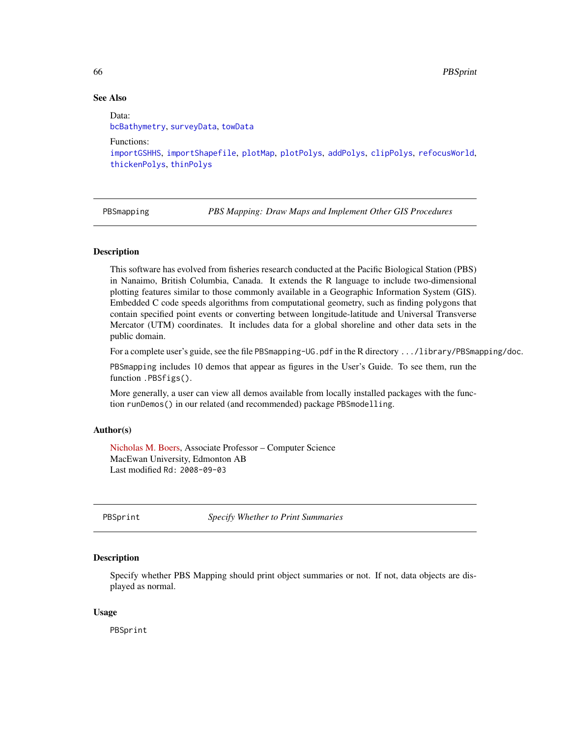### See Also

Data:
bcBathymetry, surveyData, towData

Functions:
importGSHHS, importShapefile, plotMap, plotPolys, addPolys, clipPolys, refocusWorld, thickenPolys, thinPolys

---

## PBSmapping — *PBS Mapping: Draw Maps and Implement Other GIS Procedures*

### Description

This software has evolved from fisheries research conducted at the Pacific Biological Station (PBS) in Nanaimo, British Columbia, Canada. It extends the R language to include two-dimensional plotting features similar to those commonly available in a Geographic Information System (GIS). Embedded C code speeds algorithms from computational geometry, such as finding polygons that contain specified point events or converting between longitude-latitude and Universal Transverse Mercator (UTM) coordinates. It includes data for a global shoreline and other data sets in the public domain.

For a complete user's guide, see the file `PBSmapping-UG.pdf` in the R directory `.../library/PBSmapping/doc`.

`PBSmapping` includes 10 demos that appear as figures in the User's Guide. To see them, run the function `.PBSfigs()`.

More generally, a user can view all demos available from locally installed packages with the function `runDemos()` in our related (and recommended) package `PBSmodelling`.

### Author(s)

Nicholas M. Boers, Associate Professor – Computer Science
MacEwan University, Edmonton AB
Last modified `Rd: 2008-09-03`

---

## PBSprint — *Specify Whether to Print Summaries*

### Description

Specify whether PBS Mapping should print object summaries or not. If not, data objects are displayed as normal.

### Usage

```
PBSprint
```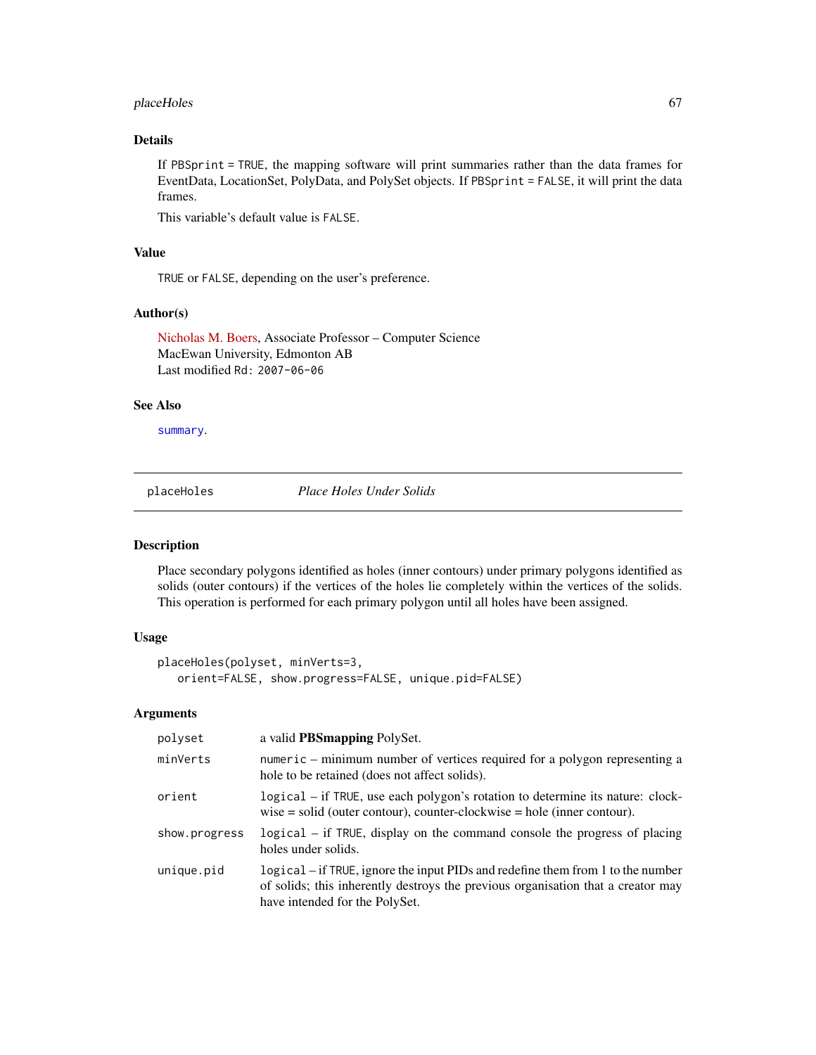### Details

If `PBSprint = TRUE`, the mapping software will print summaries rather than the data frames for EventData, LocationSet, PolyData, and PolySet objects. If `PBSprint = FALSE`, it will print the data frames.

This variable's default value is `FALSE`.

### Value

`TRUE` or `FALSE`, depending on the user's preference.

### Author(s)

Nicholas M. Boers, Associate Professor – Computer Science
MacEwan University, Edmonton AB
Last modified `Rd: 2007-06-06`

### See Also

`summary`.

---

## placeHoles *Place Holes Under Solids*

---

### Description

Place secondary polygons identified as holes (inner contours) under primary polygons identified as solids (outer contours) if the vertices of the holes lie completely within the vertices of the solids. This operation is performed for each primary polygon until all holes have been assigned.

### Usage

```
placeHoles(polyset, minVerts=3,
   orient=FALSE, show.progress=FALSE, unique.pid=FALSE)
```

### Arguments

| | |
|---|---|
| `polyset` | a valid **PBSmapping** PolySet. |
| `minVerts` | `numeric` – minimum number of vertices required for a polygon representing a hole to be retained (does not affect solids). |
| `orient` | `logical` – if `TRUE`, use each polygon's rotation to determine its nature: clockwise = solid (outer contour), counter-clockwise = hole (inner contour). |
| `show.progress` | `logical` – if `TRUE`, display on the command console the progress of placing holes under solids. |
| `unique.pid` | `logical` – if `TRUE`, ignore the input PIDs and redefine them from 1 to the number of solids; this inherently destroys the previous organisation that a creator may have intended for the PolySet. |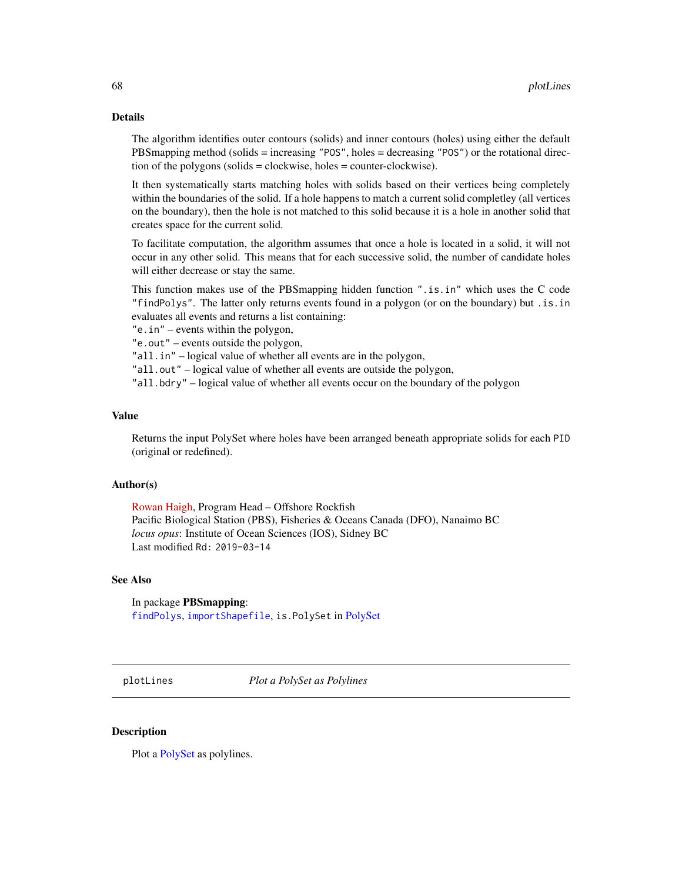### Details

The algorithm identifies outer contours (solids) and inner contours (holes) using either the default PBSmapping method (solids = increasing "POS", holes = decreasing "POS") or the rotational direction of the polygons (solids = clockwise, holes = counter-clockwise).

It then systematically starts matching holes with solids based on their vertices being completely within the boundaries of the solid. If a hole happens to match a current solid completley (all vertices on the boundary), then the hole is not matched to this solid because it is a hole in another solid that creates space for the current solid.

To facilitate computation, the algorithm assumes that once a hole is located in a solid, it will not occur in any other solid. This means that for each successive solid, the number of candidate holes will either decrease or stay the same.

This function makes use of the PBSmapping hidden function ".is.in" which uses the C code "findPolys". The latter only returns events found in a polygon (or on the boundary) but `.is.in` evaluates all events and returns a list containing:
"e.in" – events within the polygon,
"e.out" – events outside the polygon,
"all.in" – logical value of whether all events are in the polygon,
"all.out" – logical value of whether all events are outside the polygon,
"all.bdry" – logical value of whether all events occur on the boundary of the polygon

### Value

Returns the input PolySet where holes have been arranged beneath appropriate solids for each `PID` (original or redefined).

### Author(s)

Rowan Haigh, Program Head – Offshore Rockfish
Pacific Biological Station (PBS), Fisheries & Oceans Canada (DFO), Nanaimo BC
*locus opus*: Institute of Ocean Sciences (IOS), Sidney BC
Last modified `Rd: 2019-03-14`

### See Also

In package **PBSmapping**:
`findPolys`, `importShapefile`, `is.PolySet` in PolySet

---

## plotLines — *Plot a PolySet as Polylines*

### Description

Plot a PolySet as polylines.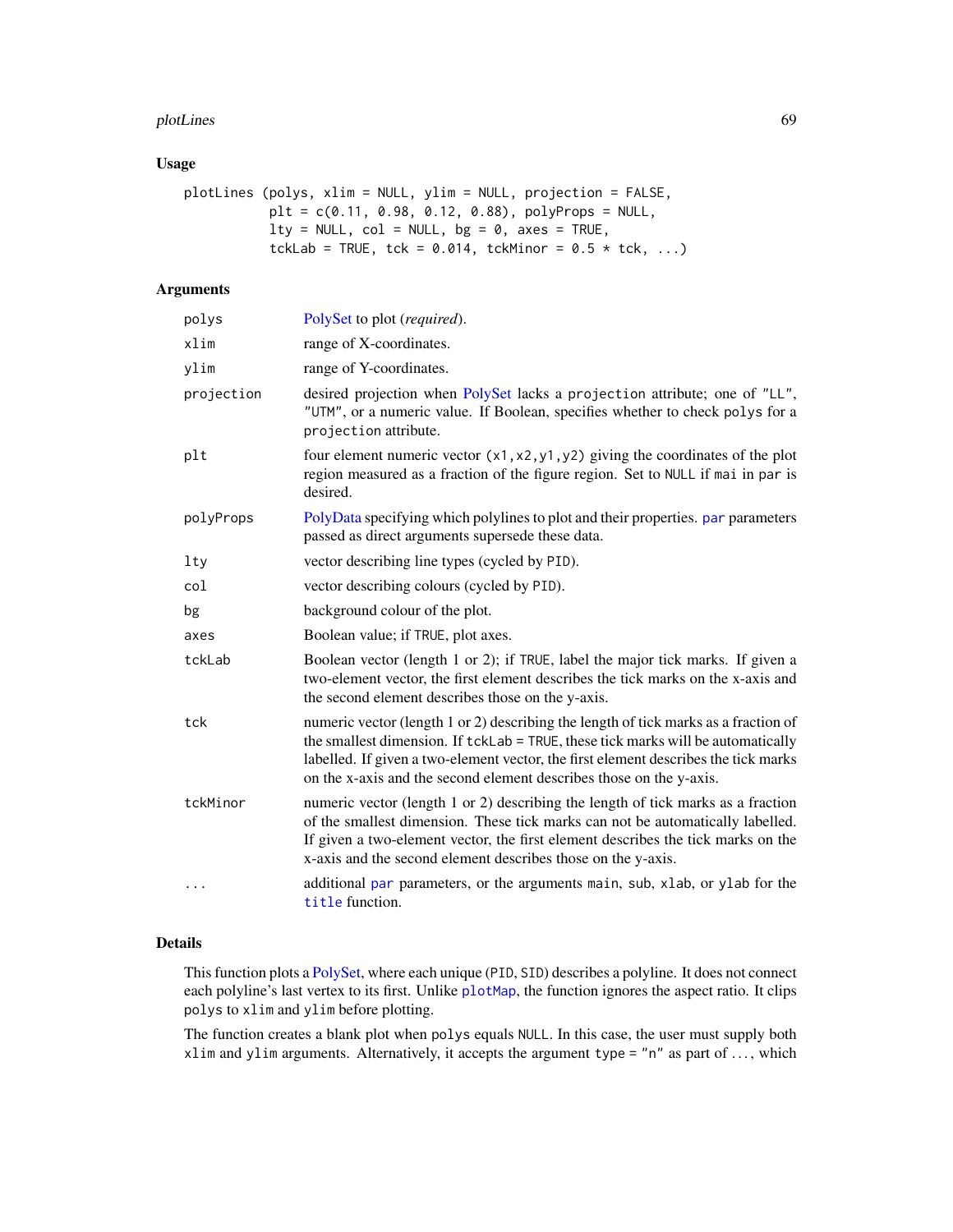## Usage

```
plotLines (polys, xlim = NULL, ylim = NULL, projection = FALSE,
           plt = c(0.11, 0.98, 0.12, 0.88), polyProps = NULL,
           lty = NULL, col = NULL, bg = 0, axes = TRUE,
           tckLab = TRUE, tck = 0.014, tckMinor = 0.5 * tck, ...)
```

## Arguments

| | |
|---|---|
| `polys` | PolySet to plot (*required*). |
| `xlim` | range of X-coordinates. |
| `ylim` | range of Y-coordinates. |
| `projection` | desired projection when PolySet lacks a `projection` attribute; one of `"LL"`, `"UTM"`, or a numeric value. If Boolean, specifies whether to check `polys` for a `projection` attribute. |
| `plt` | four element numeric vector `(x1,x2,y1,y2)` giving the coordinates of the plot region measured as a fraction of the figure region. Set to `NULL` if `mai` in `par` is desired. |
| `polyProps` | PolyData specifying which polylines to plot and their properties. `par` parameters passed as direct arguments supersede these data. |
| `lty` | vector describing line types (cycled by `PID`). |
| `col` | vector describing colours (cycled by `PID`). |
| `bg` | background colour of the plot. |
| `axes` | Boolean value; if `TRUE`, plot axes. |
| `tckLab` | Boolean vector (length 1 or 2); if `TRUE`, label the major tick marks. If given a two-element vector, the first element describes the tick marks on the x-axis and the second element describes those on the y-axis. |
| `tck` | numeric vector (length 1 or 2) describing the length of tick marks as a fraction of the smallest dimension. If `tckLab = TRUE`, these tick marks will be automatically labelled. If given a two-element vector, the first element describes the tick marks on the x-axis and the second element describes those on the y-axis. |
| `tckMinor` | numeric vector (length 1 or 2) describing the length of tick marks as a fraction of the smallest dimension. These tick marks can not be automatically labelled. If given a two-element vector, the first element describes the tick marks on the x-axis and the second element describes those on the y-axis. |
| `...` | additional `par` parameters, or the arguments `main`, `sub`, `xlab`, or `ylab` for the `title` function. |

## Details

This function plots a PolySet, where each unique (`PID`, `SID`) describes a polyline. It does not connect each polyline's last vertex to its first. Unlike `plotMap`, the function ignores the aspect ratio. It clips `polys` to `xlim` and `ylim` before plotting.

The function creates a blank plot when `polys` equals `NULL`. In this case, the user must supply both `xlim` and `ylim` arguments. Alternatively, it accepts the argument `type = "n"` as part of ..., which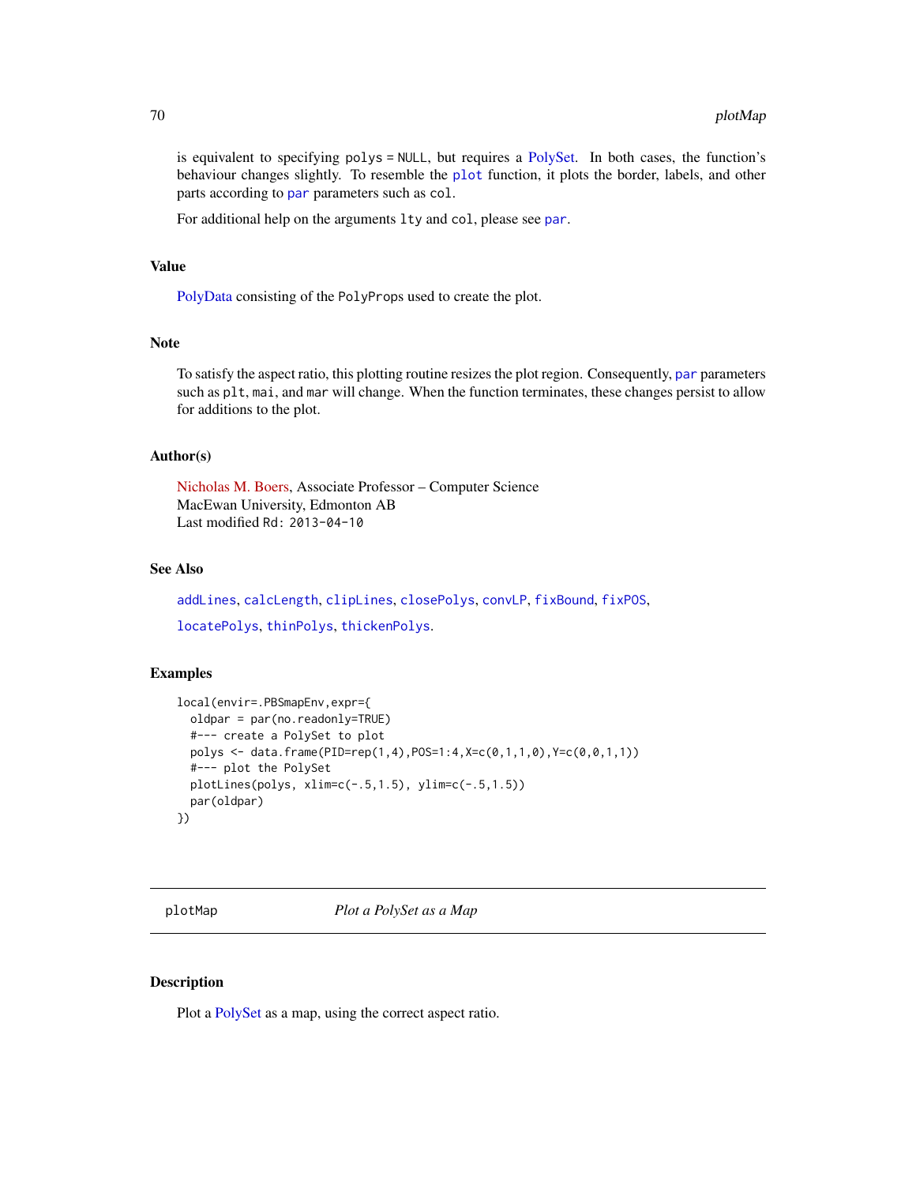is equivalent to specifying polys = NULL, but requires a PolySet. In both cases, the function's behaviour changes slightly. To resemble the plot function, it plots the border, labels, and other parts according to par parameters such as col.

For additional help on the arguments lty and col, please see par.

### Value

PolyData consisting of the PolyProps used to create the plot.

### Note

To satisfy the aspect ratio, this plotting routine resizes the plot region. Consequently, par parameters such as plt, mai, and mar will change. When the function terminates, these changes persist to allow for additions to the plot.

### Author(s)

Nicholas M. Boers, Associate Professor – Computer Science
MacEwan University, Edmonton AB
Last modified Rd: 2013-04-10

### See Also

addLines, calcLength, clipLines, closePolys, convLP, fixBound, fixPOS, locatePolys, thinPolys, thickenPolys.

### Examples

```
local(envir=.PBSmapEnv,expr={
  oldpar = par(no.readonly=TRUE)
  #--- create a PolySet to plot
  polys <- data.frame(PID=rep(1,4),POS=1:4,X=c(0,1,1,0),Y=c(0,0,1,1))
  #--- plot the PolySet
  plotLines(polys, xlim=c(-.5,1.5), ylim=c(-.5,1.5))
  par(oldpar)
})
```

---

## plotMap — *Plot a PolySet as a Map*

### Description

Plot a PolySet as a map, using the correct aspect ratio.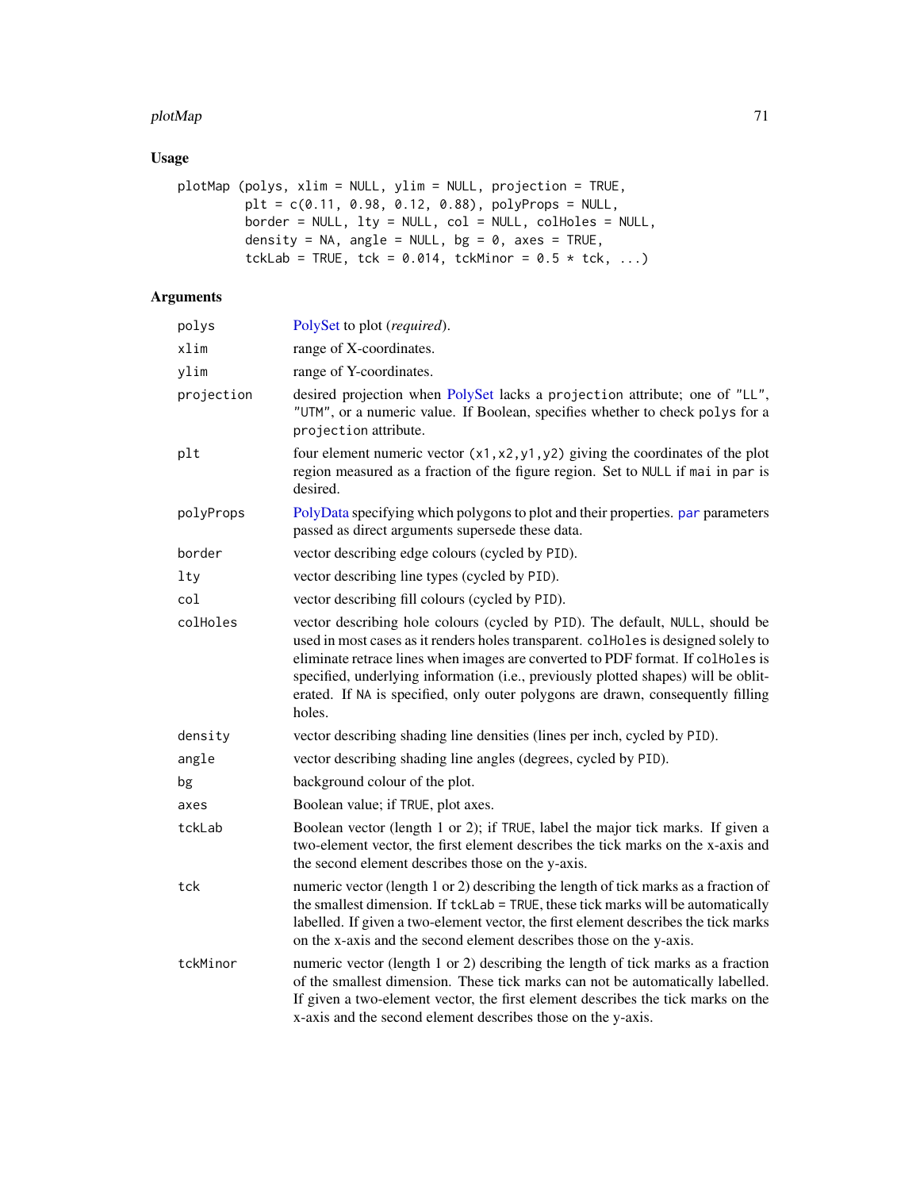## Usage

```
plotMap (polys, xlim = NULL, ylim = NULL, projection = TRUE,
        plt = c(0.11, 0.98, 0.12, 0.88), polyProps = NULL,
        border = NULL, lty = NULL, col = NULL, colHoles = NULL,
        density = NA, angle = NULL, bg = 0, axes = TRUE,
        tckLab = TRUE, tck = 0.014, tckMinor = 0.5 * tck, ...)
```

## Arguments

| | |
|---|---|
| `polys` | PolySet to plot (*required*). |
| `xlim` | range of X-coordinates. |
| `ylim` | range of Y-coordinates. |
| `projection` | desired projection when PolySet lacks a `projection` attribute; one of `"LL"`, `"UTM"`, or a numeric value. If Boolean, specifies whether to check `polys` for a `projection` attribute. |
| `plt` | four element numeric vector `(x1,x2,y1,y2)` giving the coordinates of the plot region measured as a fraction of the figure region. Set to `NULL` if `mai` in `par` is desired. |
| `polyProps` | PolyData specifying which polygons to plot and their properties. `par` parameters passed as direct arguments supersede these data. |
| `border` | vector describing edge colours (cycled by `PID`). |
| `lty` | vector describing line types (cycled by `PID`). |
| `col` | vector describing fill colours (cycled by `PID`). |
| `colHoles` | vector describing hole colours (cycled by `PID`). The default, `NULL`, should be used in most cases as it renders holes transparent. `colHoles` is designed solely to eliminate retrace lines when images are converted to PDF format. If `colHoles` is specified, underlying information (i.e., previously plotted shapes) will be obliterated. If `NA` is specified, only outer polygons are drawn, consequently filling holes. |
| `density` | vector describing shading line densities (lines per inch, cycled by `PID`). |
| `angle` | vector describing shading line angles (degrees, cycled by `PID`). |
| `bg` | background colour of the plot. |
| `axes` | Boolean value; if `TRUE`, plot axes. |
| `tckLab` | Boolean vector (length 1 or 2); if `TRUE`, label the major tick marks. If given a two-element vector, the first element describes the tick marks on the x-axis and the second element describes those on the y-axis. |
| `tck` | numeric vector (length 1 or 2) describing the length of tick marks as a fraction of the smallest dimension. If `tckLab = TRUE`, these tick marks will be automatically labelled. If given a two-element vector, the first element describes the tick marks on the x-axis and the second element describes those on the y-axis. |
| `tckMinor` | numeric vector (length 1 or 2) describing the length of tick marks as a fraction of the smallest dimension. These tick marks can not be automatically labelled. If given a two-element vector, the first element describes the tick marks on the x-axis and the second element describes those on the y-axis. |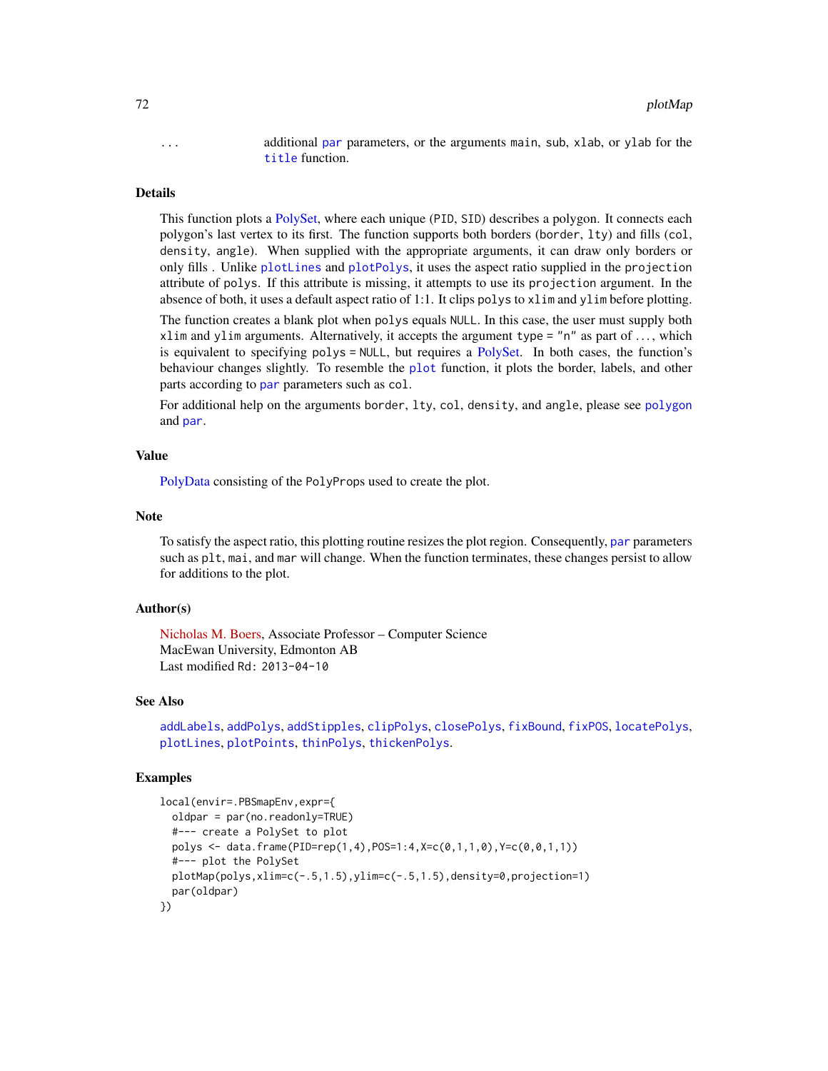... additional `par` parameters, or the arguments `main`, `sub`, `xlab`, or `ylab` for the `title` function.

### Details

This function plots a PolySet, where each unique (`PID`, `SID`) describes a polygon. It connects each polygon's last vertex to its first. The function supports both borders (`border`, `lty`) and fills (`col`, `density`, `angle`). When supplied with the appropriate arguments, it can draw only borders or only fills . Unlike `plotLines` and `plotPolys`, it uses the aspect ratio supplied in the `projection` attribute of `polys`. If this attribute is missing, it attempts to use its `projection` argument. In the absence of both, it uses a default aspect ratio of 1:1. It clips `polys` to `xlim` and `ylim` before plotting.

The function creates a blank plot when `polys` equals `NULL`. In this case, the user must supply both `xlim` and `ylim` arguments. Alternatively, it accepts the argument `type = "n"` as part of ..., which is equivalent to specifying `polys = NULL`, but requires a PolySet. In both cases, the function's behaviour changes slightly. To resemble the `plot` function, it plots the border, labels, and other parts according to `par` parameters such as `col`.

For additional help on the arguments `border`, `lty`, `col`, `density`, and `angle`, please see `polygon` and `par`.

### Value

PolyData consisting of the `PolyProps` used to create the plot.

### Note

To satisfy the aspect ratio, this plotting routine resizes the plot region. Consequently, `par` parameters such as `plt`, `mai`, and `mar` will change. When the function terminates, these changes persist to allow for additions to the plot.

### Author(s)

Nicholas M. Boers, Associate Professor – Computer Science
MacEwan University, Edmonton AB
Last modified `Rd: 2013-04-10`

### See Also

`addLabels`, `addPolys`, `addStipples`, `clipPolys`, `closePolys`, `fixBound`, `fixPOS`, `locatePolys`, `plotLines`, `plotPoints`, `thinPolys`, `thickenPolys`.

### Examples

```
local(envir=.PBSmapEnv,expr={
  oldpar = par(no.readonly=TRUE)
  #--- create a PolySet to plot
  polys <- data.frame(PID=rep(1,4),POS=1:4,X=c(0,1,1,0),Y=c(0,0,1,1))
  #--- plot the PolySet
  plotMap(polys,xlim=c(-.5,1.5),ylim=c(-.5,1.5),density=0,projection=1)
  par(oldpar)
})
```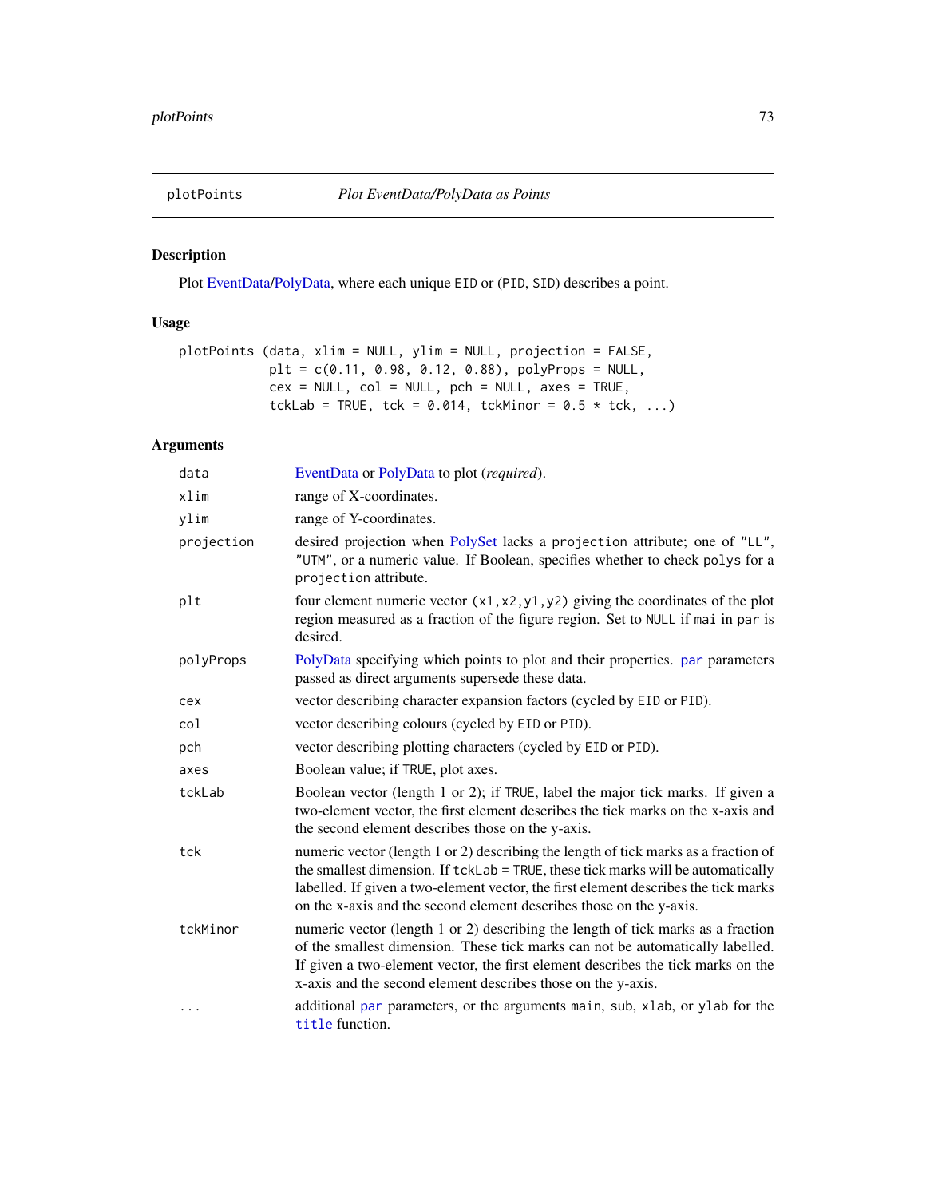plotPoints — *Plot EventData/PolyData as Points*

## Description

Plot EventData/PolyData, where each unique EID or (PID, SID) describes a point.

## Usage

```
plotPoints (data, xlim = NULL, ylim = NULL, projection = FALSE,
            plt = c(0.11, 0.98, 0.12, 0.88), polyProps = NULL,
            cex = NULL, col = NULL, pch = NULL, axes = TRUE,
            tckLab = TRUE, tck = 0.014, tckMinor = 0.5 * tck, ...)
```

## Arguments

| Argument | Description |
|---|---|
| `data` | EventData or PolyData to plot (*required*). |
| `xlim` | range of X-coordinates. |
| `ylim` | range of Y-coordinates. |
| `projection` | desired projection when PolySet lacks a `projection` attribute; one of `"LL"`, `"UTM"`, or a numeric value. If Boolean, specifies whether to check `polys` for a `projection` attribute. |
| `plt` | four element numeric vector `(x1,x2,y1,y2)` giving the coordinates of the plot region measured as a fraction of the figure region. Set to `NULL` if `mai` in `par` is desired. |
| `polyProps` | PolyData specifying which points to plot and their properties. `par` parameters passed as direct arguments supersede these data. |
| `cex` | vector describing character expansion factors (cycled by `EID` or `PID`). |
| `col` | vector describing colours (cycled by `EID` or `PID`). |
| `pch` | vector describing plotting characters (cycled by `EID` or `PID`). |
| `axes` | Boolean value; if `TRUE`, plot axes. |
| `tckLab` | Boolean vector (length 1 or 2); if `TRUE`, label the major tick marks. If given a two-element vector, the first element describes the tick marks on the x-axis and the second element describes those on the y-axis. |
| `tck` | numeric vector (length 1 or 2) describing the length of tick marks as a fraction of the smallest dimension. If `tckLab = TRUE`, these tick marks will be automatically labelled. If given a two-element vector, the first element describes the tick marks on the x-axis and the second element describes those on the y-axis. |
| `tckMinor` | numeric vector (length 1 or 2) describing the length of tick marks as a fraction of the smallest dimension. These tick marks can not be automatically labelled. If given a two-element vector, the first element describes the tick marks on the x-axis and the second element describes those on the y-axis. |
| `...` | additional `par` parameters, or the arguments `main`, `sub`, `xlab`, or `ylab` for the `title` function. |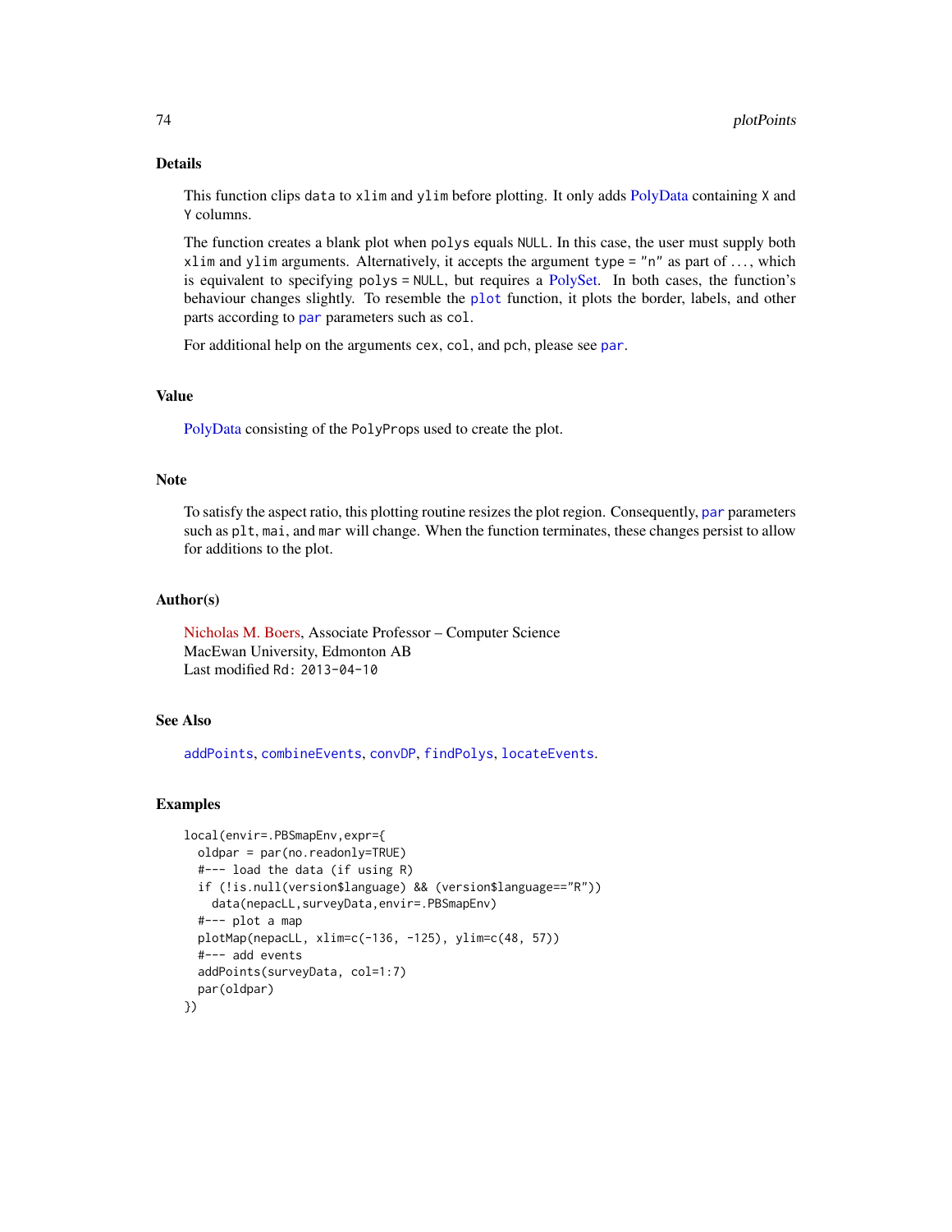## Details

This function clips `data` to `xlim` and `ylim` before plotting. It only adds PolyData containing `X` and `Y` columns.

The function creates a blank plot when `polys` equals `NULL`. In this case, the user must supply both `xlim` and `ylim` arguments. Alternatively, it accepts the argument `type = "n"` as part of ..., which is equivalent to specifying `polys = NULL`, but requires a PolySet. In both cases, the function's behaviour changes slightly. To resemble the `plot` function, it plots the border, labels, and other parts according to `par` parameters such as `col`.

For additional help on the arguments `cex`, `col`, and `pch`, please see `par`.

## Value

PolyData consisting of the `PolyProps` used to create the plot.

## Note

To satisfy the aspect ratio, this plotting routine resizes the plot region. Consequently, `par` parameters such as `plt`, `mai`, and `mar` will change. When the function terminates, these changes persist to allow for additions to the plot.

## Author(s)

Nicholas M. Boers, Associate Professor – Computer Science
MacEwan University, Edmonton AB
Last modified `Rd: 2013-04-10`

## See Also

`addPoints`, `combineEvents`, `convDP`, `findPolys`, `locateEvents`.

## Examples

```
local(envir=.PBSmapEnv,expr={
  oldpar = par(no.readonly=TRUE)
  #--- load the data (if using R)
  if (!is.null(version$language) && (version$language=="R"))
    data(nepacLL,surveyData,envir=.PBSmapEnv)
  #--- plot a map
  plotMap(nepacLL, xlim=c(-136, -125), ylim=c(48, 57))
  #--- add events
  addPoints(surveyData, col=1:7)
  par(oldpar)
})
```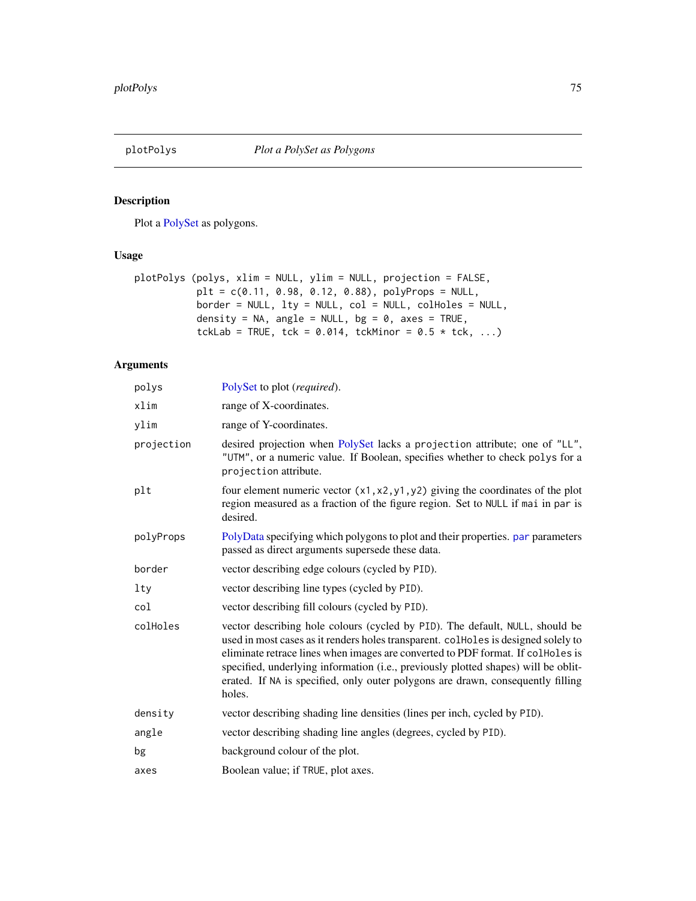## plotPolys — *Plot a PolySet as Polygons*

### Description

Plot a PolySet as polygons.

### Usage

```
plotPolys (polys, xlim = NULL, ylim = NULL, projection = FALSE,
           plt = c(0.11, 0.98, 0.12, 0.88), polyProps = NULL,
           border = NULL, lty = NULL, col = NULL, colHoles = NULL,
           density = NA, angle = NULL, bg = 0, axes = TRUE,
           tckLab = TRUE, tck = 0.014, tckMinor = 0.5 * tck, ...)
```

### Arguments

| | |
|---|---|
| `polys` | PolySet to plot (*required*). |
| `xlim` | range of X-coordinates. |
| `ylim` | range of Y-coordinates. |
| `projection` | desired projection when PolySet lacks a `projection` attribute; one of `"LL"`, `"UTM"`, or a numeric value. If Boolean, specifies whether to check `polys` for a `projection` attribute. |
| `plt` | four element numeric vector `(x1,x2,y1,y2)` giving the coordinates of the plot region measured as a fraction of the figure region. Set to `NULL` if `mai` in `par` is desired. |
| `polyProps` | PolyData specifying which polygons to plot and their properties. `par` parameters passed as direct arguments supersede these data. |
| `border` | vector describing edge colours (cycled by `PID`). |
| `lty` | vector describing line types (cycled by `PID`). |
| `col` | vector describing fill colours (cycled by `PID`). |
| `colHoles` | vector describing hole colours (cycled by `PID`). The default, `NULL`, should be used in most cases as it renders holes transparent. `colHoles` is designed solely to eliminate retrace lines when images are converted to PDF format. If `colHoles` is specified, underlying information (i.e., previously plotted shapes) will be obliterated. If `NA` is specified, only outer polygons are drawn, consequently filling holes. |
| `density` | vector describing shading line densities (lines per inch, cycled by `PID`). |
| `angle` | vector describing shading line angles (degrees, cycled by `PID`). |
| `bg` | background colour of the plot. |
| `axes` | Boolean value; if `TRUE`, plot axes. |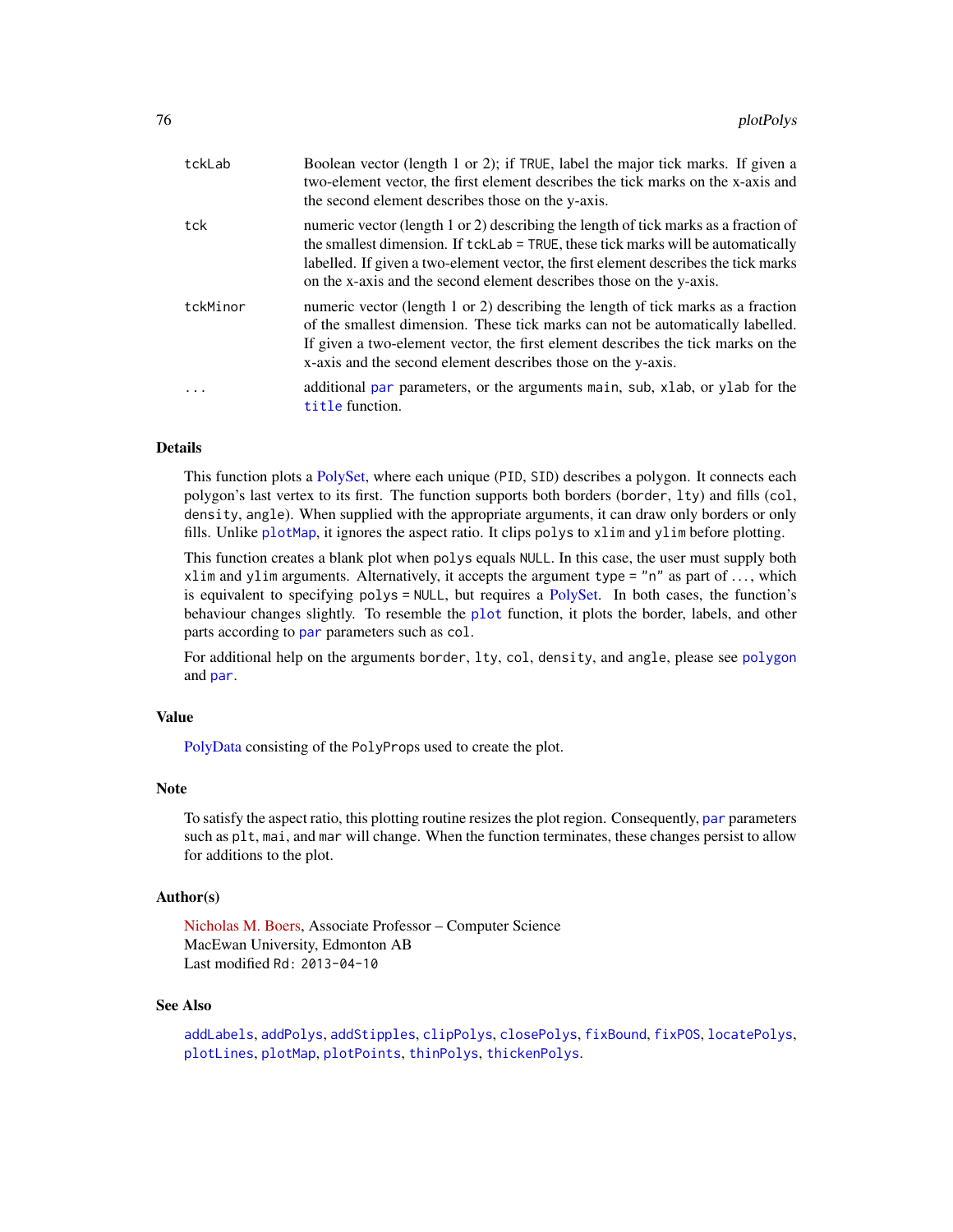| | |
|---|---|
| `tckLab` | Boolean vector (length 1 or 2); if `TRUE`, label the major tick marks. If given a two-element vector, the first element describes the tick marks on the x-axis and the second element describes those on the y-axis. |
| `tck` | numeric vector (length 1 or 2) describing the length of tick marks as a fraction of the smallest dimension. If `tckLab = TRUE`, these tick marks will be automatically labelled. If given a two-element vector, the first element describes the tick marks on the x-axis and the second element describes those on the y-axis. |
| `tckMinor` | numeric vector (length 1 or 2) describing the length of tick marks as a fraction of the smallest dimension. These tick marks can not be automatically labelled. If given a two-element vector, the first element describes the tick marks on the x-axis and the second element describes those on the y-axis. |
| `...` | additional `par` parameters, or the arguments `main`, `sub`, `xlab`, or `ylab` for the `title` function. |

## Details

This function plots a PolySet, where each unique (`PID`, `SID`) describes a polygon. It connects each polygon's last vertex to its first. The function supports both borders (`border`, `lty`) and fills (`col`, `density`, `angle`). When supplied with the appropriate arguments, it can draw only borders or only fills. Unlike `plotMap`, it ignores the aspect ratio. It clips `polys` to `xlim` and `ylim` before plotting.

This function creates a blank plot when `polys` equals `NULL`. In this case, the user must supply both `xlim` and `ylim` arguments. Alternatively, it accepts the argument `type = "n"` as part of ..., which is equivalent to specifying `polys = NULL`, but requires a PolySet. In both cases, the function's behaviour changes slightly. To resemble the `plot` function, it plots the border, labels, and other parts according to `par` parameters such as `col`.

For additional help on the arguments `border`, `lty`, `col`, `density`, and `angle`, please see `polygon` and `par`.

## Value

PolyData consisting of the `PolyProps` used to create the plot.

## Note

To satisfy the aspect ratio, this plotting routine resizes the plot region. Consequently, `par` parameters such as `plt`, `mai`, and `mar` will change. When the function terminates, these changes persist to allow for additions to the plot.

## Author(s)

Nicholas M. Boers, Associate Professor – Computer Science
MacEwan University, Edmonton AB
Last modified `Rd: 2013-04-10`

## See Also

`addLabels`, `addPolys`, `addStipples`, `clipPolys`, `closePolys`, `fixBound`, `fixPOS`, `locatePolys`, `plotLines`, `plotMap`, `plotPoints`, `thinPolys`, `thickenPolys`.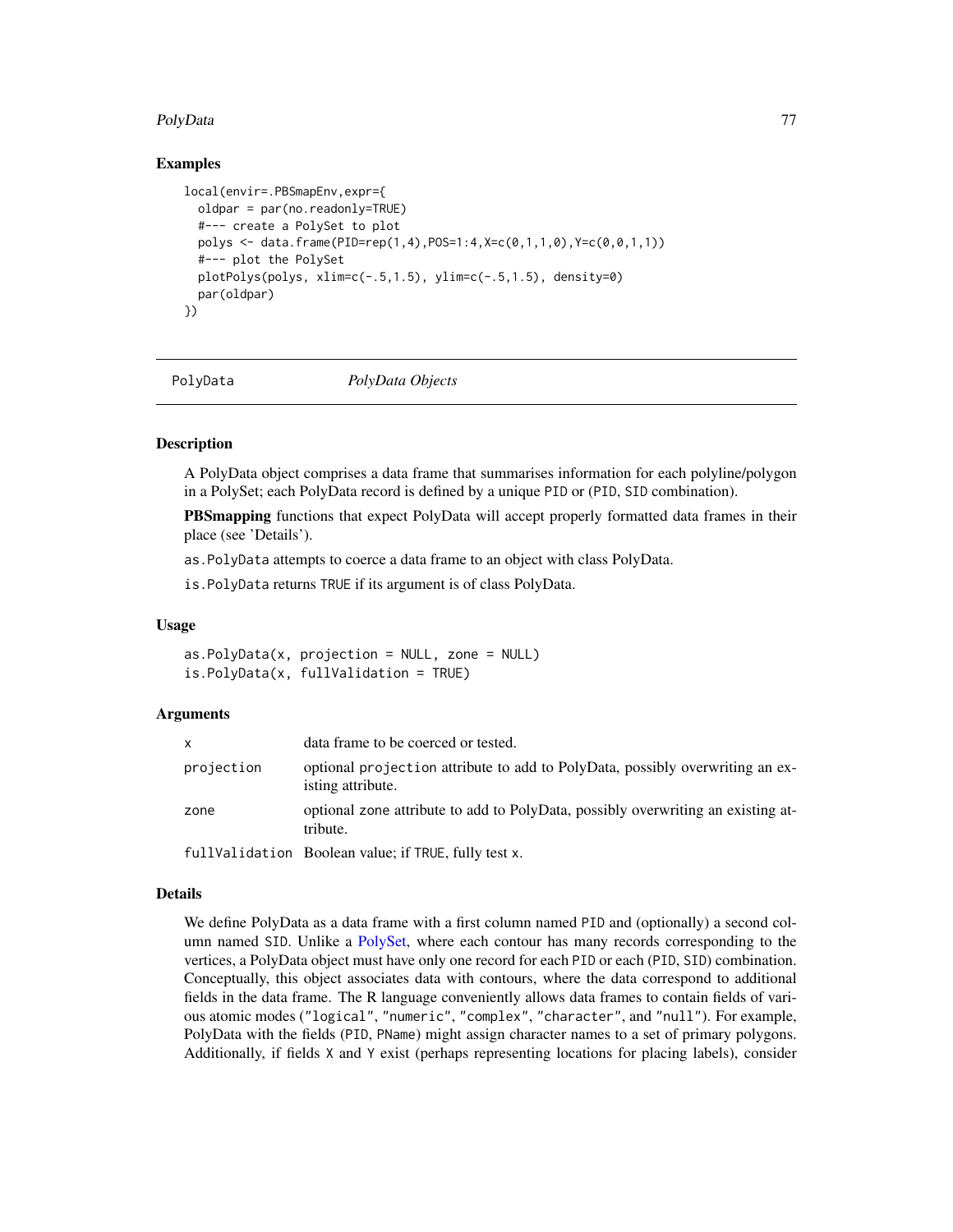### Examples

```
local(envir=.PBSmapEnv,expr={
  oldpar = par(no.readonly=TRUE)
  #--- create a PolySet to plot
  polys <- data.frame(PID=rep(1,4),POS=1:4,X=c(0,1,1,0),Y=c(0,0,1,1))
  #--- plot the PolySet
  plotPolys(polys, xlim=c(-.5,1.5), ylim=c(-.5,1.5), density=0)
  par(oldpar)
})
```

---

## PolyData — *PolyData Objects*

### Description

A PolyData object comprises a data frame that summarises information for each polyline/polygon in a PolySet; each PolyData record is defined by a unique `PID` or (`PID`, `SID` combination).

**PBSmapping** functions that expect PolyData will accept properly formatted data frames in their place (see 'Details').

`as.PolyData` attempts to coerce a data frame to an object with class PolyData.

`is.PolyData` returns `TRUE` if its argument is of class PolyData.

### Usage

```
as.PolyData(x, projection = NULL, zone = NULL)
is.PolyData(x, fullValidation = TRUE)
```

### Arguments

| | |
|---|---|
| `x` | data frame to be coerced or tested. |
| `projection` | optional `projection` attribute to add to PolyData, possibly overwriting an existing attribute. |
| `zone` | optional `zone` attribute to add to PolyData, possibly overwriting an existing attribute. |
| `fullValidation` | Boolean value; if `TRUE`, fully test `x`. |

### Details

We define PolyData as a data frame with a first column named `PID` and (optionally) a second column named `SID`. Unlike a PolySet, where each contour has many records corresponding to the vertices, a PolyData object must have only one record for each `PID` or each (`PID`, `SID`) combination. Conceptually, this object associates data with contours, where the data correspond to additional fields in the data frame. The R language conveniently allows data frames to contain fields of various atomic modes (`"logical"`, `"numeric"`, `"complex"`, `"character"`, and `"null"`). For example, PolyData with the fields (`PID`, `PName`) might assign character names to a set of primary polygons. Additionally, if fields `X` and `Y` exist (perhaps representing locations for placing labels), consider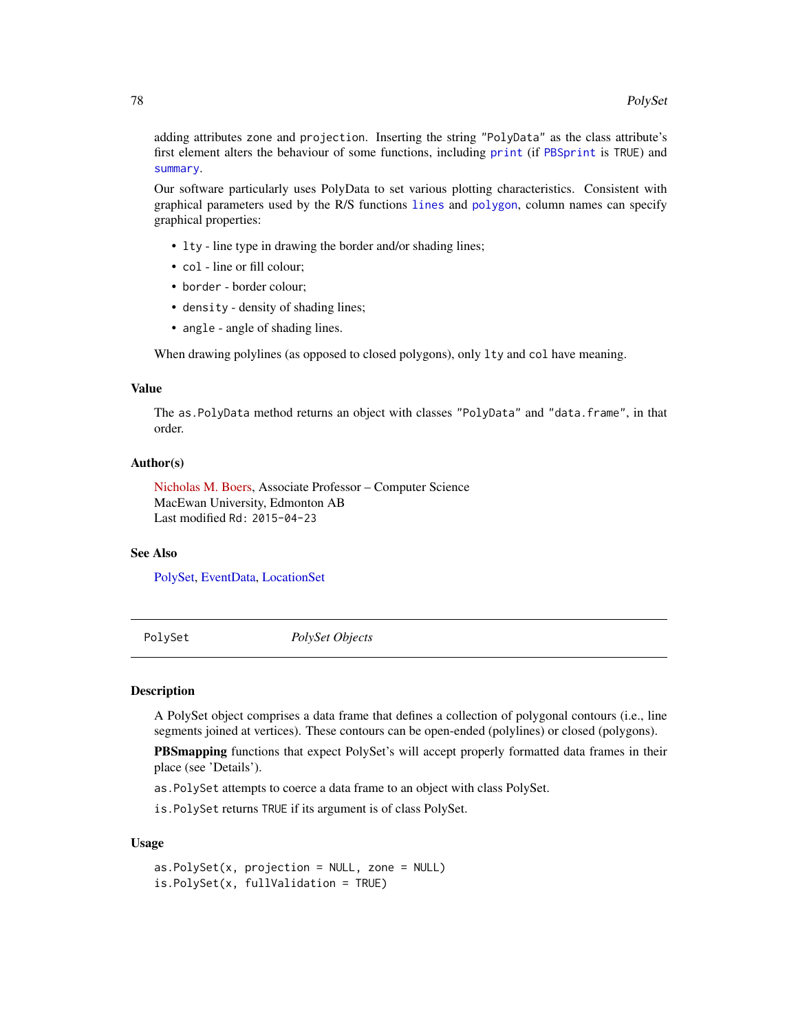adding attributes `zone` and `projection`. Inserting the string "PolyData" as the class attribute's first element alters the behaviour of some functions, including `print` (if `PBSprint` is TRUE) and `summary`.

Our software particularly uses PolyData to set various plotting characteristics. Consistent with graphical parameters used by the R/S functions `lines` and `polygon`, column names can specify graphical properties:

- `lty` - line type in drawing the border and/or shading lines;
- `col` - line or fill colour;
- `border` - border colour;
- `density` - density of shading lines;
- `angle` - angle of shading lines.

When drawing polylines (as opposed to closed polygons), only `lty` and `col` have meaning.

### Value

The `as.PolyData` method returns an object with classes "PolyData" and "data.frame", in that order.

### Author(s)

Nicholas M. Boers, Associate Professor – Computer Science
MacEwan University, Edmonton AB
Last modified `Rd: 2015-04-23`

### See Also

PolySet, EventData, LocationSet

---

## PolySet — *PolySet Objects*

### Description

A PolySet object comprises a data frame that defines a collection of polygonal contours (i.e., line segments joined at vertices). These contours can be open-ended (polylines) or closed (polygons).

**PBSmapping** functions that expect PolySet's will accept properly formatted data frames in their place (see 'Details').

`as.PolySet` attempts to coerce a data frame to an object with class PolySet.

`is.PolySet` returns TRUE if its argument is of class PolySet.

### Usage

```
as.PolySet(x, projection = NULL, zone = NULL)
is.PolySet(x, fullValidation = TRUE)
```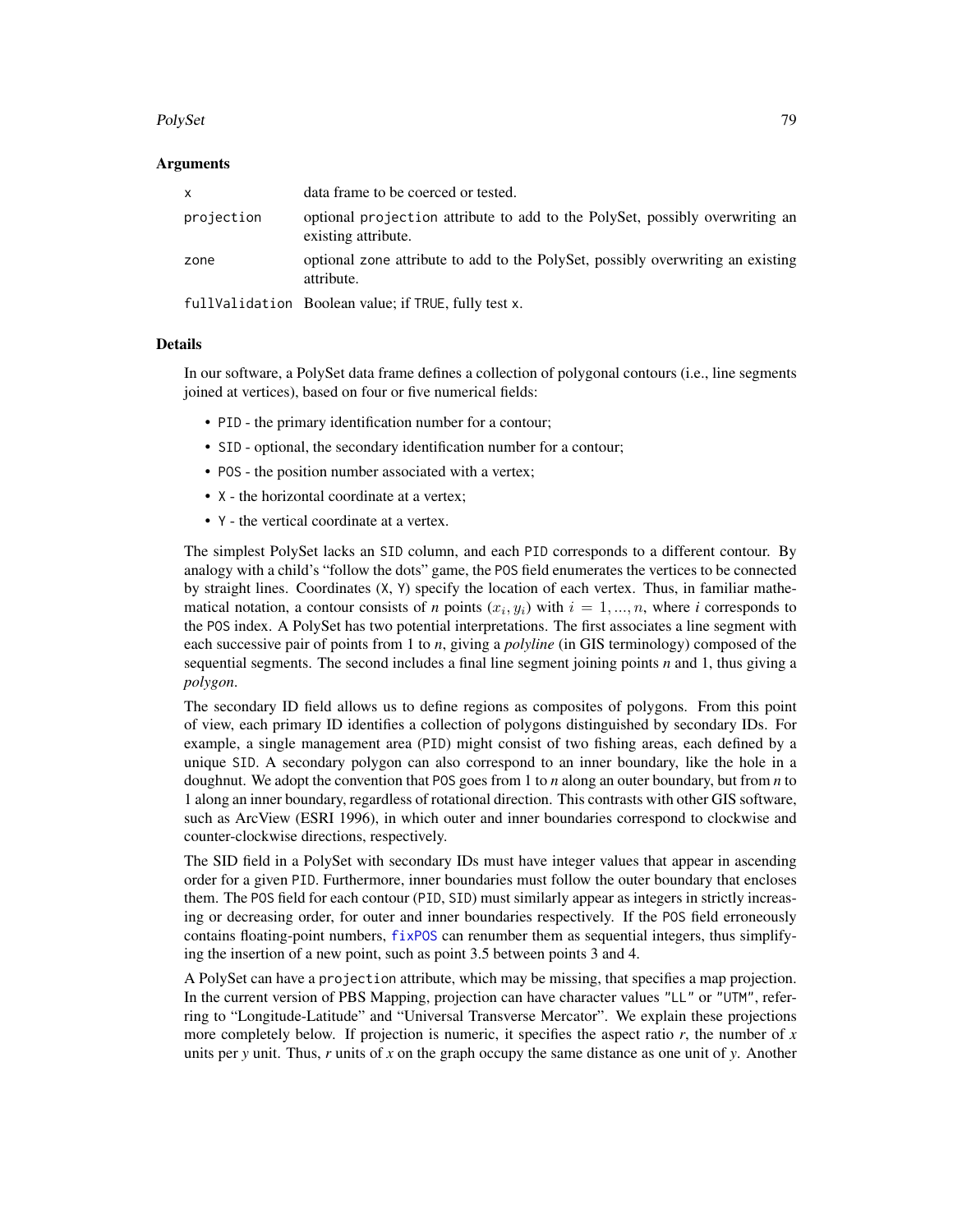### Arguments

| | |
|---|---|
| `x` | data frame to be coerced or tested. |
| `projection` | optional `projection` attribute to add to the PolySet, possibly overwriting an existing attribute. |
| `zone` | optional `zone` attribute to add to the PolySet, possibly overwriting an existing attribute. |
| `fullValidation` | Boolean value; if `TRUE`, fully test `x`. |

### Details

In our software, a PolySet data frame defines a collection of polygonal contours (i.e., line segments joined at vertices), based on four or five numerical fields:

- `PID` - the primary identification number for a contour;
- `SID` - optional, the secondary identification number for a contour;
- `POS` - the position number associated with a vertex;
- `X` - the horizontal coordinate at a vertex;
- `Y` - the vertical coordinate at a vertex.

The simplest PolySet lacks an `SID` column, and each `PID` corresponds to a different contour. By analogy with a child's "follow the dots" game, the `POS` field enumerates the vertices to be connected by straight lines. Coordinates (`X`, `Y`) specify the location of each vertex. Thus, in familiar mathematical notation, a contour consists of *n* points $(x_i, y_i)$ with $i = 1, ..., n$, where *i* corresponds to the `POS` index. A PolySet has two potential interpretations. The first associates a line segment with each successive pair of points from 1 to *n*, giving a *polyline* (in GIS terminology) composed of the sequential segments. The second includes a final line segment joining points *n* and 1, thus giving a *polygon*.

The secondary ID field allows us to define regions as composites of polygons. From this point of view, each primary ID identifies a collection of polygons distinguished by secondary IDs. For example, a single management area (`PID`) might consist of two fishing areas, each defined by a unique `SID`. A secondary polygon can also correspond to an inner boundary, like the hole in a doughnut. We adopt the convention that `POS` goes from 1 to *n* along an outer boundary, but from *n* to 1 along an inner boundary, regardless of rotational direction. This contrasts with other GIS software, such as ArcView (ESRI 1996), in which outer and inner boundaries correspond to clockwise and counter-clockwise directions, respectively.

The SID field in a PolySet with secondary IDs must have integer values that appear in ascending order for a given `PID`. Furthermore, inner boundaries must follow the outer boundary that encloses them. The `POS` field for each contour (`PID`, `SID`) must similarly appear as integers in strictly increasing or decreasing order, for outer and inner boundaries respectively. If the `POS` field erroneously contains floating-point numbers, `fixPOS` can renumber them as sequential integers, thus simplifying the insertion of a new point, such as point 3.5 between points 3 and 4.

A PolySet can have a `projection` attribute, which may be missing, that specifies a map projection. In the current version of PBS Mapping, projection can have character values `"LL"` or `"UTM"`, referring to "Longitude-Latitude" and "Universal Transverse Mercator". We explain these projections more completely below. If projection is numeric, it specifies the aspect ratio *r*, the number of *x* units per *y* unit. Thus, *r* units of *x* on the graph occupy the same distance as one unit of *y*. Another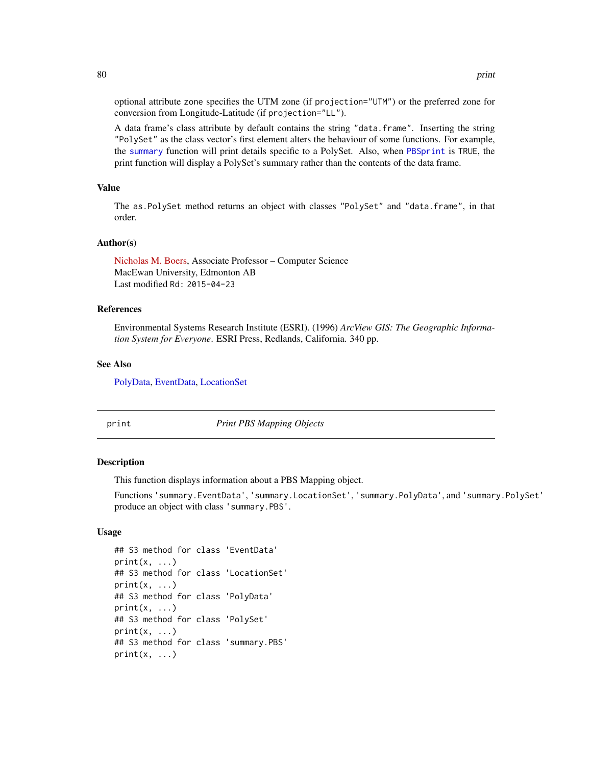optional attribute `zone` specifies the UTM zone (if `projection="UTM"`) or the preferred zone for conversion from Longitude-Latitude (if `projection="LL"`).

A data frame's class attribute by default contains the string `"data.frame"`. Inserting the string `"PolySet"` as the class vector's first element alters the behaviour of some functions. For example, the `summary` function will print details specific to a PolySet. Also, when `PBSprint` is `TRUE`, the print function will display a PolySet's summary rather than the contents of the data frame.

### Value

The `as.PolySet` method returns an object with classes `"PolySet"` and `"data.frame"`, in that order.

### Author(s)

Nicholas M. Boers, Associate Professor – Computer Science
MacEwan University, Edmonton AB
Last modified `Rd: 2015-04-23`

### References

Environmental Systems Research Institute (ESRI). (1996) *ArcView GIS: The Geographic Information System for Everyone*. ESRI Press, Redlands, California. 340 pp.

### See Also

PolyData, EventData, LocationSet

---

## print — *Print PBS Mapping Objects*

### Description

This function displays information about a PBS Mapping object.

Functions `'summary.EventData'`, `'summary.LocationSet'`, `'summary.PolyData'`, and `'summary.PolySet'` produce an object with class `'summary.PBS'`.

### Usage

```
## S3 method for class 'EventData'
print(x, ...)
## S3 method for class 'LocationSet'
print(x, ...)
## S3 method for class 'PolyData'
print(x, ...)
## S3 method for class 'PolySet'
print(x, ...)
## S3 method for class 'summary.PBS'
print(x, ...)
```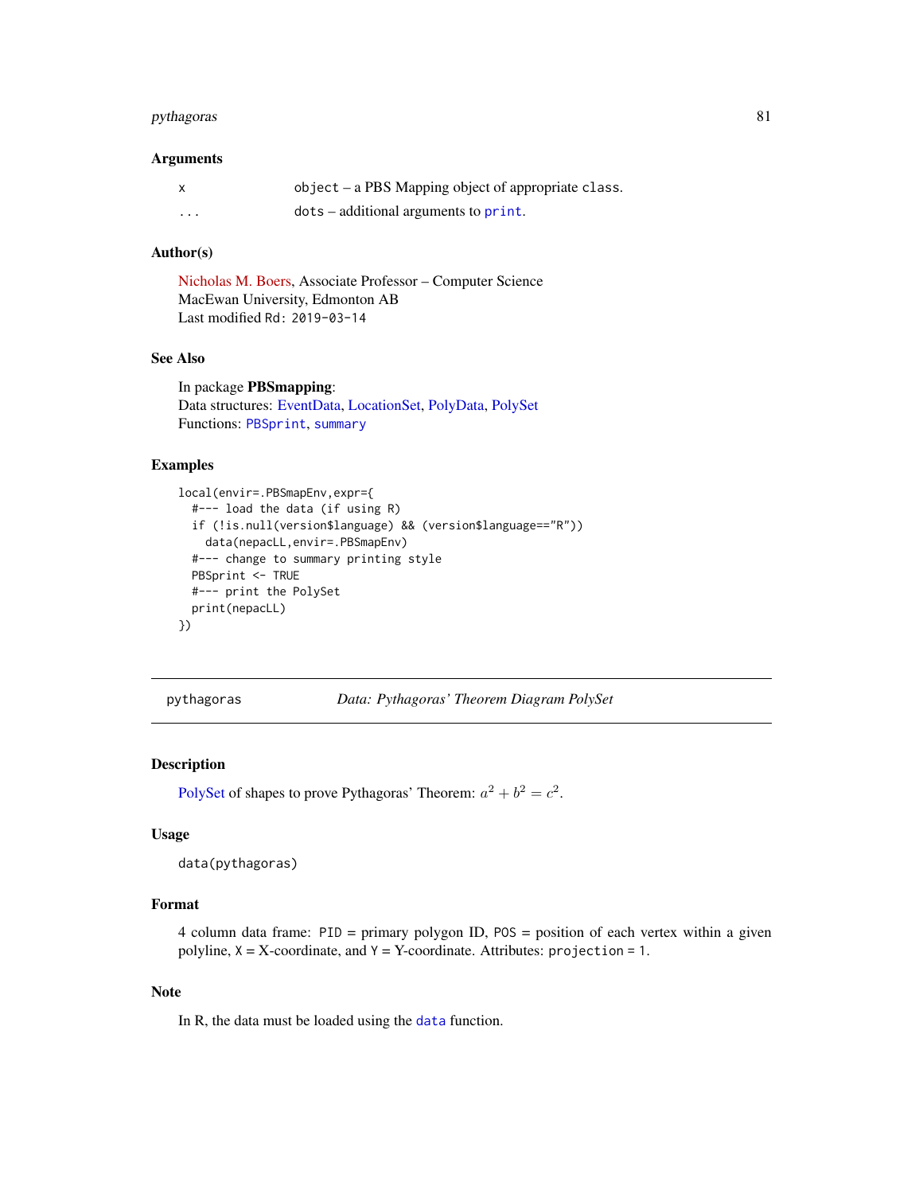### Arguments

| | |
|---|---|
| x | object – a PBS Mapping object of appropriate class. |
| ... | dots – additional arguments to print. |

### Author(s)

Nicholas M. Boers, Associate Professor – Computer Science
MacEwan University, Edmonton AB
Last modified Rd: 2019-03-14

### See Also

In package **PBSmapping**:
Data structures: EventData, LocationSet, PolyData, PolySet
Functions: PBSprint, summary

### Examples

```
local(envir=.PBSmapEnv,expr={
  #--- load the data (if using R)
  if (!is.null(version$language) && (version$language=="R"))
    data(nepacLL,envir=.PBSmapEnv)
  #--- change to summary printing style
  PBSprint <- TRUE
  #--- print the PolySet
  print(nepacLL)
})
```

---

## pythagoras — *Data: Pythagoras' Theorem Diagram PolySet*

### Description

PolySet of shapes to prove Pythagoras' Theorem: $a^2 + b^2 = c^2$.

### Usage

```
data(pythagoras)
```

### Format

4 column data frame: PID = primary polygon ID, POS = position of each vertex within a given polyline, X = X-coordinate, and Y = Y-coordinate. Attributes: projection = 1.

### Note

In R, the data must be loaded using the data function.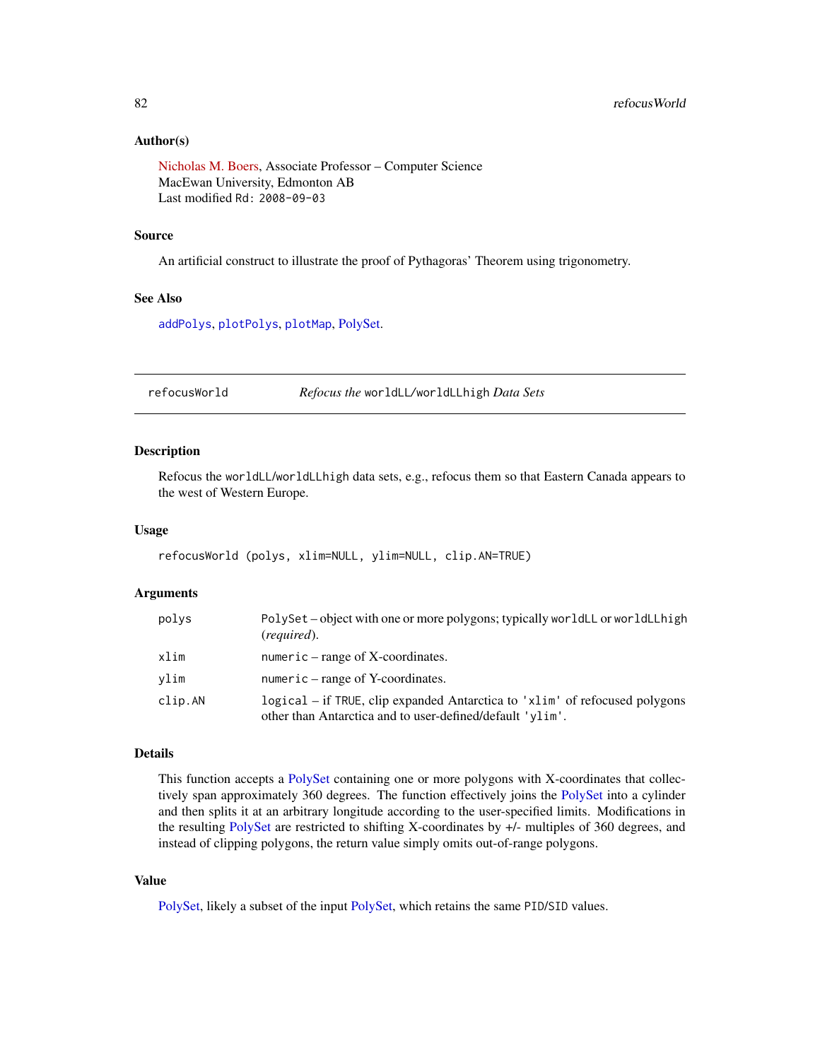### Author(s)

Nicholas M. Boers, Associate Professor – Computer Science
MacEwan University, Edmonton AB
Last modified `Rd: 2008-09-03`

### Source

An artificial construct to illustrate the proof of Pythagoras' Theorem using trigonometry.

### See Also

`addPolys`, `plotPolys`, `plotMap`, PolySet.

---

## refocusWorld — *Refocus the* `worldLL/worldLLhigh` *Data Sets*

### Description

Refocus the `worldLL/worldLLhigh` data sets, e.g., refocus them so that Eastern Canada appears to the west of Western Europe.

### Usage

```
refocusWorld (polys, xlim=NULL, ylim=NULL, clip.AN=TRUE)
```

### Arguments

| | |
|---|---|
| `polys` | `PolySet` – object with one or more polygons; typically `worldLL` or `worldLLhigh` (*required*). |
| `xlim` | `numeric` – range of X-coordinates. |
| `ylim` | `numeric` – range of Y-coordinates. |
| `clip.AN` | `logical` – if `TRUE`, clip expanded Antarctica to `'xlim'` of refocused polygons other than Antarctica and to user-defined/default `'ylim'`. |

### Details

This function accepts a PolySet containing one or more polygons with X-coordinates that collectively span approximately 360 degrees. The function effectively joins the PolySet into a cylinder and then splits it at an arbitrary longitude according to the user-specified limits. Modifications in the resulting PolySet are restricted to shifting X-coordinates by +/- multiples of 360 degrees, and instead of clipping polygons, the return value simply omits out-of-range polygons.

### Value

PolySet, likely a subset of the input PolySet, which retains the same `PID`/`SID` values.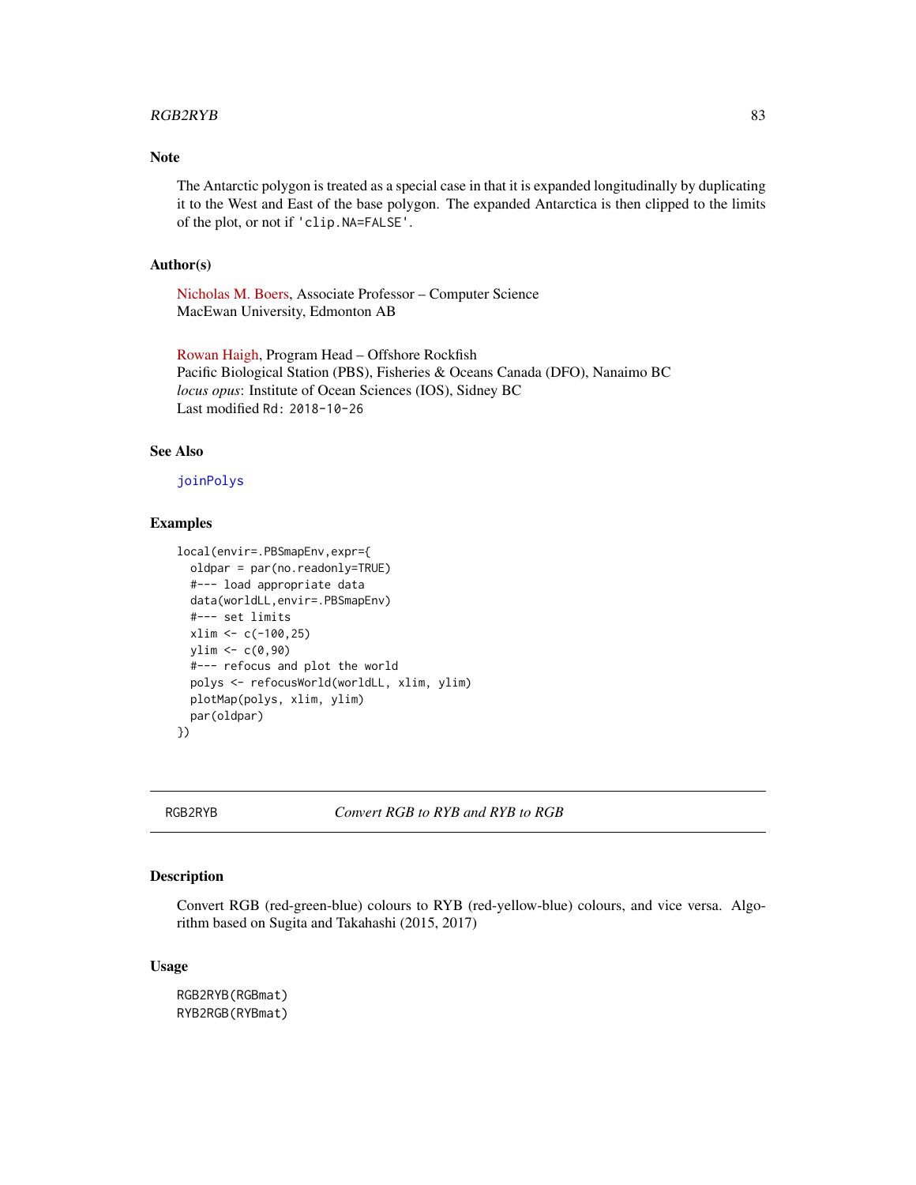### Note

The Antarctic polygon is treated as a special case in that it is expanded longitudinally by duplicating it to the West and East of the base polygon. The expanded Antarctica is then clipped to the limits of the plot, or not if `'clip.NA=FALSE'`.

### Author(s)

Nicholas M. Boers, Associate Professor – Computer Science
MacEwan University, Edmonton AB

Rowan Haigh, Program Head – Offshore Rockfish
Pacific Biological Station (PBS), Fisheries & Oceans Canada (DFO), Nanaimo BC
*locus opus*: Institute of Ocean Sciences (IOS), Sidney BC
Last modified `Rd: 2018-10-26`

### See Also

`joinPolys`

### Examples

```
local(envir=.PBSmapEnv,expr={
  oldpar = par(no.readonly=TRUE)
  #--- load appropriate data
  data(worldLL,envir=.PBSmapEnv)
  #--- set limits
  xlim <- c(-100,25)
  ylim <- c(0,90)
  #--- refocus and plot the world
  polys <- refocusWorld(worldLL, xlim, ylim)
  plotMap(polys, xlim, ylim)
  par(oldpar)
})
```

---

## RGB2RYB — *Convert RGB to RYB and RYB to RGB*

### Description

Convert RGB (red-green-blue) colours to RYB (red-yellow-blue) colours, and vice versa. Algorithm based on Sugita and Takahashi (2015, 2017)

### Usage

```
RGB2RYB(RGBmat)
RYB2RGB(RYBmat)
```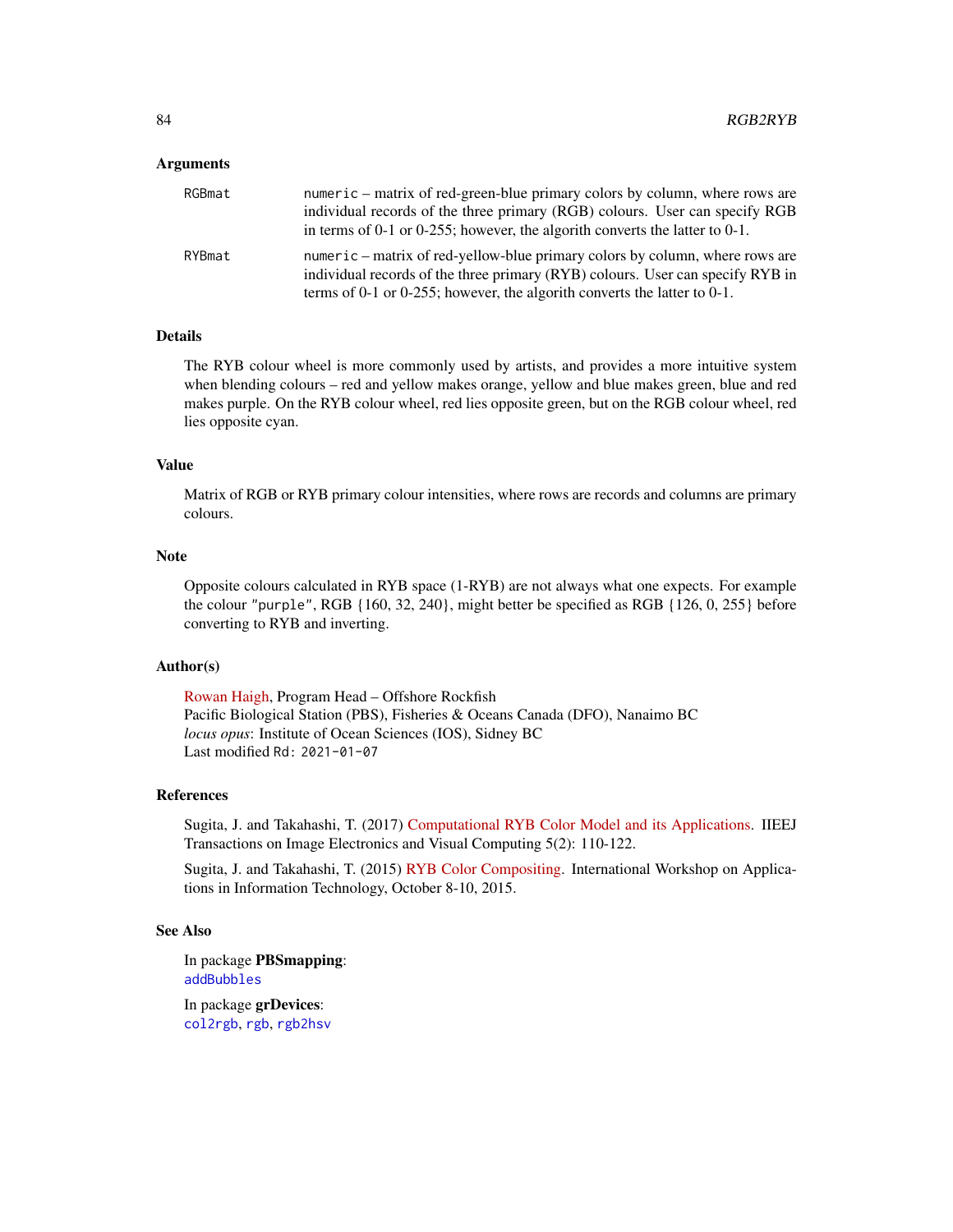### Arguments

| | |
|---|---|
| RGBmat | numeric – matrix of red-green-blue primary colors by column, where rows are individual records of the three primary (RGB) colours. User can specify RGB in terms of 0-1 or 0-255; however, the algorith converts the latter to 0-1. |
| RYBmat | numeric – matrix of red-yellow-blue primary colors by column, where rows are individual records of the three primary (RYB) colours. User can specify RYB in terms of 0-1 or 0-255; however, the algorith converts the latter to 0-1. |

### Details

The RYB colour wheel is more commonly used by artists, and provides a more intuitive system when blending colours – red and yellow makes orange, yellow and blue makes green, blue and red makes purple. On the RYB colour wheel, red lies opposite green, but on the RGB colour wheel, red lies opposite cyan.

### Value

Matrix of RGB or RYB primary colour intensities, where rows are records and columns are primary colours.

### Note

Opposite colours calculated in RYB space (1-RYB) are not always what one expects. For example the colour "purple", RGB {160, 32, 240}, might better be specified as RGB {126, 0, 255} before converting to RYB and inverting.

### Author(s)

Rowan Haigh, Program Head – Offshore Rockfish
Pacific Biological Station (PBS), Fisheries & Oceans Canada (DFO), Nanaimo BC
*locus opus*: Institute of Ocean Sciences (IOS), Sidney BC
Last modified Rd: 2021-01-07

### References

Sugita, J. and Takahashi, T. (2017) Computational RYB Color Model and its Applications. IIEEJ Transactions on Image Electronics and Visual Computing 5(2): 110-122.

Sugita, J. and Takahashi, T. (2015) RYB Color Compositing. International Workshop on Applications in Information Technology, October 8-10, 2015.

### See Also

In package **PBSmapping**:
addBubbles

In package **grDevices**:
col2rgb, rgb, rgb2hsv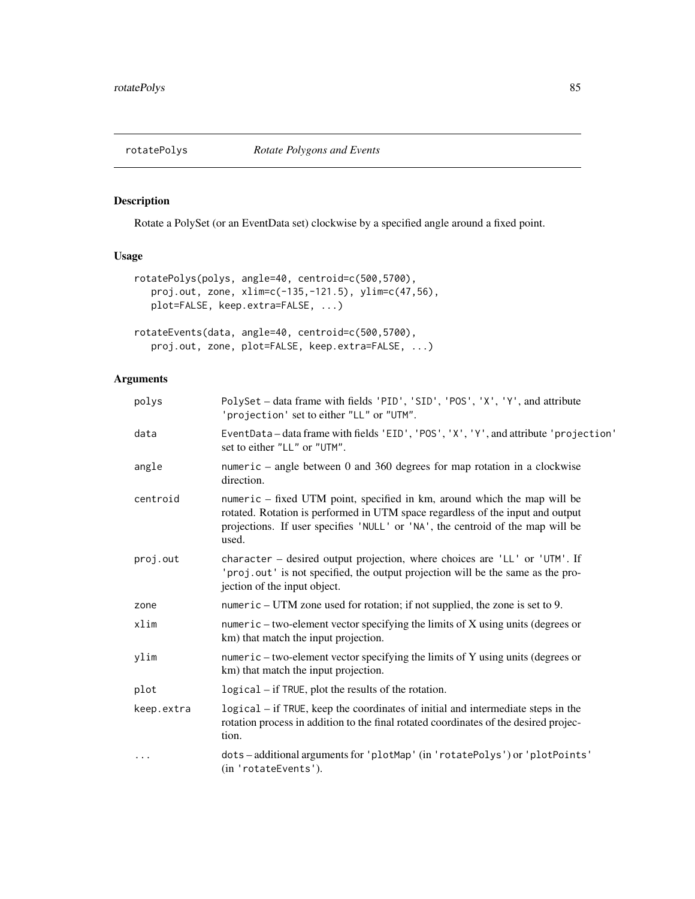## rotatePolys *Rotate Polygons and Events*

### Description

Rotate a PolySet (or an EventData set) clockwise by a specified angle around a fixed point.

### Usage

```
rotatePolys(polys, angle=40, centroid=c(500,5700),
   proj.out, zone, xlim=c(-135,-121.5), ylim=c(47,56),
   plot=FALSE, keep.extra=FALSE, ...)

rotateEvents(data, angle=40, centroid=c(500,5700),
   proj.out, zone, plot=FALSE, keep.extra=FALSE, ...)
```

### Arguments

| | |
|---|---|
| `polys` | `PolySet` – data frame with fields `'PID'`, `'SID'`, `'POS'`, `'X'`, `'Y'`, and attribute `'projection'` set to either `"LL"` or `"UTM"`. |
| `data` | `EventData` – data frame with fields `'EID'`, `'POS'`, `'X'`, `'Y'`, and attribute `'projection'` set to either `"LL"` or `"UTM"`. |
| `angle` | `numeric` – angle between 0 and 360 degrees for map rotation in a clockwise direction. |
| `centroid` | `numeric` – fixed UTM point, specified in km, around which the map will be rotated. Rotation is performed in UTM space regardless of the input and output projections. If user specifies `'NULL'` or `'NA'`, the centroid of the map will be used. |
| `proj.out` | `character` – desired output projection, where choices are `'LL'` or `'UTM'`. If `'proj.out'` is not specified, the output projection will be the same as the projection of the input object. |
| `zone` | `numeric` – UTM zone used for rotation; if not supplied, the zone is set to 9. |
| `xlim` | `numeric` – two-element vector specifying the limits of X using units (degrees or km) that match the input projection. |
| `ylim` | `numeric` – two-element vector specifying the limits of Y using units (degrees or km) that match the input projection. |
| `plot` | `logical` – if `TRUE`, plot the results of the rotation. |
| `keep.extra` | `logical` – if `TRUE`, keep the coordinates of initial and intermediate steps in the rotation process in addition to the final rotated coordinates of the desired projection. |
| `...` | `dots` – additional arguments for `'plotMap'` (in `'rotatePolys'`) or `'plotPoints'` (in `'rotateEvents'`). |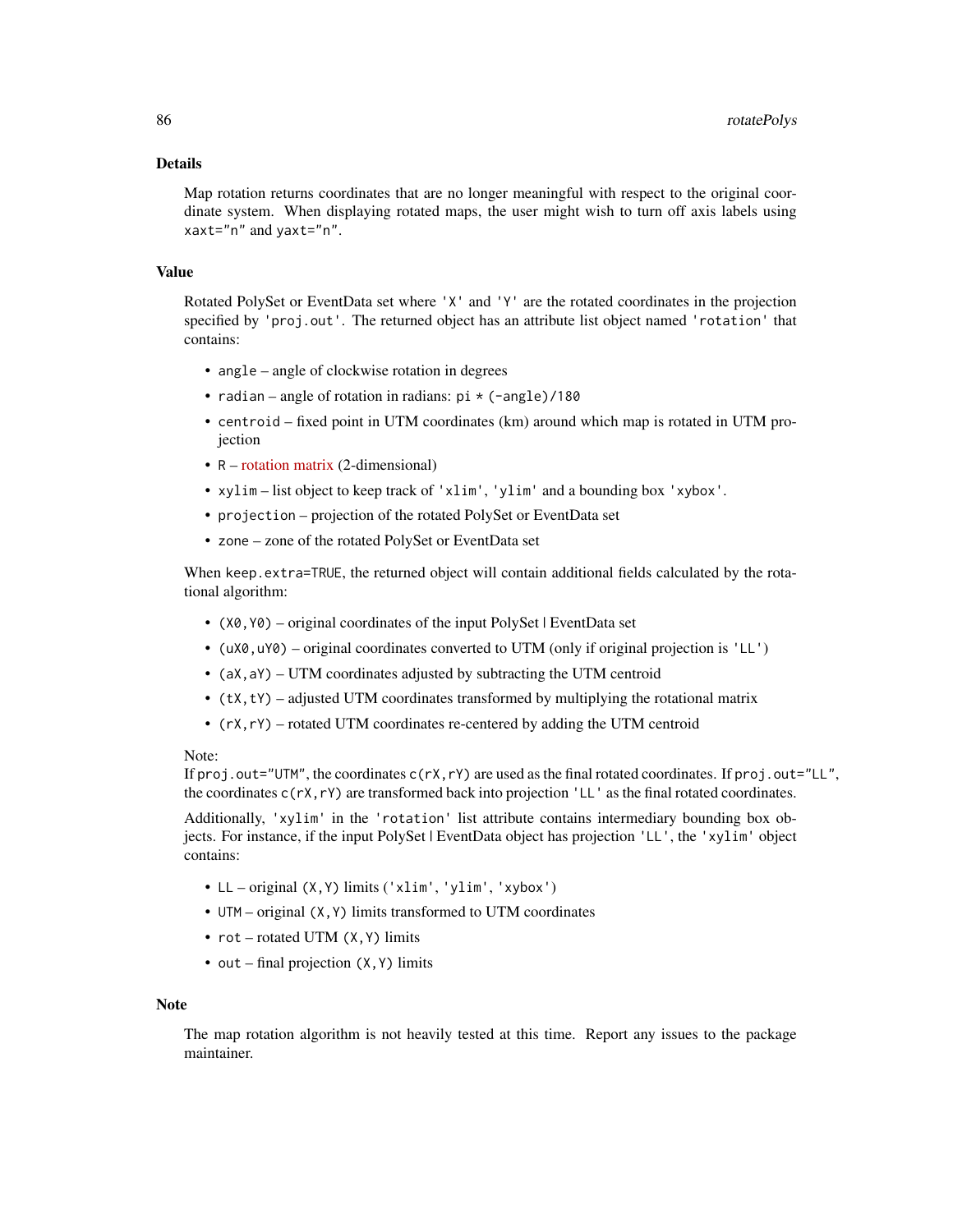## Details

Map rotation returns coordinates that are no longer meaningful with respect to the original coordinate system. When displaying rotated maps, the user might wish to turn off axis labels using `xaxt="n"` and `yaxt="n"`.

## Value

Rotated PolySet or EventData set where `'X'` and `'Y'` are the rotated coordinates in the projection specified by `'proj.out'`. The returned object has an attribute list object named `'rotation'` that contains:

- `angle` – angle of clockwise rotation in degrees
- `radian` – angle of rotation in radians: `pi * (-angle)/180`
- `centroid` – fixed point in UTM coordinates (km) around which map is rotated in UTM projection
- `R` – rotation matrix (2-dimensional)
- `xylim` – list object to keep track of `'xlim'`, `'ylim'` and a bounding box `'xybox'`.
- `projection` – projection of the rotated PolySet or EventData set
- `zone` – zone of the rotated PolySet or EventData set

When `keep.extra=TRUE`, the returned object will contain additional fields calculated by the rotational algorithm:

- `(X0,Y0)` – original coordinates of the input PolySet | EventData set
- `(uX0,uY0)` – original coordinates converted to UTM (only if original projection is `'LL'`)
- `(aX,aY)` – UTM coordinates adjusted by subtracting the UTM centroid
- `(tX,tY)` – adjusted UTM coordinates transformed by multiplying the rotational matrix
- `(rX,rY)` – rotated UTM coordinates re-centered by adding the UTM centroid

Note:
If `proj.out="UTM"`, the coordinates `c(rX,rY)` are used as the final rotated coordinates. If `proj.out="LL"`, the coordinates `c(rX,rY)` are transformed back into projection `'LL'` as the final rotated coordinates.

Additionally, `'xylim'` in the `'rotation'` list attribute contains intermediary bounding box objects. For instance, if the input PolySet | EventData object has projection `'LL'`, the `'xylim'` object contains:

- `LL` – original `(X,Y)` limits (`'xlim'`, `'ylim'`, `'xybox'`)
- `UTM` – original `(X,Y)` limits transformed to UTM coordinates
- `rot` – rotated UTM `(X,Y)` limits
- `out` – final projection `(X,Y)` limits

## Note

The map rotation algorithm is not heavily tested at this time. Report any issues to the package maintainer.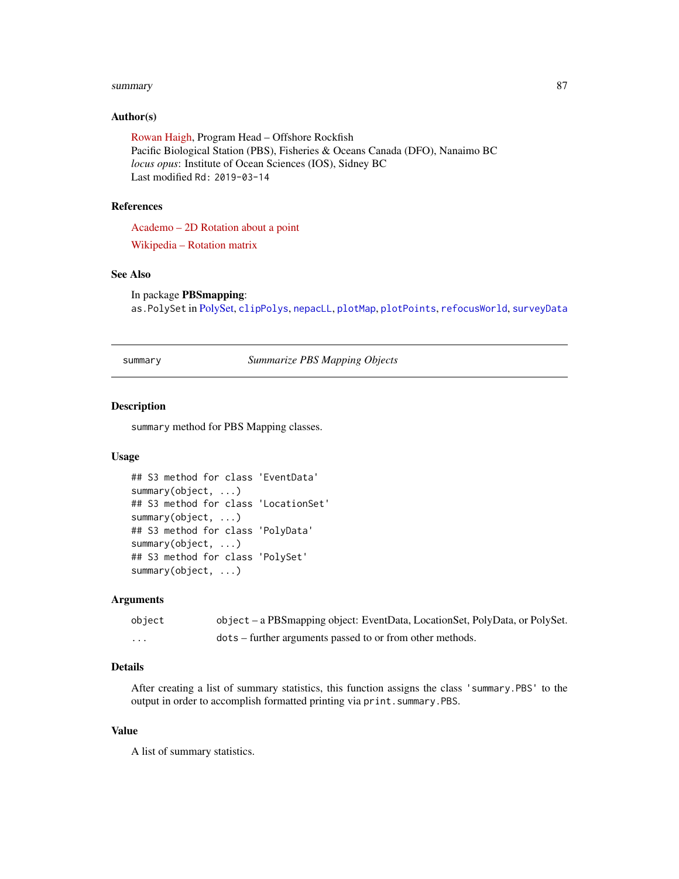### Author(s)

Rowan Haigh, Program Head – Offshore Rockfish
Pacific Biological Station (PBS), Fisheries & Oceans Canada (DFO), Nanaimo BC
*locus opus*: Institute of Ocean Sciences (IOS), Sidney BC
Last modified Rd: 2019-03-14

### References

Academo – 2D Rotation about a point

Wikipedia – Rotation matrix

### See Also

In package **PBSmapping**:
as.PolySet in PolySet, clipPolys, nepacLL, plotMap, plotPoints, refocusWorld, surveyData

---

## summary — *Summarize PBS Mapping Objects*

---

### Description

summary method for PBS Mapping classes.

### Usage

```
## S3 method for class 'EventData'
summary(object, ...)
## S3 method for class 'LocationSet'
summary(object, ...)
## S3 method for class 'PolyData'
summary(object, ...)
## S3 method for class 'PolySet'
summary(object, ...)
```

### Arguments

| | |
|---|---|
| object | object – a PBSmapping object: EventData, LocationSet, PolyData, or PolySet. |
| ... | dots – further arguments passed to or from other methods. |

### Details

After creating a list of summary statistics, this function assigns the class 'summary.PBS' to the output in order to accomplish formatted printing via print.summary.PBS.

### Value

A list of summary statistics.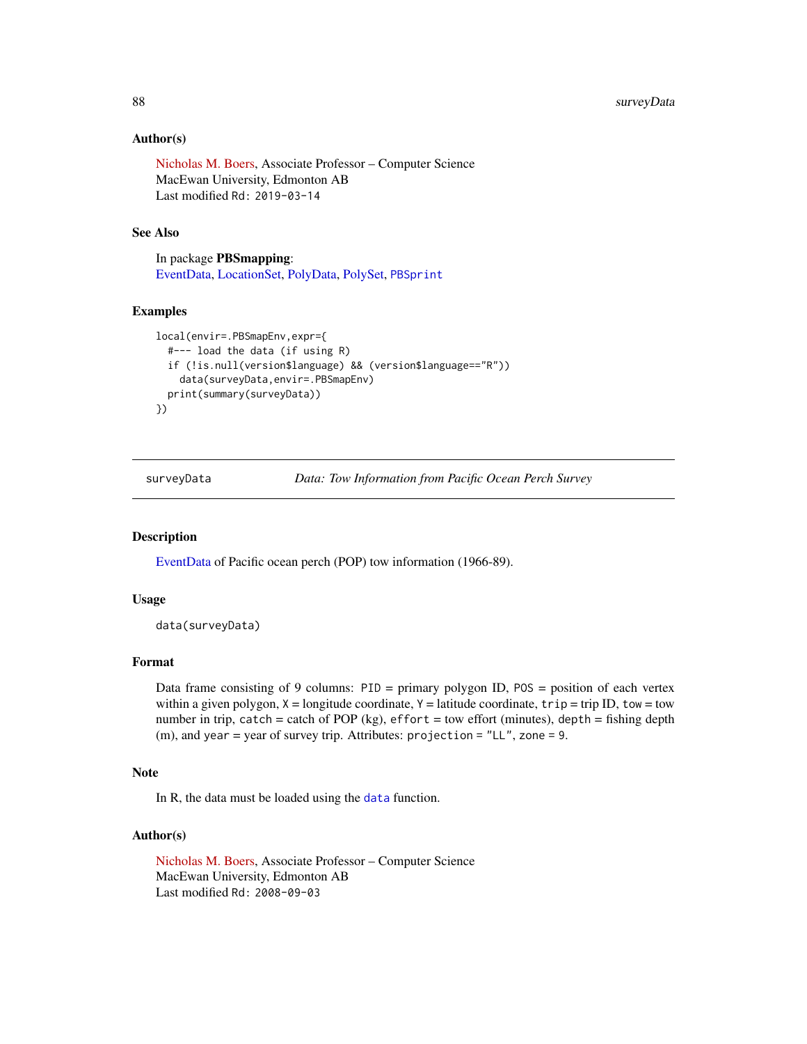### Author(s)

Nicholas M. Boers, Associate Professor – Computer Science
MacEwan University, Edmonton AB
Last modified Rd: 2019-03-14

### See Also

In package **PBSmapping**:
EventData, LocationSet, PolyData, PolySet, PBSprint

### Examples

```
local(envir=.PBSmapEnv,expr={
  #--- load the data (if using R)
  if (!is.null(version$language) && (version$language=="R"))
    data(surveyData,envir=.PBSmapEnv)
  print(summary(surveyData))
})
```

---

## surveyData — *Data: Tow Information from Pacific Ocean Perch Survey*

### Description

EventData of Pacific ocean perch (POP) tow information (1966-89).

### Usage

```
data(surveyData)
```

### Format

Data frame consisting of 9 columns: `PID` = primary polygon ID, `POS` = position of each vertex within a given polygon, `X` = longitude coordinate, `Y` = latitude coordinate, `trip` = trip ID, `tow` = tow number in trip, `catch` = catch of POP (kg), `effort` = tow effort (minutes), `depth` = fishing depth (m), and `year` = year of survey trip. Attributes: `projection = "LL"`, `zone = 9`.

### Note

In R, the data must be loaded using the `data` function.

### Author(s)

Nicholas M. Boers, Associate Professor – Computer Science
MacEwan University, Edmonton AB
Last modified Rd: 2008-09-03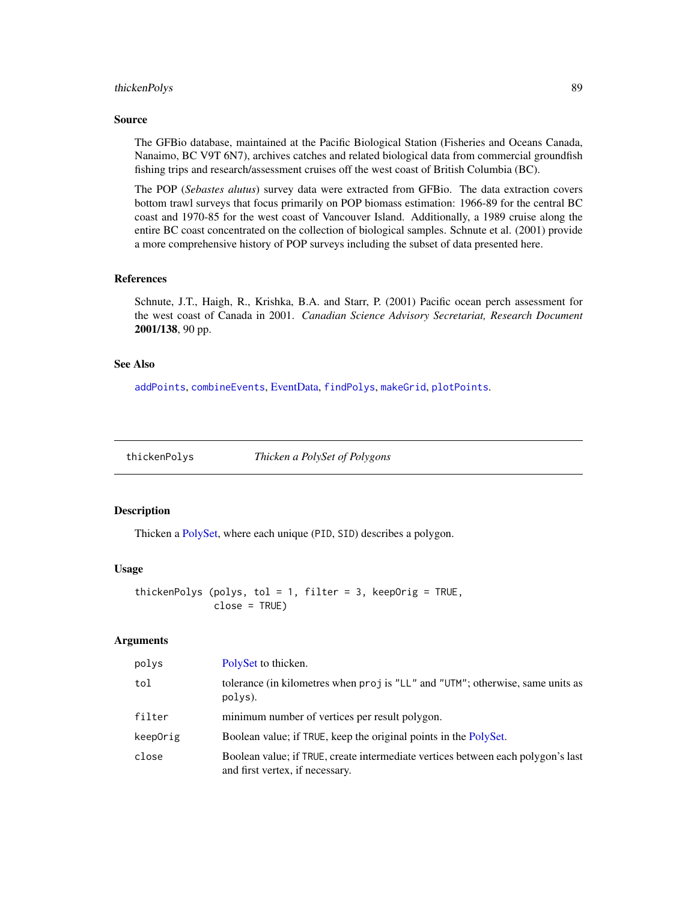### Source

The GFBio database, maintained at the Pacific Biological Station (Fisheries and Oceans Canada, Nanaimo, BC V9T 6N7), archives catches and related biological data from commercial groundfish fishing trips and research/assessment cruises off the west coast of British Columbia (BC).

The POP (*Sebastes alutus*) survey data were extracted from GFBio. The data extraction covers bottom trawl surveys that focus primarily on POP biomass estimation: 1966-89 for the central BC coast and 1970-85 for the west coast of Vancouver Island. Additionally, a 1989 cruise along the entire BC coast concentrated on the collection of biological samples. Schnute et al. (2001) provide a more comprehensive history of POP surveys including the subset of data presented here.

### References

Schnute, J.T., Haigh, R., Krishka, B.A. and Starr, P. (2001) Pacific ocean perch assessment for the west coast of Canada in 2001. *Canadian Science Advisory Secretariat, Research Document* **2001/138**, 90 pp.

### See Also

`addPoints`, `combineEvents`, EventData, `findPolys`, `makeGrid`, `plotPoints`.

---

## thickenPolys — *Thicken a PolySet of Polygons*

### Description

Thicken a PolySet, where each unique (`PID`, `SID`) describes a polygon.

### Usage

```
thickenPolys (polys, tol = 1, filter = 3, keepOrig = TRUE,
              close = TRUE)
```

### Arguments

| | |
|---|---|
| `polys` | PolySet to thicken. |
| `tol` | tolerance (in kilometres when `proj` is `"LL"` and `"UTM"`; otherwise, same units as `polys`). |
| `filter` | minimum number of vertices per result polygon. |
| `keepOrig` | Boolean value; if `TRUE`, keep the original points in the PolySet. |
| `close` | Boolean value; if `TRUE`, create intermediate vertices between each polygon's last and first vertex, if necessary. |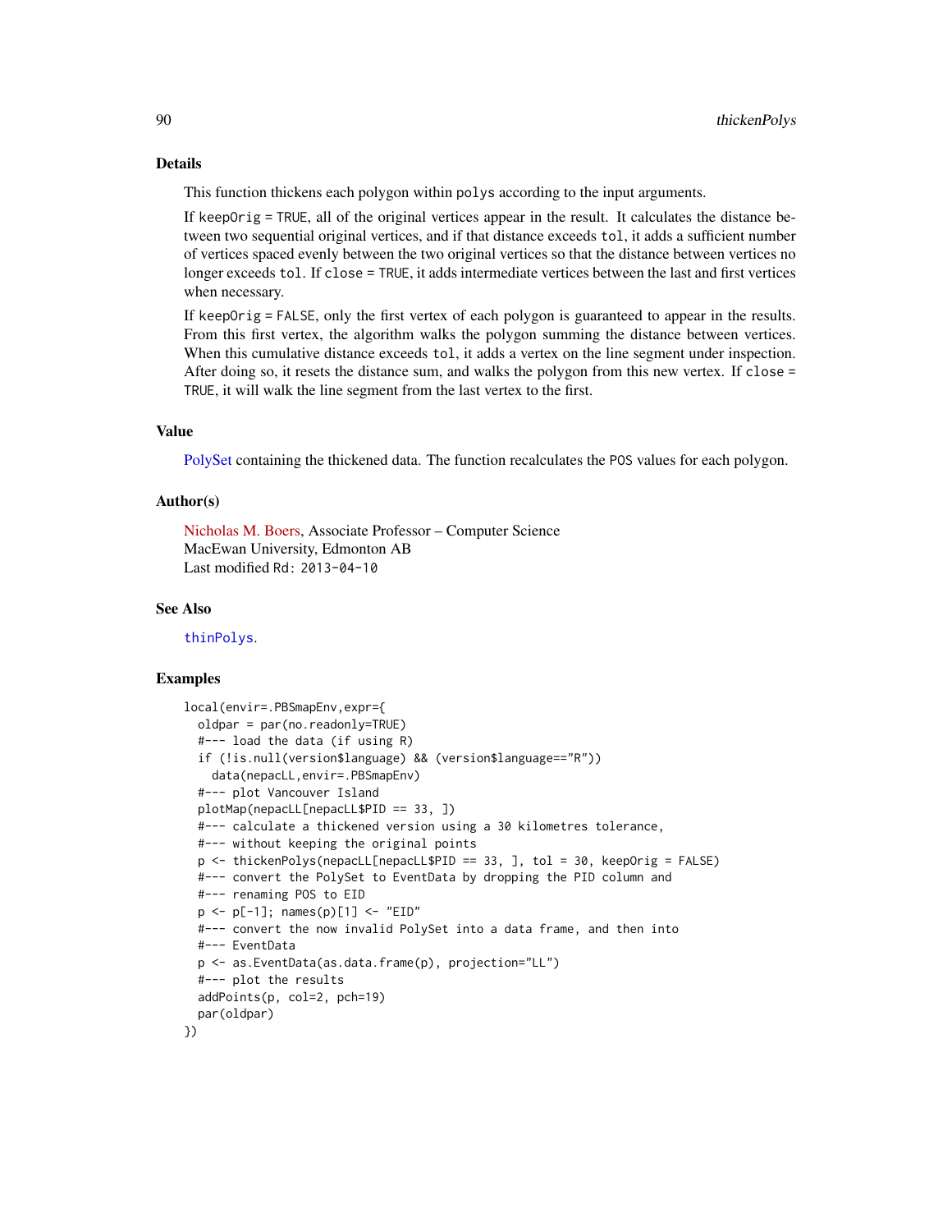## Details

This function thickens each polygon within `polys` according to the input arguments.

If `keepOrig = TRUE`, all of the original vertices appear in the result. It calculates the distance between two sequential original vertices, and if that distance exceeds `tol`, it adds a sufficient number of vertices spaced evenly between the two original vertices so that the distance between vertices no longer exceeds `tol`. If `close = TRUE`, it adds intermediate vertices between the last and first vertices when necessary.

If `keepOrig = FALSE`, only the first vertex of each polygon is guaranteed to appear in the results. From this first vertex, the algorithm walks the polygon summing the distance between vertices. When this cumulative distance exceeds `tol`, it adds a vertex on the line segment under inspection. After doing so, it resets the distance sum, and walks the polygon from this new vertex. If `close = TRUE`, it will walk the line segment from the last vertex to the first.

## Value

PolySet containing the thickened data. The function recalculates the `POS` values for each polygon.

## Author(s)

Nicholas M. Boers, Associate Professor – Computer Science
MacEwan University, Edmonton AB
Last modified `Rd: 2013-04-10`

## See Also

`thinPolys`.

## Examples

```
local(envir=.PBSmapEnv,expr={
  oldpar = par(no.readonly=TRUE)
  #--- load the data (if using R)
  if (!is.null(version$language) && (version$language=="R"))
    data(nepacLL,envir=.PBSmapEnv)
  #--- plot Vancouver Island
  plotMap(nepacLL[nepacLL$PID == 33, ])
  #--- calculate a thickened version using a 30 kilometres tolerance,
  #--- without keeping the original points
  p <- thickenPolys(nepacLL[nepacLL$PID == 33, ], tol = 30, keepOrig = FALSE)
  #--- convert the PolySet to EventData by dropping the PID column and
  #--- renaming POS to EID
  p <- p[-1]; names(p)[1] <- "EID"
  #--- convert the now invalid PolySet into a data frame, and then into
  #--- EventData
  p <- as.EventData(as.data.frame(p), projection="LL")
  #--- plot the results
  addPoints(p, col=2, pch=19)
  par(oldpar)
})
```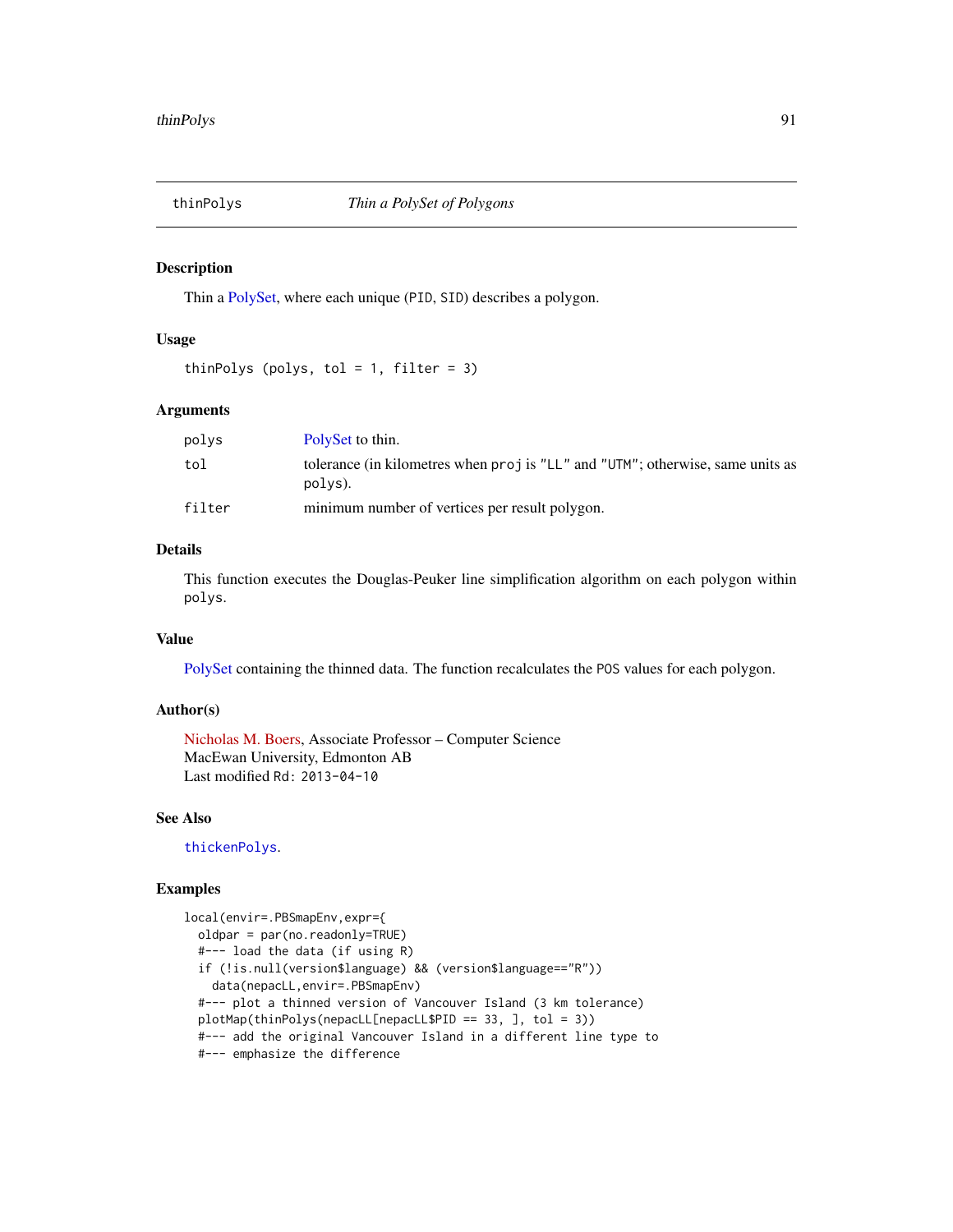## thinPolys — *Thin a PolySet of Polygons*

### Description

Thin a PolySet, where each unique (PID, SID) describes a polygon.

### Usage

```
thinPolys (polys, tol = 1, filter = 3)
```

### Arguments

| | |
|---|---|
| polys | PolySet to thin. |
| tol | tolerance (in kilometres when proj is "LL" and "UTM"; otherwise, same units as polys). |
| filter | minimum number of vertices per result polygon. |

### Details

This function executes the Douglas-Peuker line simplification algorithm on each polygon within polys.

### Value

PolySet containing the thinned data. The function recalculates the POS values for each polygon.

### Author(s)

Nicholas M. Boers, Associate Professor – Computer Science
MacEwan University, Edmonton AB
Last modified Rd: 2013-04-10

### See Also

thickenPolys.

### Examples

```
local(envir=.PBSmapEnv,expr={
  oldpar = par(no.readonly=TRUE)
  #--- load the data (if using R)
  if (!is.null(version$language) && (version$language=="R"))
    data(nepacLL,envir=.PBSmapEnv)
  #--- plot a thinned version of Vancouver Island (3 km tolerance)
  plotMap(thinPolys(nepacLL[nepacLL$PID == 33, ], tol = 3))
  #--- add the original Vancouver Island in a different line type to
  #--- emphasize the difference
```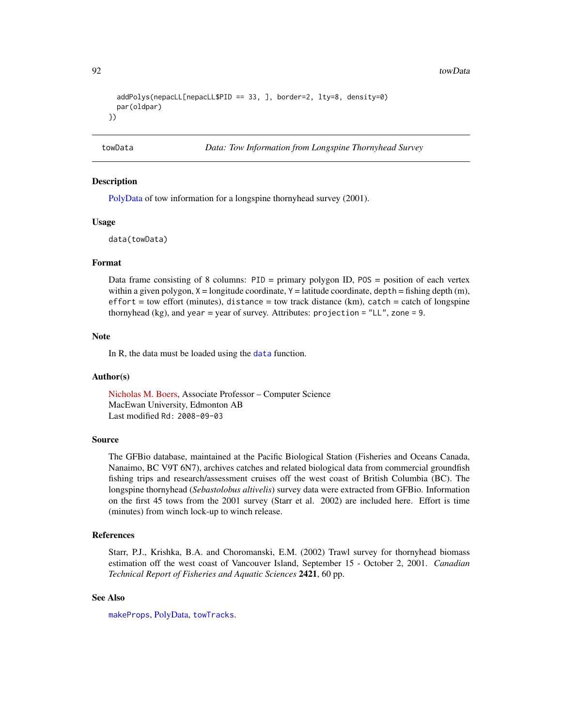```
  addPolys(nepacLL[nepacLL$PID == 33, ], border=2, lty=8, density=0)
  par(oldpar)
})
```

---

towData — *Data: Tow Information from Longspine Thornyhead Survey*

---

### Description

PolyData of tow information for a longspine thornyhead survey (2001).

### Usage

```
data(towData)
```

### Format

Data frame consisting of 8 columns: `PID` = primary polygon ID, `POS` = position of each vertex within a given polygon, `X` = longitude coordinate, `Y` = latitude coordinate, `depth` = fishing depth (m), `effort` = tow effort (minutes), `distance` = tow track distance (km), `catch` = catch of longspine thornyhead (kg), and `year` = year of survey. Attributes: `projection` = `"LL"`, `zone` = `9`.

### Note

In R, the data must be loaded using the `data` function.

### Author(s)

Nicholas M. Boers, Associate Professor – Computer Science
MacEwan University, Edmonton AB
Last modified `Rd: 2008-09-03`

### Source

The GFBio database, maintained at the Pacific Biological Station (Fisheries and Oceans Canada, Nanaimo, BC V9T 6N7), archives catches and related biological data from commercial groundfish fishing trips and research/assessment cruises off the west coast of British Columbia (BC). The longspine thornyhead (*Sebastolobus altivelis*) survey data were extracted from GFBio. Information on the first 45 tows from the 2001 survey (Starr et al. 2002) are included here. Effort is time (minutes) from winch lock-up to winch release.

### References

Starr, P.J., Krishka, B.A. and Choromanski, E.M. (2002) Trawl survey for thornyhead biomass estimation off the west coast of Vancouver Island, September 15 - October 2, 2001. *Canadian Technical Report of Fisheries and Aquatic Sciences* **2421**, 60 pp.

### See Also

`makeProps`, PolyData, `towTracks`.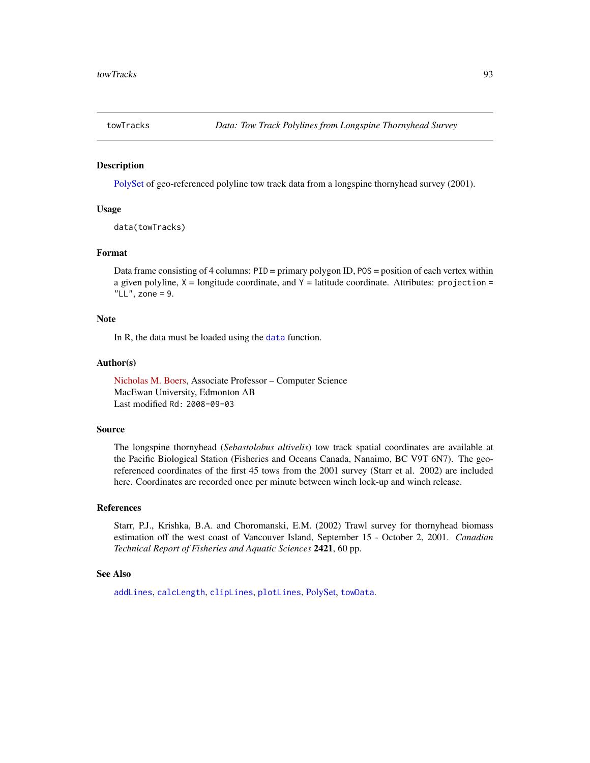towTracks *Data: Tow Track Polylines from Longspine Thornyhead Survey*

## Description

PolySet of geo-referenced polyline tow track data from a longspine thornyhead survey (2001).

## Usage

```
data(towTracks)
```

## Format

Data frame consisting of 4 columns: `PID` = primary polygon ID, `POS` = position of each vertex within a given polyline, `X` = longitude coordinate, and `Y` = latitude coordinate. Attributes: `projection` = `"LL"`, `zone` = `9`.

## Note

In R, the data must be loaded using the `data` function.

## Author(s)

Nicholas M. Boers, Associate Professor – Computer Science
MacEwan University, Edmonton AB
Last modified `Rd: 2008-09-03`

## Source

The longspine thornyhead (*Sebastolobus altivelis*) tow track spatial coordinates are available at the Pacific Biological Station (Fisheries and Oceans Canada, Nanaimo, BC V9T 6N7). The geo-referenced coordinates of the first 45 tows from the 2001 survey (Starr et al. 2002) are included here. Coordinates are recorded once per minute between winch lock-up and winch release.

## References

Starr, P.J., Krishka, B.A. and Choromanski, E.M. (2002) Trawl survey for thornyhead biomass estimation off the west coast of Vancouver Island, September 15 - October 2, 2001. *Canadian Technical Report of Fisheries and Aquatic Sciences* **2421**, 60 pp.

## See Also

`addLines`, `calcLength`, `clipLines`, `plotLines`, PolySet, `towData`.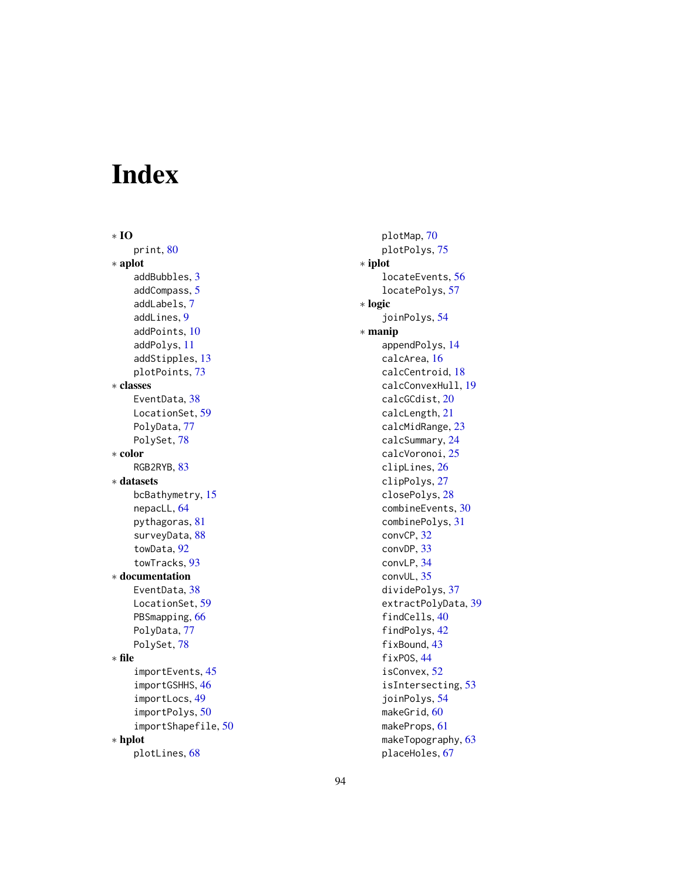# Index

* **IO**
  - print, 80
* **aplot**
  - addBubbles, 3
  - addCompass, 5
  - addLabels, 7
  - addLines, 9
  - addPoints, 10
  - addPolys, 11
  - addStipples, 13
  - plotPoints, 73
* **classes**
  - EventData, 38
  - LocationSet, 59
  - PolyData, 77
  - PolySet, 78
* **color**
  - RGB2RYB, 83
* **datasets**
  - bcBathymetry, 15
  - nepacLL, 64
  - pythagoras, 81
  - surveyData, 88
  - towData, 92
  - towTracks, 93
* **documentation**
  - EventData, 38
  - LocationSet, 59
  - PBSmapping, 66
  - PolyData, 77
  - PolySet, 78
* **file**
  - importEvents, 45
  - importGSHHS, 46
  - importLocs, 49
  - importPolys, 50
  - importShapefile, 50
* **hplot**
  - plotLines, 68
  - plotMap, 70
  - plotPolys, 75
* **iplot**
  - locateEvents, 56
  - locatePolys, 57
* **logic**
  - joinPolys, 54
* **manip**
  - appendPolys, 14
  - calcArea, 16
  - calcCentroid, 18
  - calcConvexHull, 19
  - calcGCdist, 20
  - calcLength, 21
  - calcMidRange, 23
  - calcSummary, 24
  - calcVoronoi, 25
  - clipLines, 26
  - clipPolys, 27
  - closePolys, 28
  - combineEvents, 30
  - combinePolys, 31
  - convCP, 32
  - convDP, 33
  - convLP, 34
  - convUL, 35
  - dividePolys, 37
  - extractPolyData, 39
  - findCells, 40
  - findPolys, 42
  - fixBound, 43
  - fixPOS, 44
  - isConvex, 52
  - isIntersecting, 53
  - joinPolys, 54
  - makeGrid, 60
  - makeProps, 61
  - makeTopography, 63
  - placeHoles, 67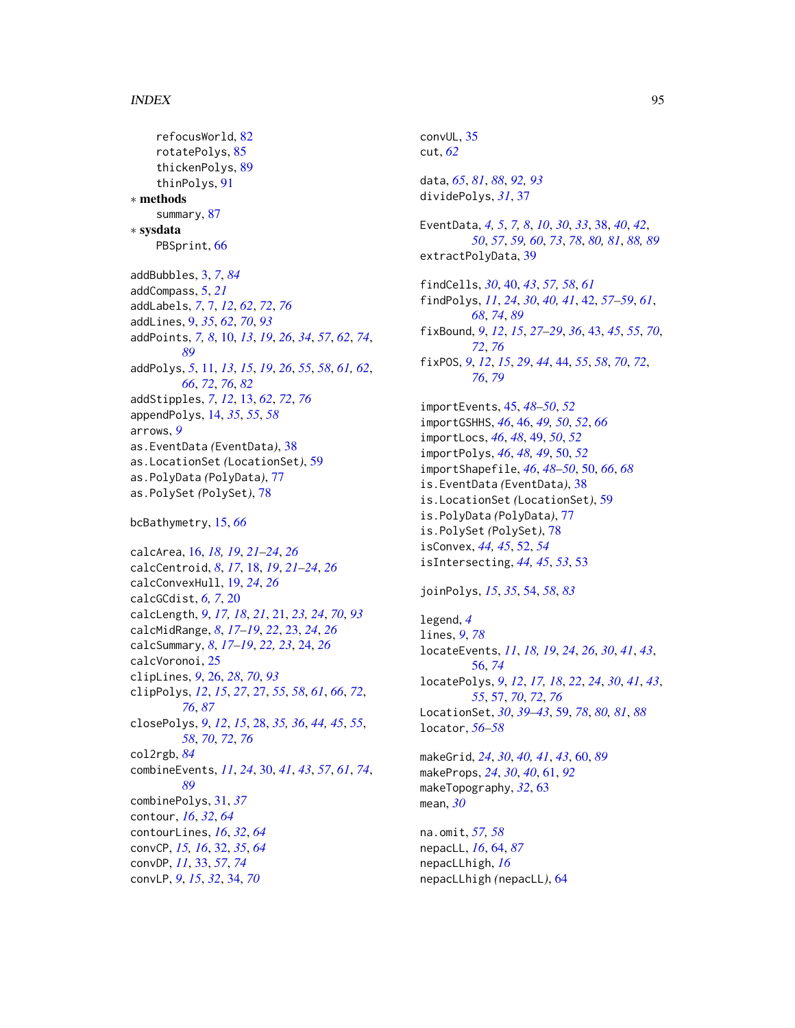refocusWorld, 82
rotatePolys, 85
thickenPolys, 89
thinPolys, 91

∗ **methods**
summary, 87

∗ **sysdata**
PBSprint, 66

addBubbles, 3, *7*, *84*
addCompass, 5, *21*
addLabels, *7*, 7, *12*, *62*, *72*, *76*
addLines, 9, *35*, *62*, *70*, *93*
addPoints, *7, 8*, 10, *13*, *19*, *26*, *34*, *57*, *62*, *74*, *89*
addPolys, *5*, 11, *13*, *15*, *19*, *26*, *55*, *58*, *61, 62*, *66*, *72*, *76*, *82*
addStipples, *7*, *12*, 13, *62*, *72*, *76*
appendPolys, 14, *35*, *55*, *58*
arrows, *9*
as.EventData *(*EventData*)*, 38
as.LocationSet *(*LocationSet*)*, 59
as.PolyData *(*PolyData*)*, 77
as.PolySet *(*PolySet*)*, 78

bcBathymetry, 15, *66*

calcArea, 16, *18, 19*, *21–24*, *26*
calcCentroid, *8*, *17*, 18, *19*, *21–24*, *26*
calcConvexHull, 19, *24*, *26*
calcGCdist, *6, 7*, 20
calcLength, *9*, *17, 18*, *21*, 21, *23, 24*, *70*, *93*
calcMidRange, *8*, *17–19*, *22*, 23, *24*, *26*
calcSummary, *8*, *17–19*, *22, 23*, 24, *26*
calcVoronoi, 25
clipLines, *9*, 26, *28*, *70*, *93*
clipPolys, *12*, *15*, *27*, 27, *55*, *58*, *61*, *66*, *72*, *76*, *87*
closePolys, *9*, *12*, *15*, 28, *35, 36*, *44, 45*, *55*, *58*, *70*, *72*, *76*
col2rgb, *84*
combineEvents, *11*, *24*, 30, *41*, *43*, *57*, *61*, *74*, *89*
combinePolys, 31, *37*
contour, *16*, *32*, *64*
contourLines, *16*, *32*, *64*
convCP, *15, 16*, 32, *35*, *64*
convDP, *11*, 33, *57*, *74*
convLP, *9*, *15*, *32*, 34, *70*
convUL, 35
cut, *62*

data, *65*, *81*, *88*, *92, 93*
dividePolys, *31*, 37

EventData, *4, 5*, *7, 8*, *10*, *30*, *33*, 38, *40*, *42*, *50*, *57*, *59, 60*, *73*, *78*, *80, 81*, *88, 89*
extractPolyData, 39

findCells, *30*, 40, *43*, *57, 58*, *61*
findPolys, *11*, *24*, *30*, *40, 41*, 42, *57–59*, *61*, *68*, *74*, *89*
fixBound, *9*, *12*, *15*, *27–29*, *36*, 43, *45*, *55*, *70*, *72*, *76*
fixPOS, *9*, *12*, *15*, *29*, *44*, 44, *55*, *58*, *70*, *72*, *76*, *79*

importEvents, 45, *48–50*, *52*
importGSHHS, *46*, 46, *49, 50*, *52*, *66*
importLocs, *46*, *48*, 49, *50*, *52*
importPolys, *46*, *48, 49*, 50, *52*
importShapefile, *46*, *48–50*, 50, *66*, *68*
is.EventData *(*EventData*)*, 38
is.LocationSet *(*LocationSet*)*, 59
is.PolyData *(*PolyData*)*, 77
is.PolySet *(*PolySet*)*, 78
isConvex, *44, 45*, 52, *54*
isIntersecting, *44, 45*, *53*, 53

joinPolys, *15*, *35*, 54, *58*, *83*

legend, *4*
lines, *9*, *78*
locateEvents, *11*, *18, 19*, *24*, *26*, *30*, *41*, *43*, 56, *74*
locatePolys, *9*, *12*, *17, 18*, *22*, *24*, *30*, *41*, *43*, *55*, 57, *70*, *72*, *76*
LocationSet, *30*, *39–43*, 59, *78*, *80, 81*, *88*
locator, *56–58*

makeGrid, *24*, *30*, *40, 41*, *43*, 60, *89*
makeProps, *24*, *30*, *40*, 61, *92*
makeTopography, *32*, 63
mean, *30*

na.omit, *57, 58*
nepacLL, *16*, 64, *87*
nepacLLhigh, *16*
nepacLLhigh *(*nepacLL*)*, 64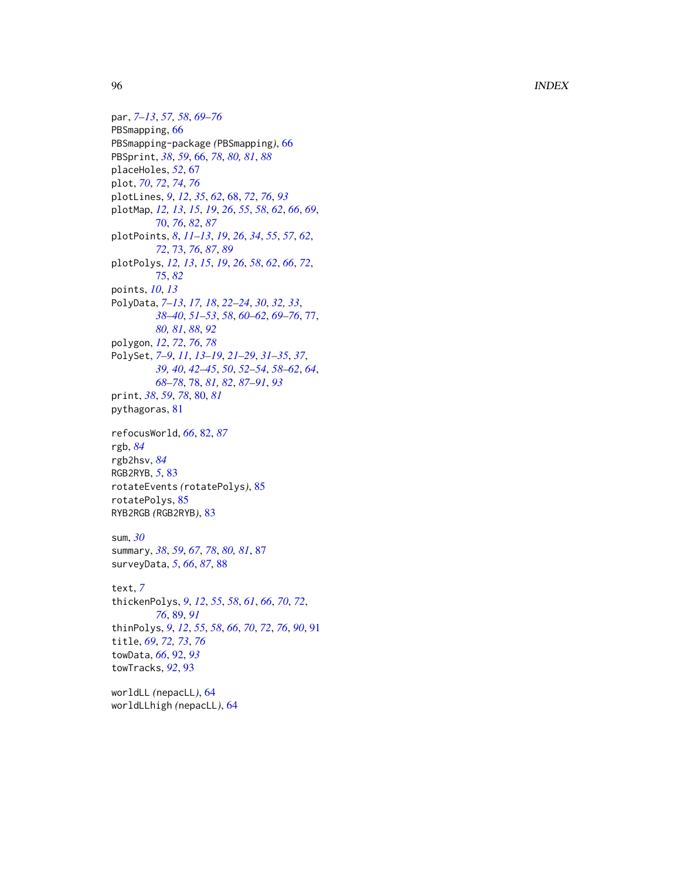par, *7–13*, *57, 58*, *69–76*
PBSmapping, 66
PBSmapping-package *(*PBSmapping*)*, 66
PBSprint, *38*, *59*, 66, *78*, *80, 81*, *88*
placeHoles, *52*, 67
plot, *70*, *72*, *74*, *76*
plotLines, *9*, *12*, *35*, *62*, 68, *72*, *76*, *93*
plotMap, *12, 13*, *15*, *19*, *26*, *55*, *58*, *62*, *66*, *69*, 70, *76*, *82*, *87*
plotPoints, *8*, *11–13*, *19*, *26*, *34*, *55*, *57*, *62*, *72*, 73, *76*, *87*, *89*
plotPolys, *12, 13*, *15*, *19*, *26*, *58*, *62*, *66*, *72*, 75, *82*
points, *10*, *13*
PolyData, *7–13*, *17, 18*, *22–24*, *30*, *32, 33*, *38–40*, *51–53*, *58*, *60–62*, *69–76*, 77, *80, 81*, *88*, *92*
polygon, *12*, *72*, *76*, *78*
PolySet, *7–9*, *11*, *13–19*, *21–29*, *31–35*, *37*, *39, 40*, *42–45*, *50*, *52–54*, *58–62*, *64*, *68–78*, 78, *81, 82*, *87–91*, *93*
print, *38*, *59*, *78*, 80, *81*
pythagoras, 81

refocusWorld, *66*, 82, *87*
rgb, *84*
rgb2hsv, *84*
RGB2RYB, *5*, 83
rotateEvents *(*rotatePolys*)*, 85
rotatePolys, 85
RYB2RGB *(*RGB2RYB*)*, 83

sum, *30*
summary, *38*, *59*, *67*, *78*, *80, 81*, 87
surveyData, *5*, *66*, *87*, 88

text, *7*
thickenPolys, *9*, *12*, *55*, *58*, *61*, *66*, *70*, *72*, *76*, 89, *91*
thinPolys, *9*, *12*, *55*, *58*, *66*, *70*, *72*, *76*, *90*, 91
title, *69*, *72, 73*, *76*
towData, *66*, 92, *93*
towTracks, *92*, 93

worldLL *(*nepacLL*)*, 64
worldLLhigh *(*nepacLL*)*, 64